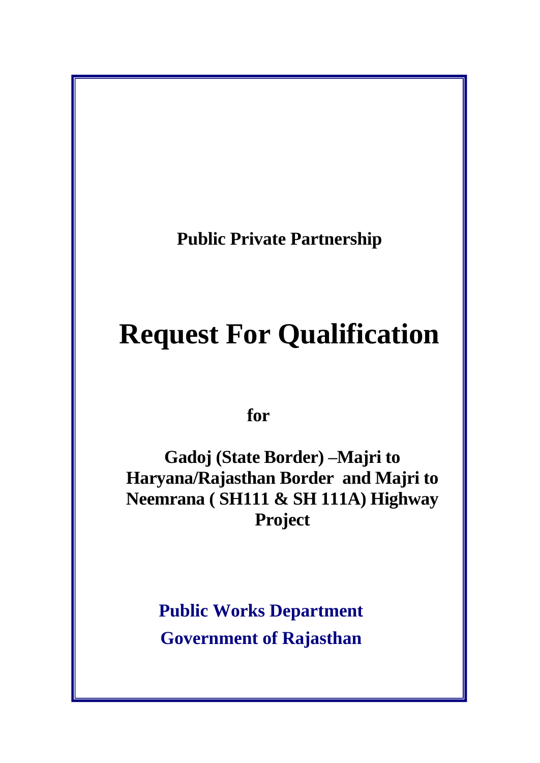**Public Private Partnership**

# Request For Qualification

**for**

**Gadoj (State Border) –Majri to Haryana/Rajasthan Border and Majri to Neemrana ( SH111 & SH 111A) Highway Project**

**Public Works Department**

**Government of Rajasthan**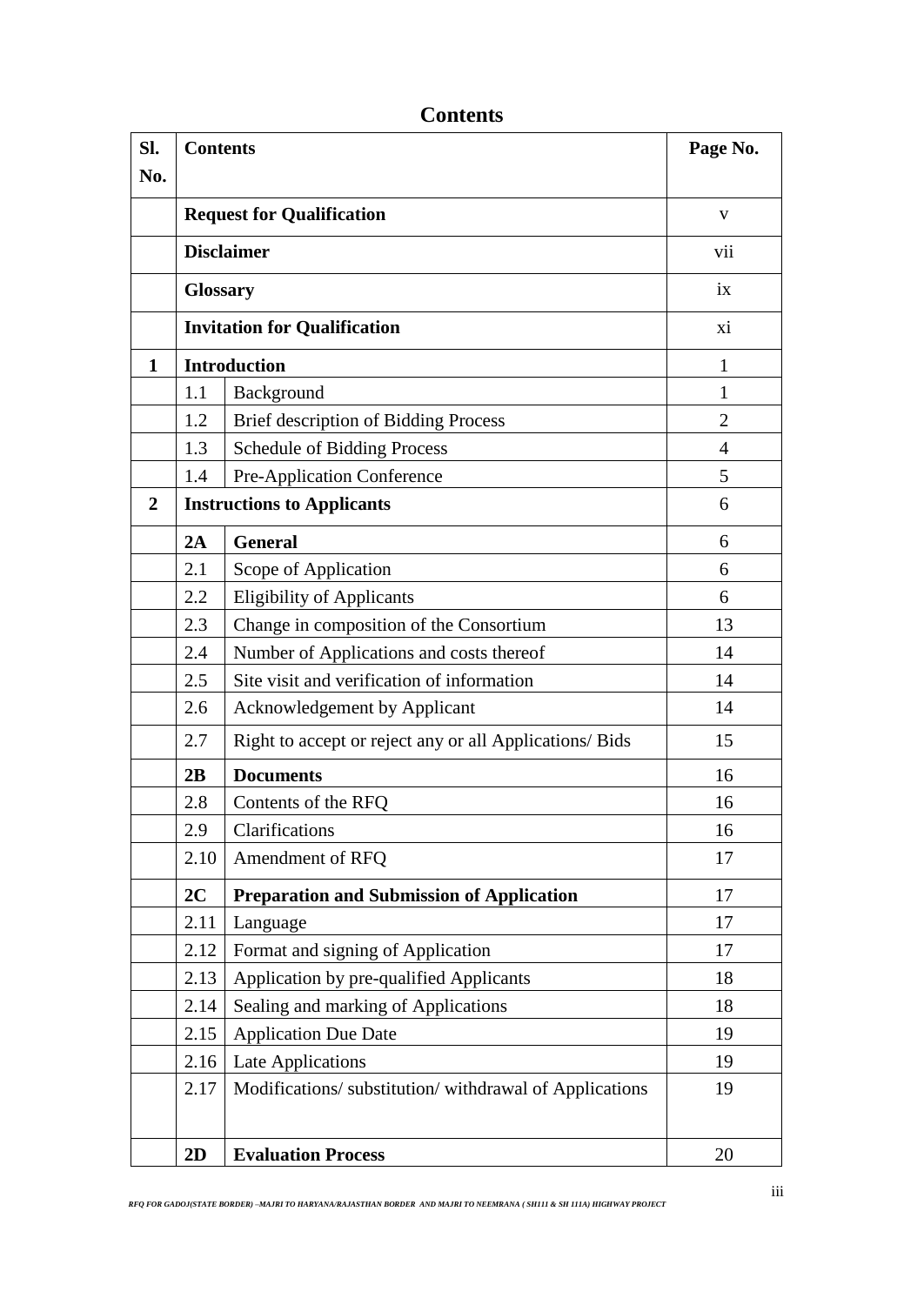# Contents

| Sl. No. | Contents | | Page No. |
|---|---|---|---|
| | **Request for Qualification** | | v |
| | **Disclaimer** | | vii |
| | **Glossary** | | ix |
| | **Invitation for Qualification** | | xi |
| **1** | **Introduction** | | 1 |
| | 1.1 | Background | 1 |
| | 1.2 | Brief description of Bidding Process | 2 |
| | 1.3 | Schedule of Bidding Process | 4 |
| | 1.4 | Pre-Application Conference | 5 |
| **2** | **Instructions to Applicants** | | 6 |
| | **2A** | **General** | 6 |
| | 2.1 | Scope of Application | 6 |
| | 2.2 | Eligibility of Applicants | 6 |
| | 2.3 | Change in composition of the Consortium | 13 |
| | 2.4 | Number of Applications and costs thereof | 14 |
| | 2.5 | Site visit and verification of information | 14 |
| | 2.6 | Acknowledgement by Applicant | 14 |
| | 2.7 | Right to accept or reject any or all Applications/ Bids | 15 |
| | **2B** | **Documents** | 16 |
| | 2.8 | Contents of the RFQ | 16 |
| | 2.9 | Clarifications | 16 |
| | 2.10 | Amendment of RFQ | 17 |
| | **2C** | **Preparation and Submission of Application** | 17 |
| | 2.11 | Language | 17 |
| | 2.12 | Format and signing of Application | 17 |
| | 2.13 | Application by pre-qualified Applicants | 18 |
| | 2.14 | Sealing and marking of Applications | 18 |
| | 2.15 | Application Due Date | 19 |
| | 2.16 | Late Applications | 19 |
| | 2.17 | Modifications/ substitution/ withdrawal of Applications | 19 |
| | **2D** | **Evaluation Process** | 20 |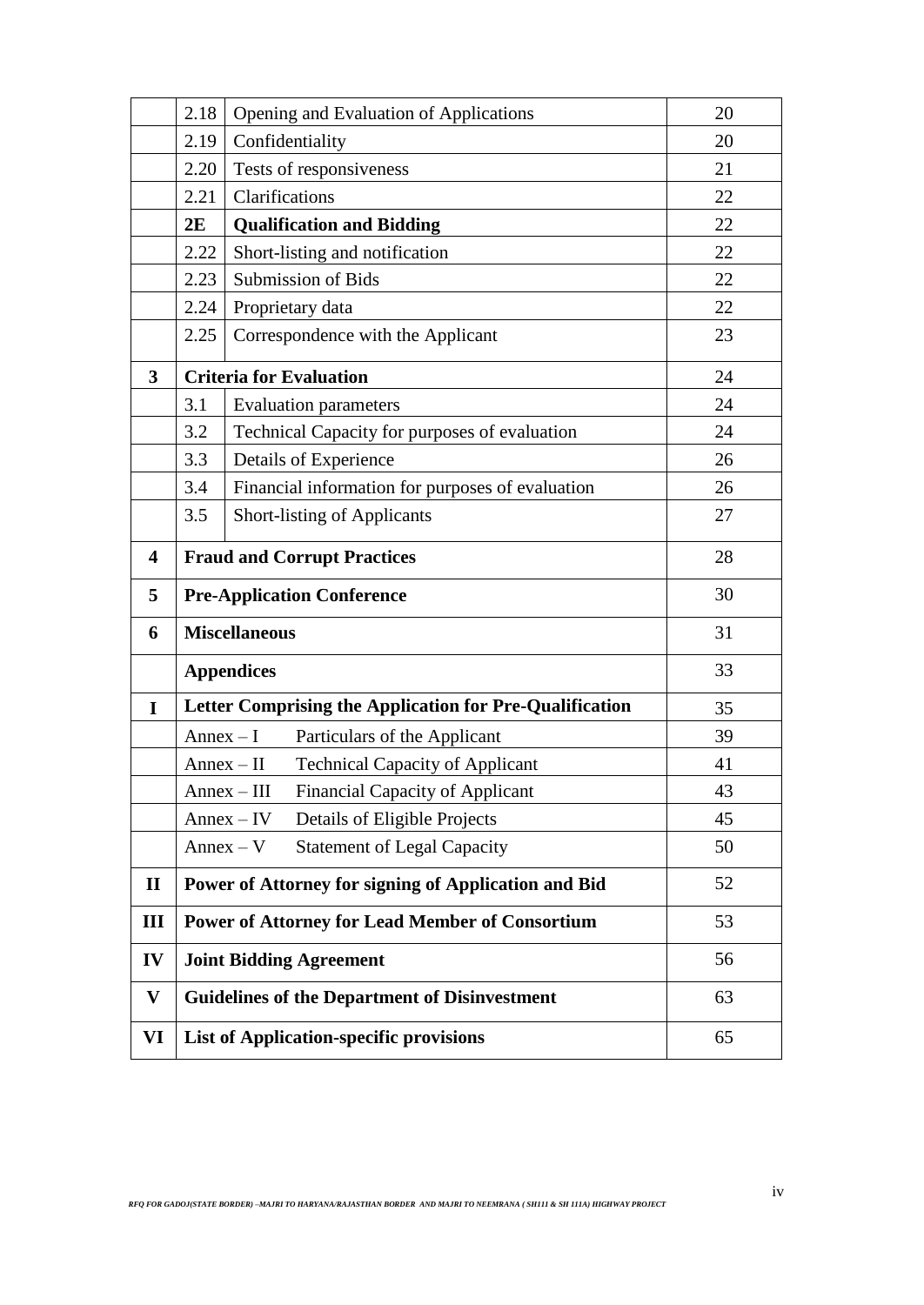| | | | |
|---|---|---|---|
| | 2.18 | Opening and Evaluation of Applications | 20 |
| | 2.19 | Confidentiality | 20 |
| | 2.20 | Tests of responsiveness | 21 |
| | 2.21 | Clarifications | 22 |
| | **2E** | **Qualification and Bidding** | 22 |
| | 2.22 | Short-listing and notification | 22 |
| | 2.23 | Submission of Bids | 22 |
| | 2.24 | Proprietary data | 22 |
| | 2.25 | Correspondence with the Applicant | 23 |
| **3** | **Criteria for Evaluation** | | 24 |
| | 3.1 | Evaluation parameters | 24 |
| | 3.2 | Technical Capacity for purposes of evaluation | 24 |
| | 3.3 | Details of Experience | 26 |
| | 3.4 | Financial information for purposes of evaluation | 26 |
| | 3.5 | Short-listing of Applicants | 27 |
| **4** | **Fraud and Corrupt Practices** | | 28 |
| **5** | **Pre-Application Conference** | | 30 |
| **6** | **Miscellaneous** | | 31 |
| | **Appendices** | | 33 |
| **I** | **Letter Comprising the Application for Pre-Qualification** | | 35 |
| | Annex – I | Particulars of the Applicant | 39 |
| | Annex – II | Technical Capacity of Applicant | 41 |
| | Annex – III | Financial Capacity of Applicant | 43 |
| | Annex – IV | Details of Eligible Projects | 45 |
| | Annex – V | Statement of Legal Capacity | 50 |
| **II** | **Power of Attorney for signing of Application and Bid** | | 52 |
| **III** | **Power of Attorney for Lead Member of Consortium** | | 53 |
| **IV** | **Joint Bidding Agreement** | | 56 |
| **V** | **Guidelines of the Department of Disinvestment** | | 63 |
| **VI** | **List of Application-specific provisions** | | 65 |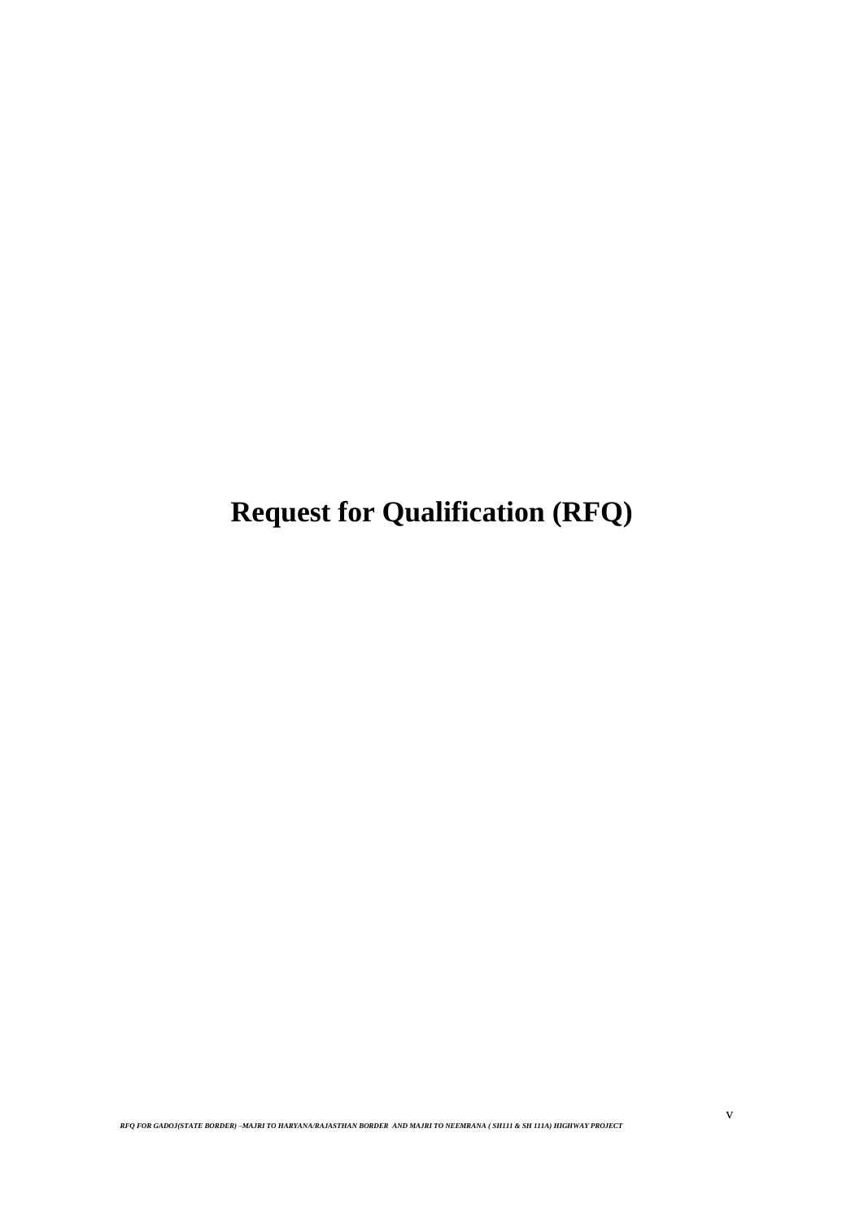# Request for Qualification (RFQ)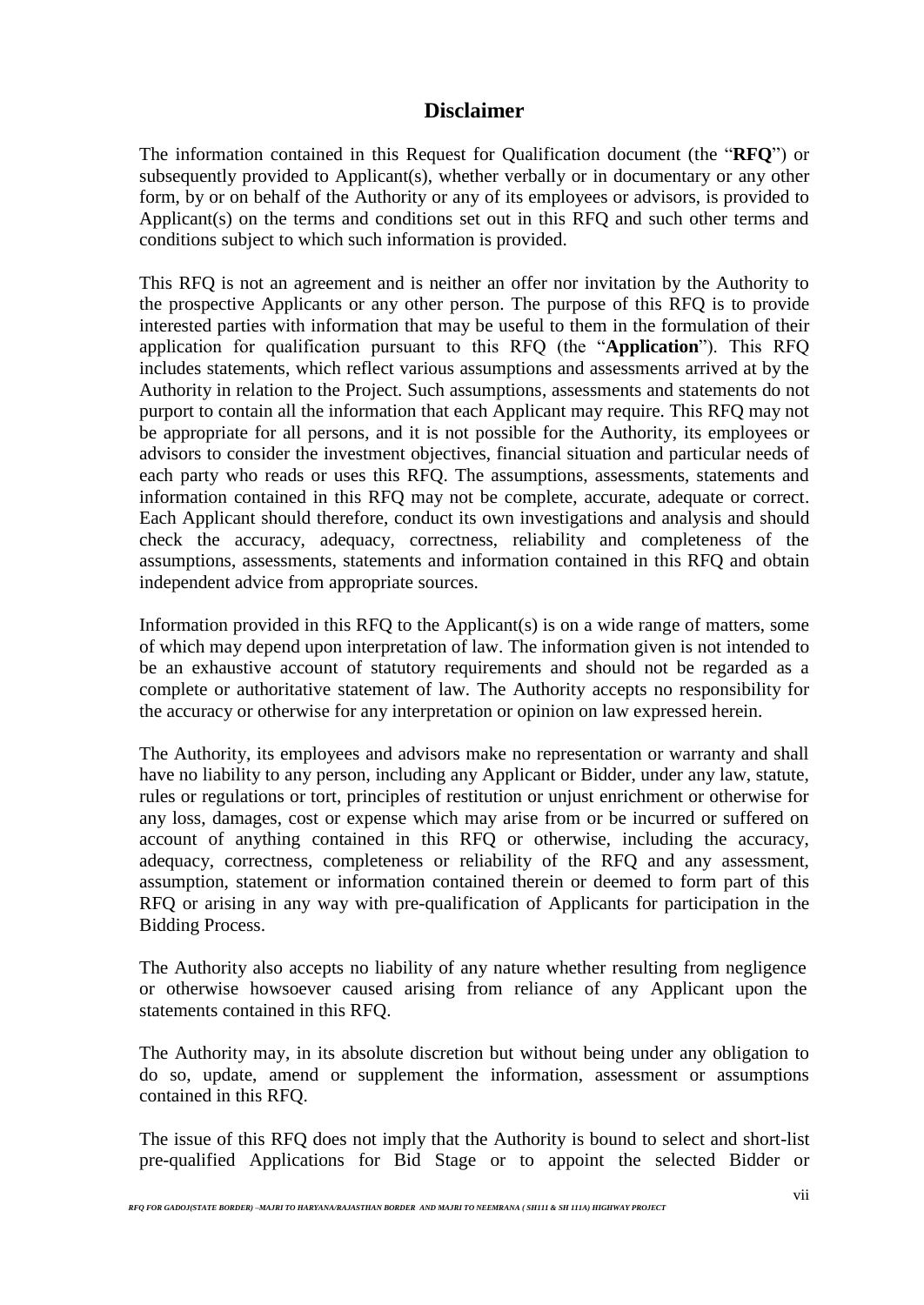# Disclaimer

The information contained in this Request for Qualification document (the "**RFQ**") or subsequently provided to Applicant(s), whether verbally or in documentary or any other form, by or on behalf of the Authority or any of its employees or advisors, is provided to Applicant(s) on the terms and conditions set out in this RFQ and such other terms and conditions subject to which such information is provided.

This RFQ is not an agreement and is neither an offer nor invitation by the Authority to the prospective Applicants or any other person. The purpose of this RFQ is to provide interested parties with information that may be useful to them in the formulation of their application for qualification pursuant to this RFQ (the "**Application**"). This RFQ includes statements, which reflect various assumptions and assessments arrived at by the Authority in relation to the Project. Such assumptions, assessments and statements do not purport to contain all the information that each Applicant may require. This RFQ may not be appropriate for all persons, and it is not possible for the Authority, its employees or advisors to consider the investment objectives, financial situation and particular needs of each party who reads or uses this RFQ. The assumptions, assessments, statements and information contained in this RFQ may not be complete, accurate, adequate or correct. Each Applicant should therefore, conduct its own investigations and analysis and should check the accuracy, adequacy, correctness, reliability and completeness of the assumptions, assessments, statements and information contained in this RFQ and obtain independent advice from appropriate sources.

Information provided in this RFQ to the Applicant(s) is on a wide range of matters, some of which may depend upon interpretation of law. The information given is not intended to be an exhaustive account of statutory requirements and should not be regarded as a complete or authoritative statement of law. The Authority accepts no responsibility for the accuracy or otherwise for any interpretation or opinion on law expressed herein.

The Authority, its employees and advisors make no representation or warranty and shall have no liability to any person, including any Applicant or Bidder, under any law, statute, rules or regulations or tort, principles of restitution or unjust enrichment or otherwise for any loss, damages, cost or expense which may arise from or be incurred or suffered on account of anything contained in this RFQ or otherwise, including the accuracy, adequacy, correctness, completeness or reliability of the RFQ and any assessment, assumption, statement or information contained therein or deemed to form part of this RFQ or arising in any way with pre-qualification of Applicants for participation in the Bidding Process.

The Authority also accepts no liability of any nature whether resulting from negligence or otherwise howsoever caused arising from reliance of any Applicant upon the statements contained in this RFQ.

The Authority may, in its absolute discretion but without being under any obligation to do so, update, amend or supplement the information, assessment or assumptions contained in this RFQ.

The issue of this RFQ does not imply that the Authority is bound to select and short-list pre-qualified Applications for Bid Stage or to appoint the selected Bidder or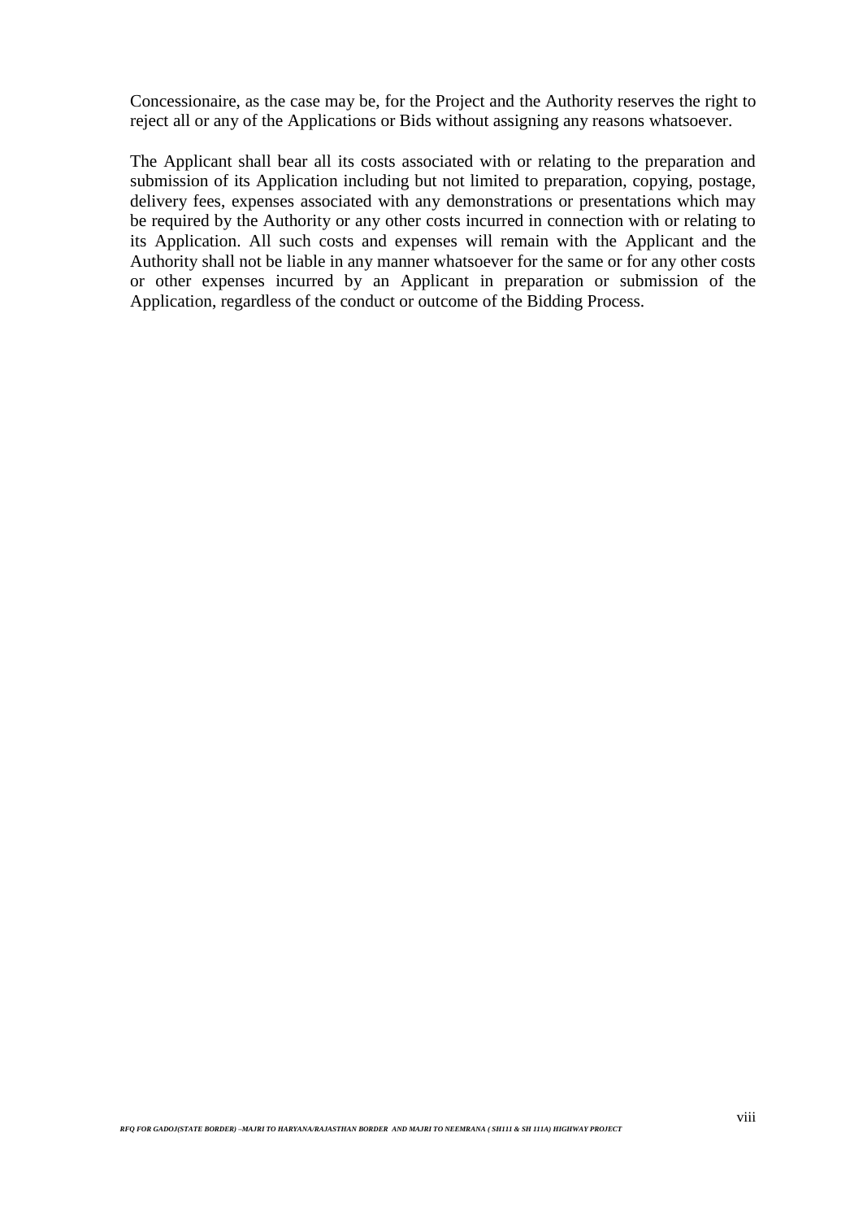Concessionaire, as the case may be, for the Project and the Authority reserves the right to reject all or any of the Applications or Bids without assigning any reasons whatsoever.

The Applicant shall bear all its costs associated with or relating to the preparation and submission of its Application including but not limited to preparation, copying, postage, delivery fees, expenses associated with any demonstrations or presentations which may be required by the Authority or any other costs incurred in connection with or relating to its Application. All such costs and expenses will remain with the Applicant and the Authority shall not be liable in any manner whatsoever for the same or for any other costs or other expenses incurred by an Applicant in preparation or submission of the Application, regardless of the conduct or outcome of the Bidding Process.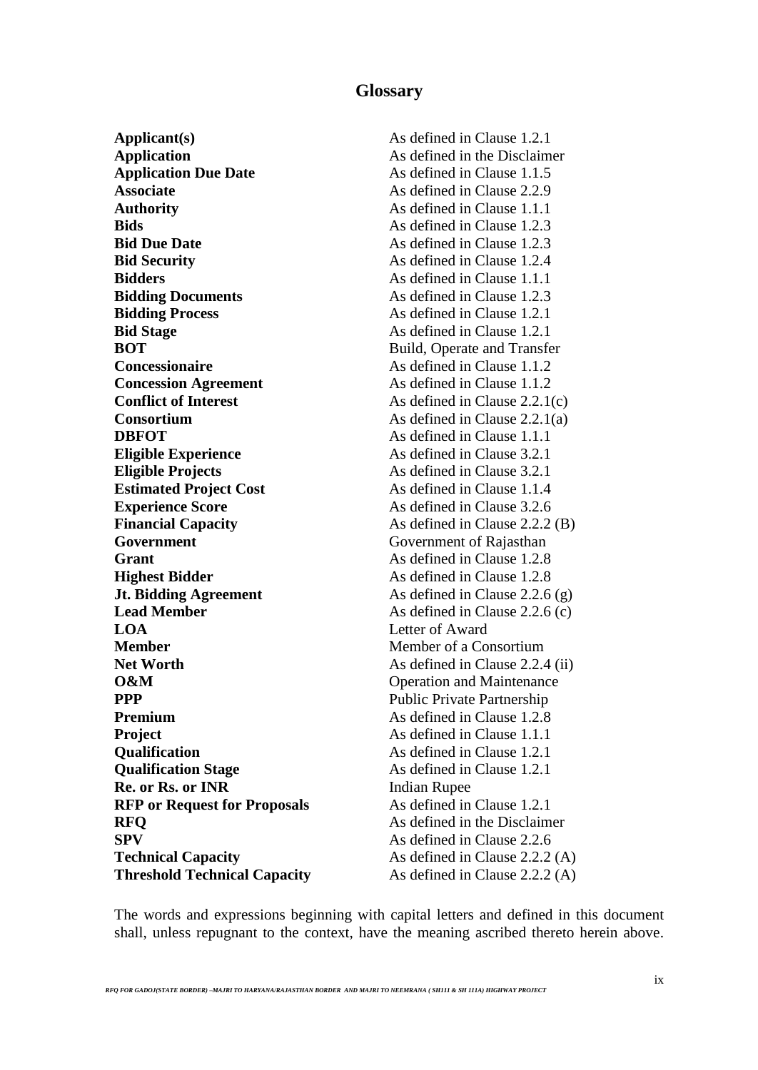# Glossary

| | |
|---|---|
| **Applicant(s)** | As defined in Clause 1.2.1 |
| **Application** | As defined in the Disclaimer |
| **Application Due Date** | As defined in Clause 1.1.5 |
| **Associate** | As defined in Clause 2.2.9 |
| **Authority** | As defined in Clause 1.1.1 |
| **Bids** | As defined in Clause 1.2.3 |
| **Bid Due Date** | As defined in Clause 1.2.3 |
| **Bid Security** | As defined in Clause 1.2.4 |
| **Bidders** | As defined in Clause 1.1.1 |
| **Bidding Documents** | As defined in Clause 1.2.3 |
| **Bidding Process** | As defined in Clause 1.2.1 |
| **Bid Stage** | As defined in Clause 1.2.1 |
| **BOT** | Build, Operate and Transfer |
| **Concessionaire** | As defined in Clause 1.1.2 |
| **Concession Agreement** | As defined in Clause 1.1.2 |
| **Conflict of Interest** | As defined in Clause 2.2.1(c) |
| **Consortium** | As defined in Clause 2.2.1(a) |
| **DBFOT** | As defined in Clause 1.1.1 |
| **Eligible Experience** | As defined in Clause 3.2.1 |
| **Eligible Projects** | As defined in Clause 3.2.1 |
| **Estimated Project Cost** | As defined in Clause 1.1.4 |
| **Experience Score** | As defined in Clause 3.2.6 |
| **Financial Capacity** | As defined in Clause 2.2.2 (B) |
| **Government** | Government of Rajasthan |
| **Grant** | As defined in Clause 1.2.8 |
| **Highest Bidder** | As defined in Clause 1.2.8 |
| **Jt. Bidding Agreement** | As defined in Clause 2.2.6 (g) |
| **Lead Member** | As defined in Clause 2.2.6 (c) |
| **LOA** | Letter of Award |
| **Member** | Member of a Consortium |
| **Net Worth** | As defined in Clause 2.2.4 (ii) |
| **O&M** | Operation and Maintenance |
| **PPP** | Public Private Partnership |
| **Premium** | As defined in Clause 1.2.8 |
| **Project** | As defined in Clause 1.1.1 |
| **Qualification** | As defined in Clause 1.2.1 |
| **Qualification Stage** | As defined in Clause 1.2.1 |
| **Re. or Rs. or INR** | Indian Rupee |
| **RFP or Request for Proposals** | As defined in Clause 1.2.1 |
| **RFQ** | As defined in the Disclaimer |
| **SPV** | As defined in Clause 2.2.6 |
| **Technical Capacity** | As defined in Clause 2.2.2 (A) |
| **Threshold Technical Capacity** | As defined in Clause 2.2.2 (A) |

The words and expressions beginning with capital letters and defined in this document shall, unless repugnant to the context, have the meaning ascribed thereto herein above.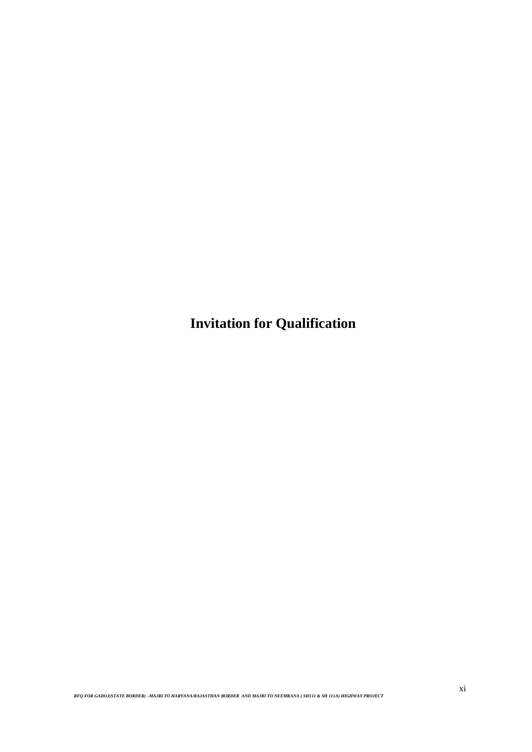# Invitation for Qualification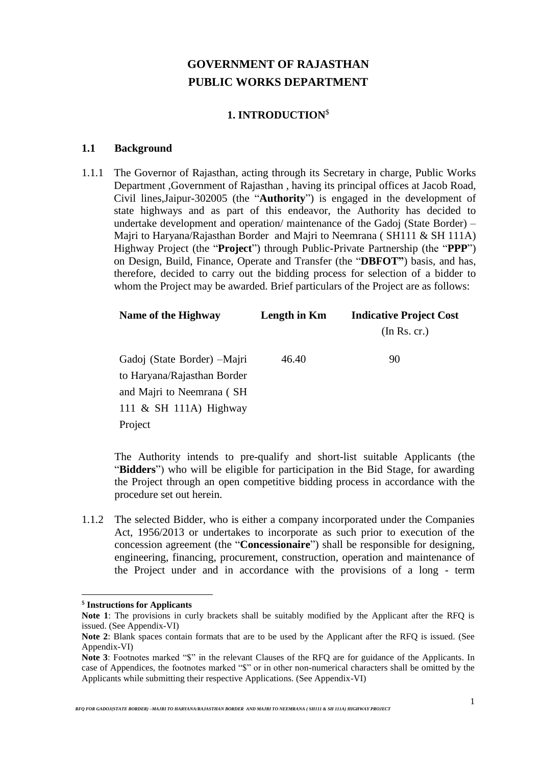# GOVERNMENT OF RAJASTHAN
# PUBLIC WORKS DEPARTMENT

## 1. INTRODUCTION$

### 1.1 Background

1.1.1 The Governor of Rajasthan, acting through its Secretary in charge, Public Works Department ,Government of Rajasthan , having its principal offices at Jacob Road, Civil lines,Jaipur-302005 (the "**Authority**") is engaged in the development of state highways and as part of this endeavor, the Authority has decided to undertake development and operation/ maintenance of the Gadoj (State Border) – Majri to Haryana/Rajasthan Border and Majri to Neemrana ( SH111 & SH 111A) Highway Project (the "**Project**") through Public-Private Partnership (the "**PPP**") on Design, Build, Finance, Operate and Transfer (the "**DBFOT"**) basis, and has, therefore, decided to carry out the bidding process for selection of a bidder to whom the Project may be awarded. Brief particulars of the Project are as follows:

| Name of the Highway | Length in Km | Indicative Project Cost (In Rs. cr.) |
|---|---|---|
| Gadoj (State Border) –Majri to Haryana/Rajasthan Border and Majri to Neemrana ( SH 111 & SH 111A) Highway Project | 46.40 | 90 |

The Authority intends to pre-qualify and short-list suitable Applicants (the "**Bidders**") who will be eligible for participation in the Bid Stage, for awarding the Project through an open competitive bidding process in accordance with the procedure set out herein.

1.1.2 The selected Bidder, who is either a company incorporated under the Companies Act, 1956/2013 or undertakes to incorporate as such prior to execution of the concession agreement (the "**Concessionaire**") shall be responsible for designing, engineering, financing, procurement, construction, operation and maintenance of the Project under and in accordance with the provisions of a long - term

---

$ **Instructions for Applicants**

**Note 1**: The provisions in curly brackets shall be suitably modified by the Applicant after the RFQ is issued. (See Appendix-VI)

**Note 2**: Blank spaces contain formats that are to be used by the Applicant after the RFQ is issued. (See Appendix-VI)

**Note 3**: Footnotes marked "$" in the relevant Clauses of the RFQ are for guidance of the Applicants. In case of Appendices, the footnotes marked "$" or in other non-numerical characters shall be omitted by the Applicants while submitting their respective Applications. (See Appendix-VI)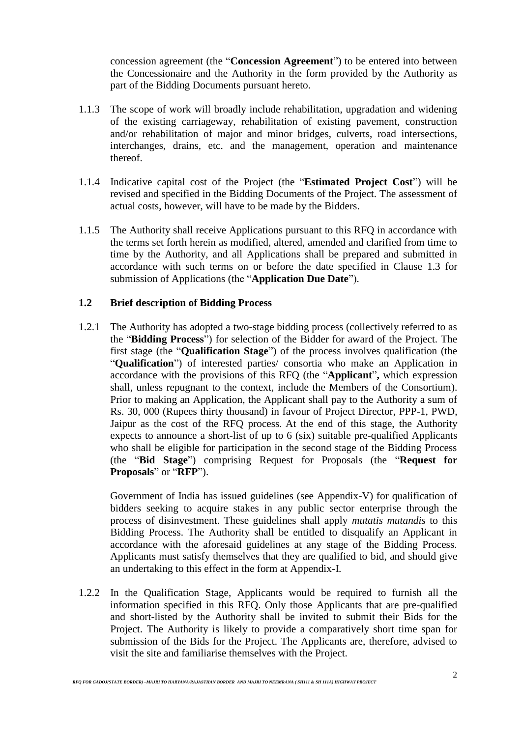concession agreement (the "**Concession Agreement**") to be entered into between the Concessionaire and the Authority in the form provided by the Authority as part of the Bidding Documents pursuant hereto.

1.1.3 The scope of work will broadly include rehabilitation, upgradation and widening of the existing carriageway, rehabilitation of existing pavement, construction and/or rehabilitation of major and minor bridges, culverts, road intersections, interchanges, drains, etc. and the management, operation and maintenance thereof.

1.1.4 Indicative capital cost of the Project (the "**Estimated Project Cost**") will be revised and specified in the Bidding Documents of the Project. The assessment of actual costs, however, will have to be made by the Bidders.

1.1.5 The Authority shall receive Applications pursuant to this RFQ in accordance with the terms set forth herein as modified, altered, amended and clarified from time to time by the Authority, and all Applications shall be prepared and submitted in accordance with such terms on or before the date specified in Clause 1.3 for submission of Applications (the "**Application Due Date**").

### 1.2 Brief description of Bidding Process

1.2.1 The Authority has adopted a two-stage bidding process (collectively referred to as the "**Bidding Process**") for selection of the Bidder for award of the Project. The first stage (the "**Qualification Stage**") of the process involves qualification (the "**Qualification**") of interested parties/ consortia who make an Application in accordance with the provisions of this RFQ (the "**Applicant**", which expression shall, unless repugnant to the context, include the Members of the Consortium). Prior to making an Application, the Applicant shall pay to the Authority a sum of Rs. 30, 000 (Rupees thirty thousand) in favour of Project Director, PPP-1, PWD, Jaipur as the cost of the RFQ process. At the end of this stage, the Authority expects to announce a short-list of up to 6 (six) suitable pre-qualified Applicants who shall be eligible for participation in the second stage of the Bidding Process (the "**Bid Stage**") comprising Request for Proposals (the "**Request for Proposals**" or "**RFP**").

Government of India has issued guidelines (see Appendix-V) for qualification of bidders seeking to acquire stakes in any public sector enterprise through the process of disinvestment. These guidelines shall apply *mutatis mutandis* to this Bidding Process. The Authority shall be entitled to disqualify an Applicant in accordance with the aforesaid guidelines at any stage of the Bidding Process. Applicants must satisfy themselves that they are qualified to bid, and should give an undertaking to this effect in the form at Appendix-I.

1.2.2 In the Qualification Stage, Applicants would be required to furnish all the information specified in this RFQ. Only those Applicants that are pre-qualified and short-listed by the Authority shall be invited to submit their Bids for the Project. The Authority is likely to provide a comparatively short time span for submission of the Bids for the Project. The Applicants are, therefore, advised to visit the site and familiarise themselves with the Project.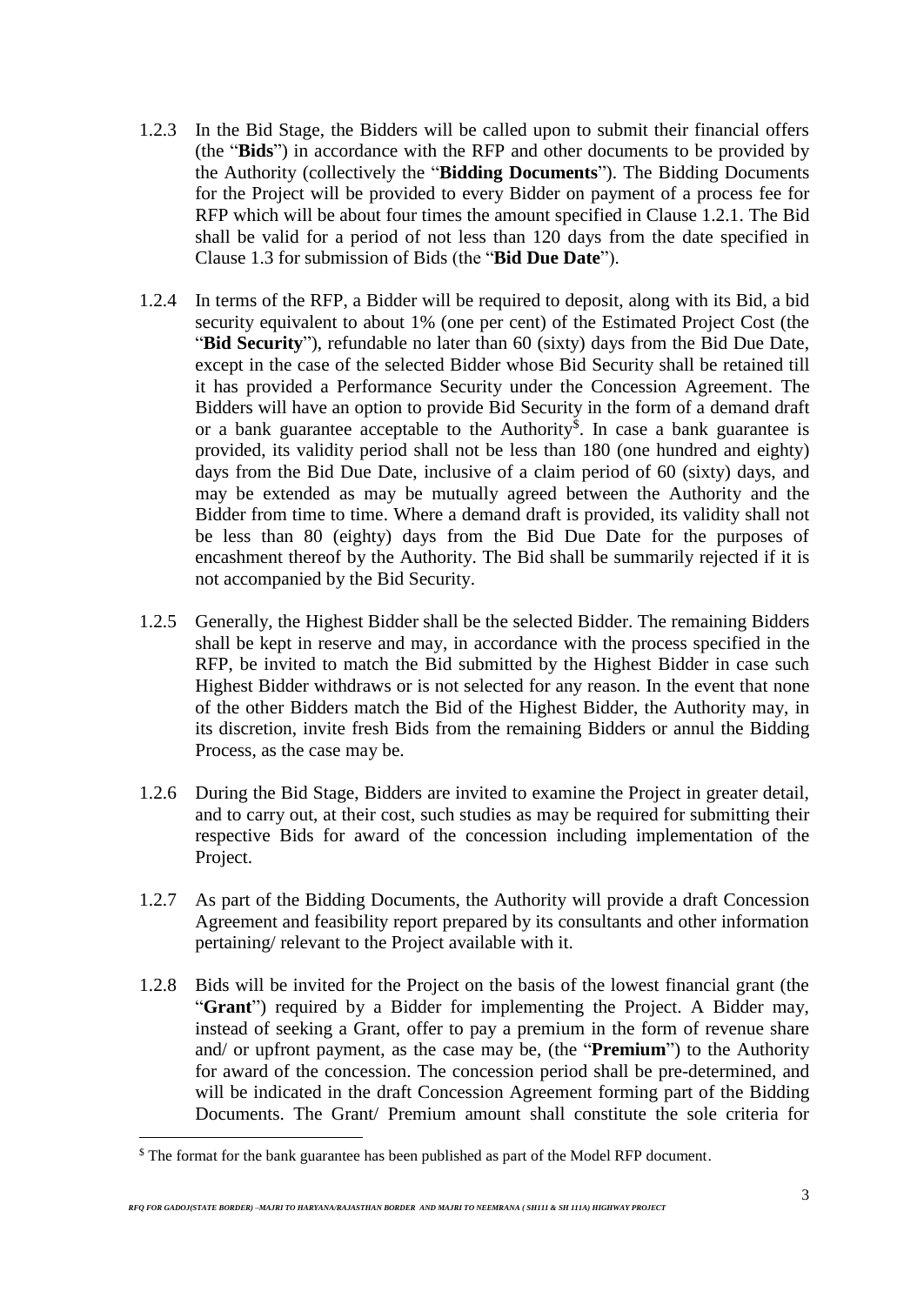1.2.3 In the Bid Stage, the Bidders will be called upon to submit their financial offers (the "**Bids**") in accordance with the RFP and other documents to be provided by the Authority (collectively the "**Bidding Documents**"). The Bidding Documents for the Project will be provided to every Bidder on payment of a process fee for RFP which will be about four times the amount specified in Clause 1.2.1. The Bid shall be valid for a period of not less than 120 days from the date specified in Clause 1.3 for submission of Bids (the "**Bid Due Date**").

1.2.4 In terms of the RFP, a Bidder will be required to deposit, along with its Bid, a bid security equivalent to about 1% (one per cent) of the Estimated Project Cost (the "**Bid Security**"), refundable no later than 60 (sixty) days from the Bid Due Date, except in the case of the selected Bidder whose Bid Security shall be retained till it has provided a Performance Security under the Concession Agreement. The Bidders will have an option to provide Bid Security in the form of a demand draft or a bank guarantee acceptable to the Authority[$]. In case a bank guarantee is provided, its validity period shall not be less than 180 (one hundred and eighty) days from the Bid Due Date, inclusive of a claim period of 60 (sixty) days, and may be extended as may be mutually agreed between the Authority and the Bidder from time to time. Where a demand draft is provided, its validity shall not be less than 80 (eighty) days from the Bid Due Date for the purposes of encashment thereof by the Authority. The Bid shall be summarily rejected if it is not accompanied by the Bid Security.

1.2.5 Generally, the Highest Bidder shall be the selected Bidder. The remaining Bidders shall be kept in reserve and may, in accordance with the process specified in the RFP, be invited to match the Bid submitted by the Highest Bidder in case such Highest Bidder withdraws or is not selected for any reason. In the event that none of the other Bidders match the Bid of the Highest Bidder, the Authority may, in its discretion, invite fresh Bids from the remaining Bidders or annul the Bidding Process, as the case may be.

1.2.6 During the Bid Stage, Bidders are invited to examine the Project in greater detail, and to carry out, at their cost, such studies as may be required for submitting their respective Bids for award of the concession including implementation of the Project.

1.2.7 As part of the Bidding Documents, the Authority will provide a draft Concession Agreement and feasibility report prepared by its consultants and other information pertaining/ relevant to the Project available with it.

1.2.8 Bids will be invited for the Project on the basis of the lowest financial grant (the "**Grant**") required by a Bidder for implementing the Project. A Bidder may, instead of seeking a Grant, offer to pay a premium in the form of revenue share and/ or upfront payment, as the case may be, (the "**Premium**") to the Authority for award of the concession. The concession period shall be pre-determined, and will be indicated in the draft Concession Agreement forming part of the Bidding Documents. The Grant/ Premium amount shall constitute the sole criteria for

---

[$] The format for the bank guarantee has been published as part of the Model RFP document.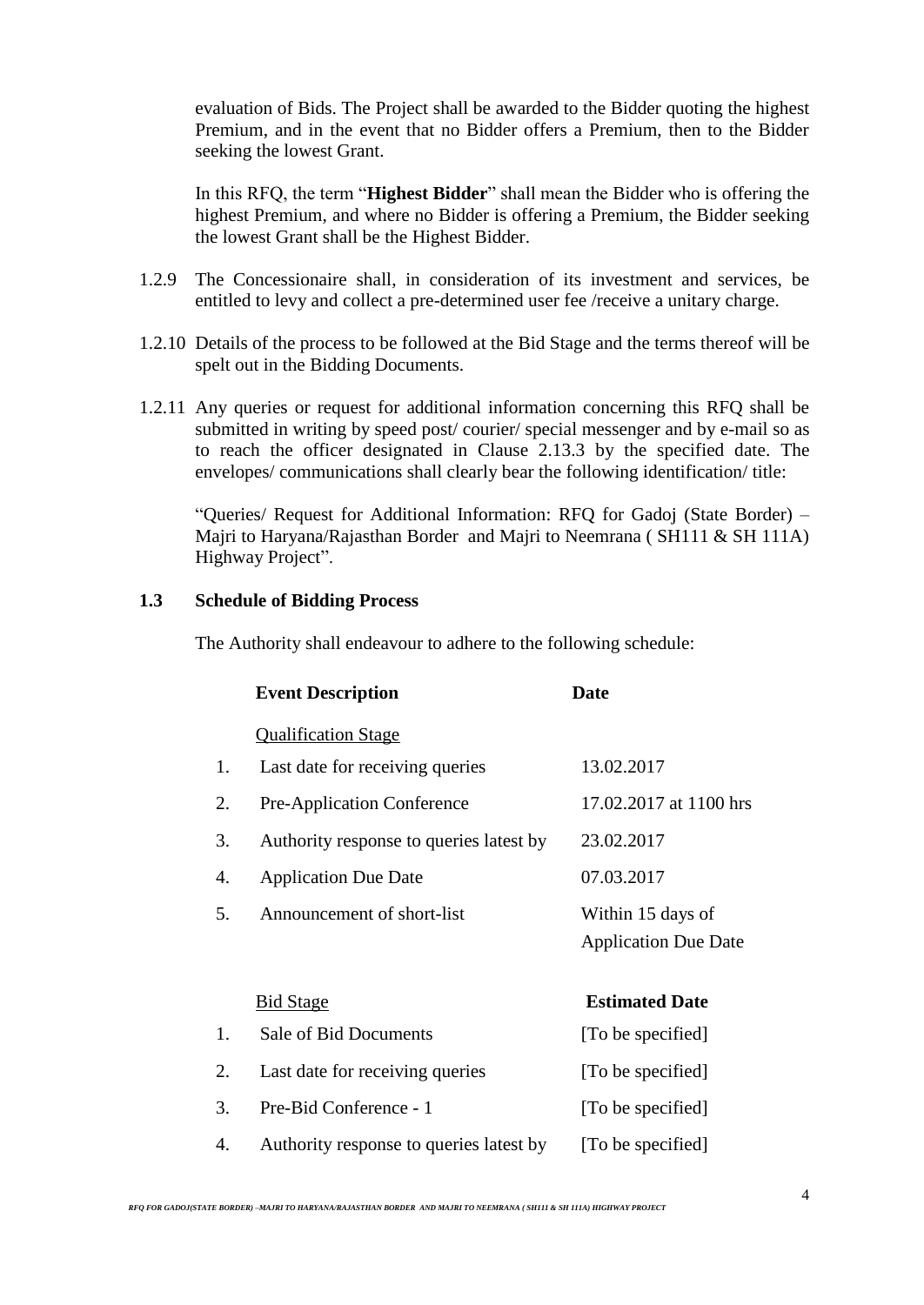evaluation of Bids. The Project shall be awarded to the Bidder quoting the highest Premium, and in the event that no Bidder offers a Premium, then to the Bidder seeking the lowest Grant.

In this RFQ, the term "**Highest Bidder**" shall mean the Bidder who is offering the highest Premium, and where no Bidder is offering a Premium, the Bidder seeking the lowest Grant shall be the Highest Bidder.

1.2.9 The Concessionaire shall, in consideration of its investment and services, be entitled to levy and collect a pre-determined user fee /receive a unitary charge.

1.2.10 Details of the process to be followed at the Bid Stage and the terms thereof will be spelt out in the Bidding Documents.

1.2.11 Any queries or request for additional information concerning this RFQ shall be submitted in writing by speed post/ courier/ special messenger and by e-mail so as to reach the officer designated in Clause 2.13.3 by the specified date. The envelopes/ communications shall clearly bear the following identification/ title:

"Queries/ Request for Additional Information: RFQ for Gadoj (State Border) – Majri to Haryana/Rajasthan Border and Majri to Neemrana ( SH111 & SH 111A) Highway Project".

## 1.3 Schedule of Bidding Process

The Authority shall endeavour to adhere to the following schedule:

| | **Event Description** | **Date** |
|---|---|---|
| | Qualification Stage | |
| 1. | Last date for receiving queries | 13.02.2017 |
| 2. | Pre-Application Conference | 17.02.2017 at 1100 hrs |
| 3. | Authority response to queries latest by | 23.02.2017 |
| 4. | Application Due Date | 07.03.2017 |
| 5. | Announcement of short-list | Within 15 days of Application Due Date |
| | Bid Stage | **Estimated Date** |
| 1. | Sale of Bid Documents | [To be specified] |
| 2. | Last date for receiving queries | [To be specified] |
| 3. | Pre-Bid Conference - 1 | [To be specified] |
| 4. | Authority response to queries latest by | [To be specified] |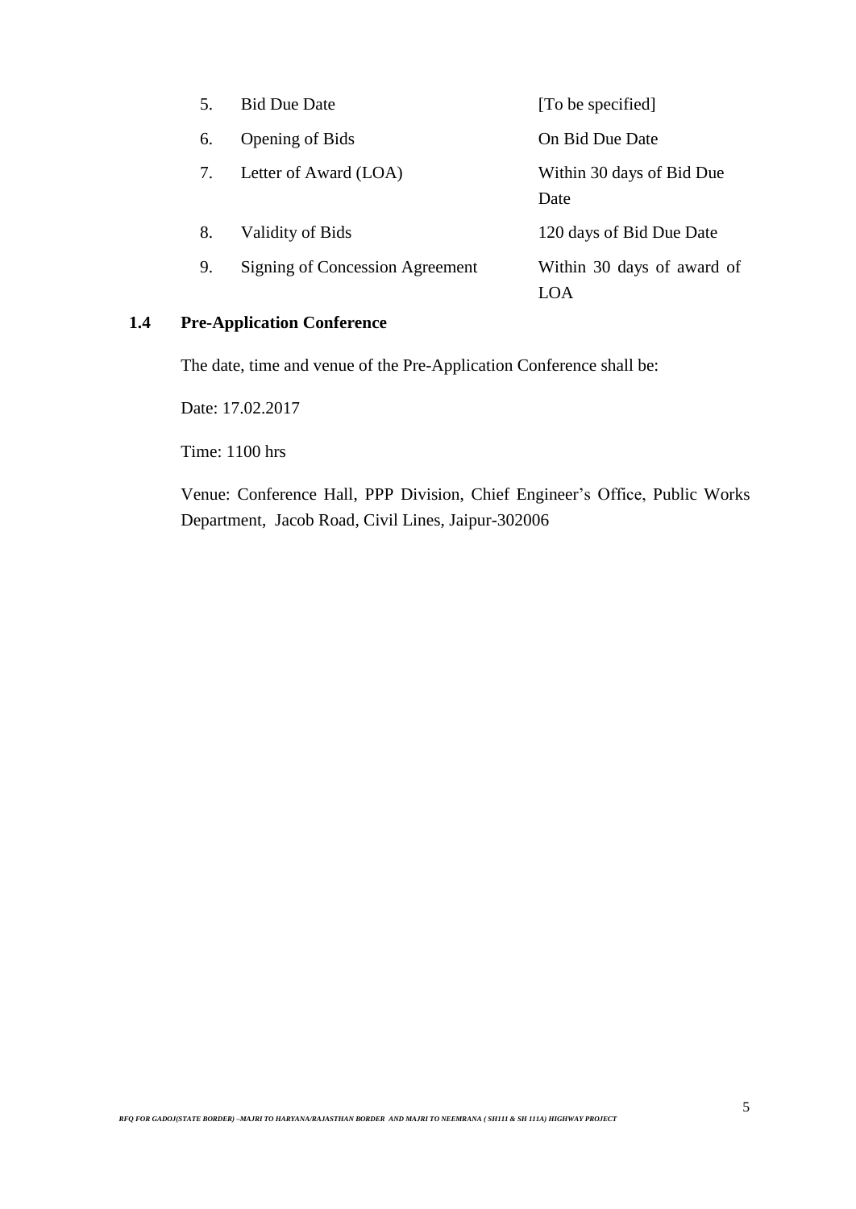| | | |
|---|---|---|
| 5. | Bid Due Date | [To be specified] |
| 6. | Opening of Bids | On Bid Due Date |
| 7. | Letter of Award (LOA) | Within 30 days of Bid Due Date |
| 8. | Validity of Bids | 120 days of Bid Due Date |
| 9. | Signing of Concession Agreement | Within 30 days of award of LOA |

### 1.4 Pre-Application Conference

The date, time and venue of the Pre-Application Conference shall be:

Date: 17.02.2017

Time: 1100 hrs

Venue: Conference Hall, PPP Division, Chief Engineer's Office, Public Works Department, Jacob Road, Civil Lines, Jaipur-302006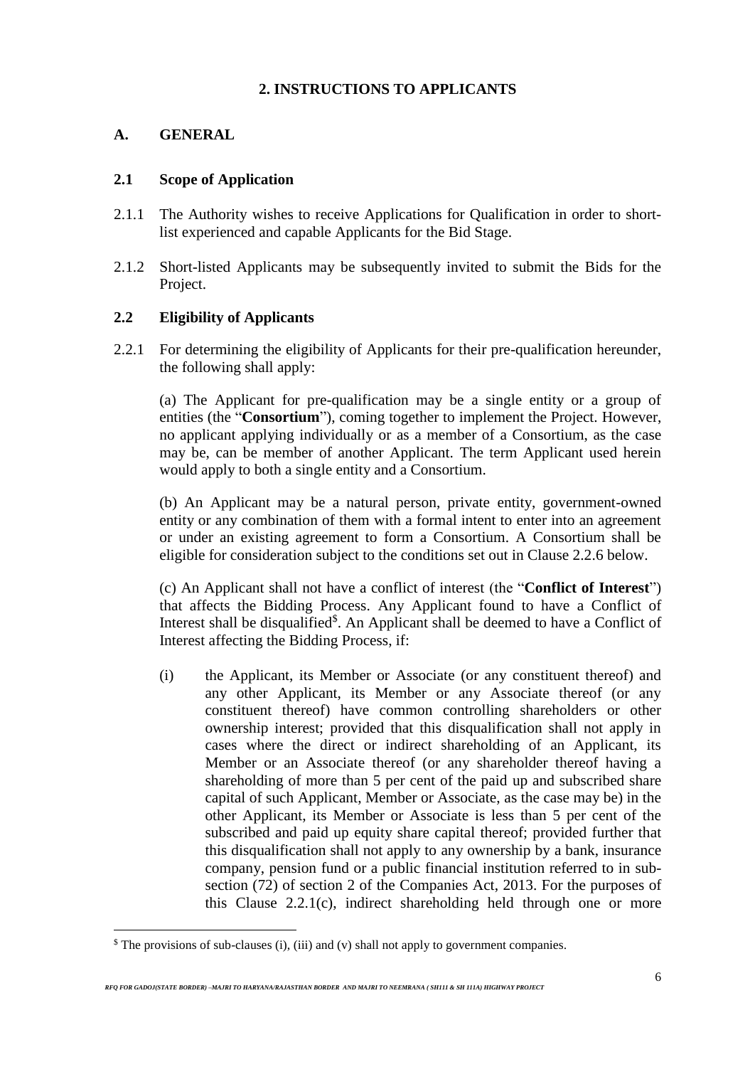# 2. INSTRUCTIONS TO APPLICANTS

## A. GENERAL

### 2.1 Scope of Application

2.1.1 The Authority wishes to receive Applications for Qualification in order to short-list experienced and capable Applicants for the Bid Stage.

2.1.2 Short-listed Applicants may be subsequently invited to submit the Bids for the Project.

### 2.2 Eligibility of Applicants

2.2.1 For determining the eligibility of Applicants for their pre-qualification hereunder, the following shall apply:

(a) The Applicant for pre-qualification may be a single entity or a group of entities (the "**Consortium**"), coming together to implement the Project. However, no applicant applying individually or as a member of a Consortium, as the case may be, can be member of another Applicant. The term Applicant used herein would apply to both a single entity and a Consortium.

(b) An Applicant may be a natural person, private entity, government-owned entity or any combination of them with a formal intent to enter into an agreement or under an existing agreement to form a Consortium. A Consortium shall be eligible for consideration subject to the conditions set out in Clause 2.2.6 below.

(c) An Applicant shall not have a conflict of interest (the "**Conflict of Interest**") that affects the Bidding Process. Any Applicant found to have a Conflict of Interest shall be disqualified[$]. An Applicant shall be deemed to have a Conflict of Interest affecting the Bidding Process, if:

(i) the Applicant, its Member or Associate (or any constituent thereof) and any other Applicant, its Member or any Associate thereof (or any constituent thereof) have common controlling shareholders or other ownership interest; provided that this disqualification shall not apply in cases where the direct or indirect shareholding of an Applicant, its Member or an Associate thereof (or any shareholder thereof having a shareholding of more than 5 per cent of the paid up and subscribed share capital of such Applicant, Member or Associate, as the case may be) in the other Applicant, its Member or Associate is less than 5 per cent of the subscribed and paid up equity share capital thereof; provided further that this disqualification shall not apply to any ownership by a bank, insurance company, pension fund or a public financial institution referred to in sub-section (72) of section 2 of the Companies Act, 2013. For the purposes of this Clause 2.2.1(c), indirect shareholding held through one or more

[$] The provisions of sub-clauses (i), (iii) and (v) shall not apply to government companies.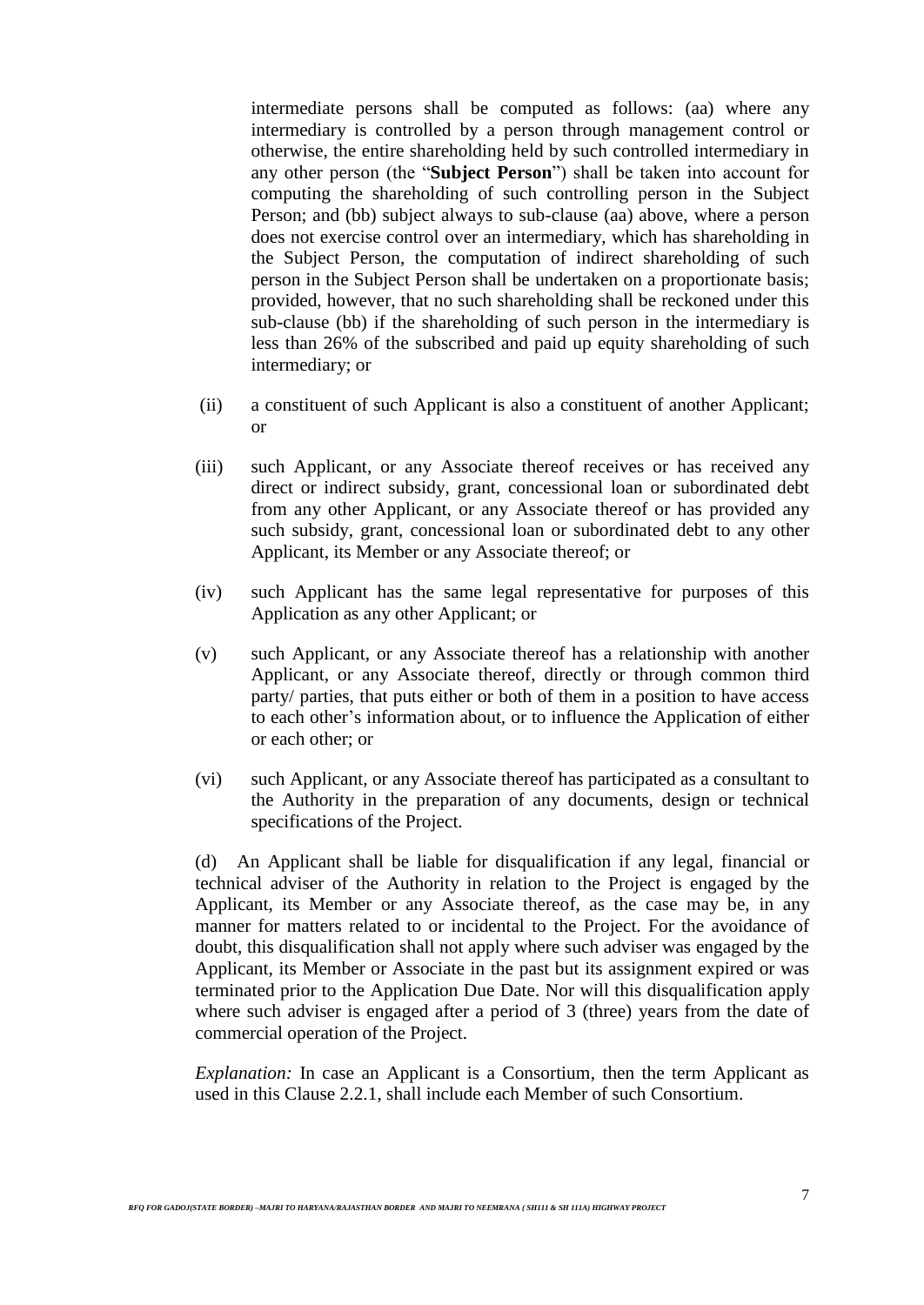intermediate persons shall be computed as follows: (aa) where any intermediary is controlled by a person through management control or otherwise, the entire shareholding held by such controlled intermediary in any other person (the "**Subject Person**") shall be taken into account for computing the shareholding of such controlling person in the Subject Person; and (bb) subject always to sub-clause (aa) above, where a person does not exercise control over an intermediary, which has shareholding in the Subject Person, the computation of indirect shareholding of such person in the Subject Person shall be undertaken on a proportionate basis; provided, however, that no such shareholding shall be reckoned under this sub-clause (bb) if the shareholding of such person in the intermediary is less than 26% of the subscribed and paid up equity shareholding of such intermediary; or

(ii) a constituent of such Applicant is also a constituent of another Applicant; or

(iii) such Applicant, or any Associate thereof receives or has received any direct or indirect subsidy, grant, concessional loan or subordinated debt from any other Applicant, or any Associate thereof or has provided any such subsidy, grant, concessional loan or subordinated debt to any other Applicant, its Member or any Associate thereof; or

(iv) such Applicant has the same legal representative for purposes of this Application as any other Applicant; or

(v) such Applicant, or any Associate thereof has a relationship with another Applicant, or any Associate thereof, directly or through common third party/ parties, that puts either or both of them in a position to have access to each other's information about, or to influence the Application of either or each other; or

(vi) such Applicant, or any Associate thereof has participated as a consultant to the Authority in the preparation of any documents, design or technical specifications of the Project.

(d) An Applicant shall be liable for disqualification if any legal, financial or technical adviser of the Authority in relation to the Project is engaged by the Applicant, its Member or any Associate thereof, as the case may be, in any manner for matters related to or incidental to the Project. For the avoidance of doubt, this disqualification shall not apply where such adviser was engaged by the Applicant, its Member or Associate in the past but its assignment expired or was terminated prior to the Application Due Date. Nor will this disqualification apply where such adviser is engaged after a period of 3 (three) years from the date of commercial operation of the Project.

*Explanation:* In case an Applicant is a Consortium, then the term Applicant as used in this Clause 2.2.1, shall include each Member of such Consortium.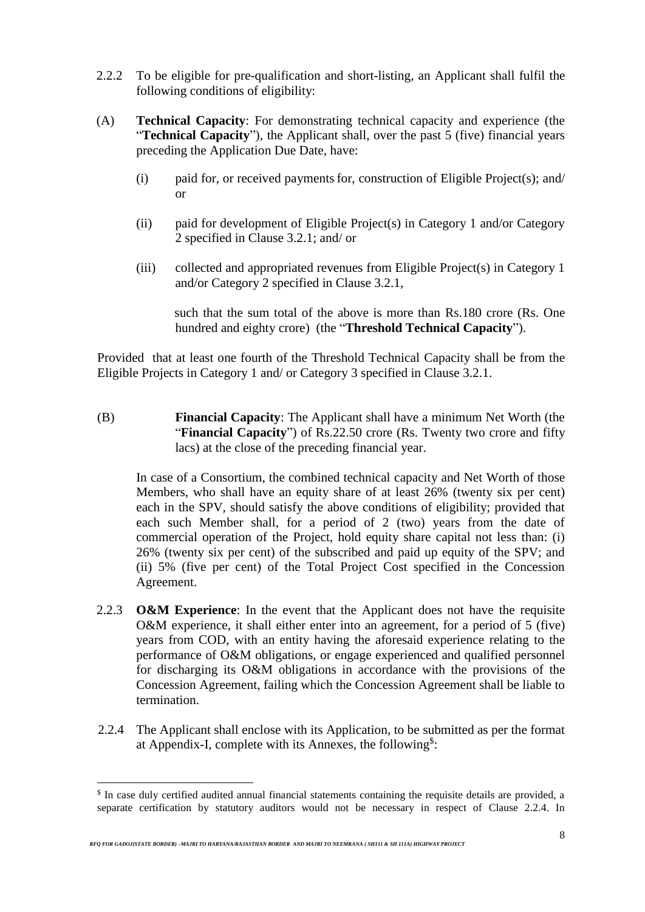2.2.2 To be eligible for pre-qualification and short-listing, an Applicant shall fulfil the following conditions of eligibility:

(A) **Technical Capacity**: For demonstrating technical capacity and experience (the "**Technical Capacity**"), the Applicant shall, over the past 5 (five) financial years preceding the Application Due Date, have:

(i) paid for, or received payments for, construction of Eligible Project(s); and/ or

(ii) paid for development of Eligible Project(s) in Category 1 and/or Category 2 specified in Clause 3.2.1; and/ or

(iii) collected and appropriated revenues from Eligible Project(s) in Category 1 and/or Category 2 specified in Clause 3.2.1,

such that the sum total of the above is more than Rs.180 crore (Rs. One hundred and eighty crore) (the "**Threshold Technical Capacity**").

Provided that at least one fourth of the Threshold Technical Capacity shall be from the Eligible Projects in Category 1 and/ or Category 3 specified in Clause 3.2.1.

(B) **Financial Capacity**: The Applicant shall have a minimum Net Worth (the "**Financial Capacity**") of Rs.22.50 crore (Rs. Twenty two crore and fifty lacs) at the close of the preceding financial year.

In case of a Consortium, the combined technical capacity and Net Worth of those Members, who shall have an equity share of at least 26% (twenty six per cent) each in the SPV, should satisfy the above conditions of eligibility; provided that each such Member shall, for a period of 2 (two) years from the date of commercial operation of the Project, hold equity share capital not less than: (i) 26% (twenty six per cent) of the subscribed and paid up equity of the SPV; and (ii) 5% (five per cent) of the Total Project Cost specified in the Concession Agreement.

2.2.3 **O&M Experience**: In the event that the Applicant does not have the requisite O&M experience, it shall either enter into an agreement, for a period of 5 (five) years from COD, with an entity having the aforesaid experience relating to the performance of O&M obligations, or engage experienced and qualified personnel for discharging its O&M obligations in accordance with the provisions of the Concession Agreement, failing which the Concession Agreement shall be liable to termination.

2.2.4 The Applicant shall enclose with its Application, to be submitted as per the format at Appendix-I, complete with its Annexes, the following[$]:

---

[$] In case duly certified audited annual financial statements containing the requisite details are provided, a separate certification by statutory auditors would not be necessary in respect of Clause 2.2.4. In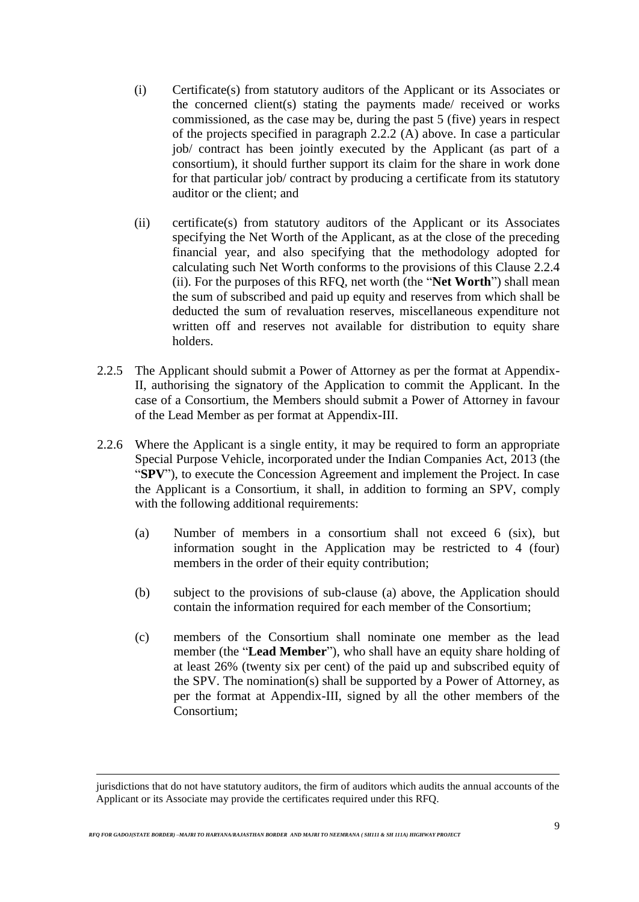(i) Certificate(s) from statutory auditors of the Applicant or its Associates or the concerned client(s) stating the payments made/ received or works commissioned, as the case may be, during the past 5 (five) years in respect of the projects specified in paragraph 2.2.2 (A) above. In case a particular job/ contract has been jointly executed by the Applicant (as part of a consortium), it should further support its claim for the share in work done for that particular job/ contract by producing a certificate from its statutory auditor or the client; and

(ii) certificate(s) from statutory auditors of the Applicant or its Associates specifying the Net Worth of the Applicant, as at the close of the preceding financial year, and also specifying that the methodology adopted for calculating such Net Worth conforms to the provisions of this Clause 2.2.4 (ii). For the purposes of this RFQ, net worth (the "**Net Worth**") shall mean the sum of subscribed and paid up equity and reserves from which shall be deducted the sum of revaluation reserves, miscellaneous expenditure not written off and reserves not available for distribution to equity share holders.

2.2.5 The Applicant should submit a Power of Attorney as per the format at Appendix-II, authorising the signatory of the Application to commit the Applicant. In the case of a Consortium, the Members should submit a Power of Attorney in favour of the Lead Member as per format at Appendix-III.

2.2.6 Where the Applicant is a single entity, it may be required to form an appropriate Special Purpose Vehicle, incorporated under the Indian Companies Act, 2013 (the "**SPV**"), to execute the Concession Agreement and implement the Project. In case the Applicant is a Consortium, it shall, in addition to forming an SPV, comply with the following additional requirements:

(a) Number of members in a consortium shall not exceed 6 (six), but information sought in the Application may be restricted to 4 (four) members in the order of their equity contribution;

(b) subject to the provisions of sub-clause (a) above, the Application should contain the information required for each member of the Consortium;

(c) members of the Consortium shall nominate one member as the lead member (the "**Lead Member**"), who shall have an equity share holding of at least 26% (twenty six per cent) of the paid up and subscribed equity of the SPV. The nomination(s) shall be supported by a Power of Attorney, as per the format at Appendix-III, signed by all the other members of the Consortium;

---

jurisdictions that do not have statutory auditors, the firm of auditors which audits the annual accounts of the Applicant or its Associate may provide the certificates required under this RFQ.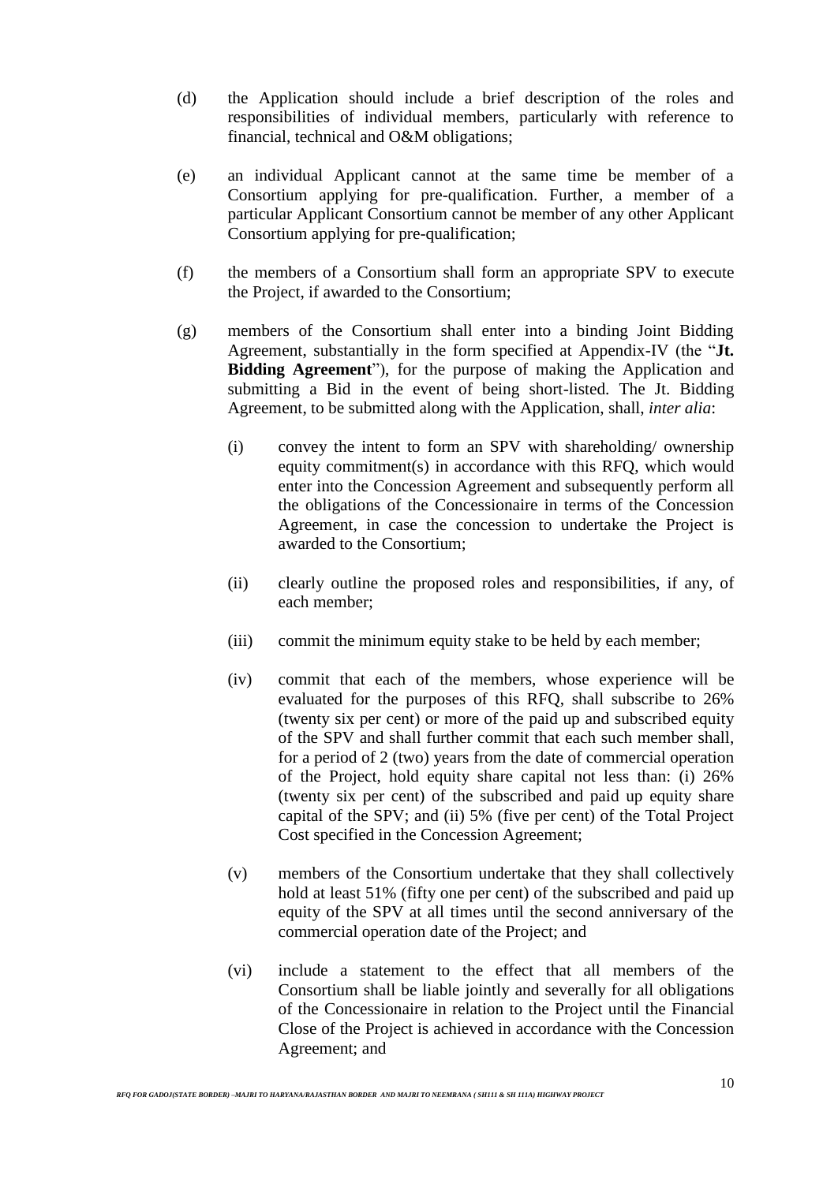(d) the Application should include a brief description of the roles and responsibilities of individual members, particularly with reference to financial, technical and O&M obligations;

(e) an individual Applicant cannot at the same time be member of a Consortium applying for pre-qualification. Further, a member of a particular Applicant Consortium cannot be member of any other Applicant Consortium applying for pre-qualification;

(f) the members of a Consortium shall form an appropriate SPV to execute the Project, if awarded to the Consortium;

(g) members of the Consortium shall enter into a binding Joint Bidding Agreement, substantially in the form specified at Appendix-IV (the "**Jt. Bidding Agreement**"), for the purpose of making the Application and submitting a Bid in the event of being short-listed. The Jt. Bidding Agreement, to be submitted along with the Application, shall, *inter alia*:

  (i) convey the intent to form an SPV with shareholding/ ownership equity commitment(s) in accordance with this RFQ, which would enter into the Concession Agreement and subsequently perform all the obligations of the Concessionaire in terms of the Concession Agreement, in case the concession to undertake the Project is awarded to the Consortium;

  (ii) clearly outline the proposed roles and responsibilities, if any, of each member;

  (iii) commit the minimum equity stake to be held by each member;

  (iv) commit that each of the members, whose experience will be evaluated for the purposes of this RFQ, shall subscribe to 26% (twenty six per cent) or more of the paid up and subscribed equity of the SPV and shall further commit that each such member shall, for a period of 2 (two) years from the date of commercial operation of the Project, hold equity share capital not less than: (i) 26% (twenty six per cent) of the subscribed and paid up equity share capital of the SPV; and (ii) 5% (five per cent) of the Total Project Cost specified in the Concession Agreement;

  (v) members of the Consortium undertake that they shall collectively hold at least 51% (fifty one per cent) of the subscribed and paid up equity of the SPV at all times until the second anniversary of the commercial operation date of the Project; and

  (vi) include a statement to the effect that all members of the Consortium shall be liable jointly and severally for all obligations of the Concessionaire in relation to the Project until the Financial Close of the Project is achieved in accordance with the Concession Agreement; and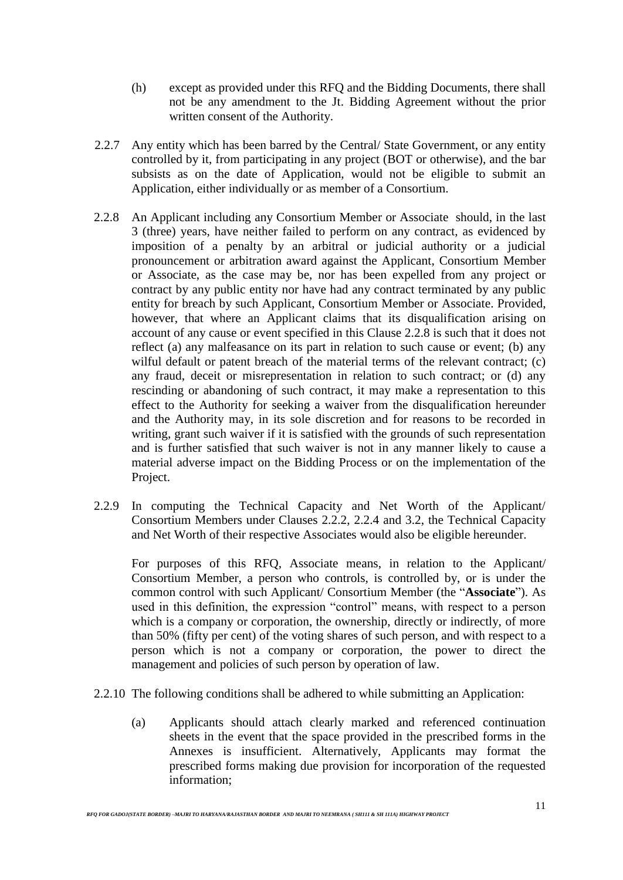(h) except as provided under this RFQ and the Bidding Documents, there shall not be any amendment to the Jt. Bidding Agreement without the prior written consent of the Authority.

2.2.7 Any entity which has been barred by the Central/ State Government, or any entity controlled by it, from participating in any project (BOT or otherwise), and the bar subsists as on the date of Application, would not be eligible to submit an Application, either individually or as member of a Consortium.

2.2.8 An Applicant including any Consortium Member or Associate should, in the last 3 (three) years, have neither failed to perform on any contract, as evidenced by imposition of a penalty by an arbitral or judicial authority or a judicial pronouncement or arbitration award against the Applicant, Consortium Member or Associate, as the case may be, nor has been expelled from any project or contract by any public entity nor have had any contract terminated by any public entity for breach by such Applicant, Consortium Member or Associate. Provided, however, that where an Applicant claims that its disqualification arising on account of any cause or event specified in this Clause 2.2.8 is such that it does not reflect (a) any malfeasance on its part in relation to such cause or event; (b) any wilful default or patent breach of the material terms of the relevant contract; (c) any fraud, deceit or misrepresentation in relation to such contract; or (d) any rescinding or abandoning of such contract, it may make a representation to this effect to the Authority for seeking a waiver from the disqualification hereunder and the Authority may, in its sole discretion and for reasons to be recorded in writing, grant such waiver if it is satisfied with the grounds of such representation and is further satisfied that such waiver is not in any manner likely to cause a material adverse impact on the Bidding Process or on the implementation of the Project.

2.2.9 In computing the Technical Capacity and Net Worth of the Applicant/ Consortium Members under Clauses 2.2.2, 2.2.4 and 3.2, the Technical Capacity and Net Worth of their respective Associates would also be eligible hereunder.

For purposes of this RFQ, Associate means, in relation to the Applicant/ Consortium Member, a person who controls, is controlled by, or is under the common control with such Applicant/ Consortium Member (the "**Associate**"). As used in this definition, the expression "control" means, with respect to a person which is a company or corporation, the ownership, directly or indirectly, of more than 50% (fifty per cent) of the voting shares of such person, and with respect to a person which is not a company or corporation, the power to direct the management and policies of such person by operation of law.

2.2.10 The following conditions shall be adhered to while submitting an Application:

(a) Applicants should attach clearly marked and referenced continuation sheets in the event that the space provided in the prescribed forms in the Annexes is insufficient. Alternatively, Applicants may format the prescribed forms making due provision for incorporation of the requested information;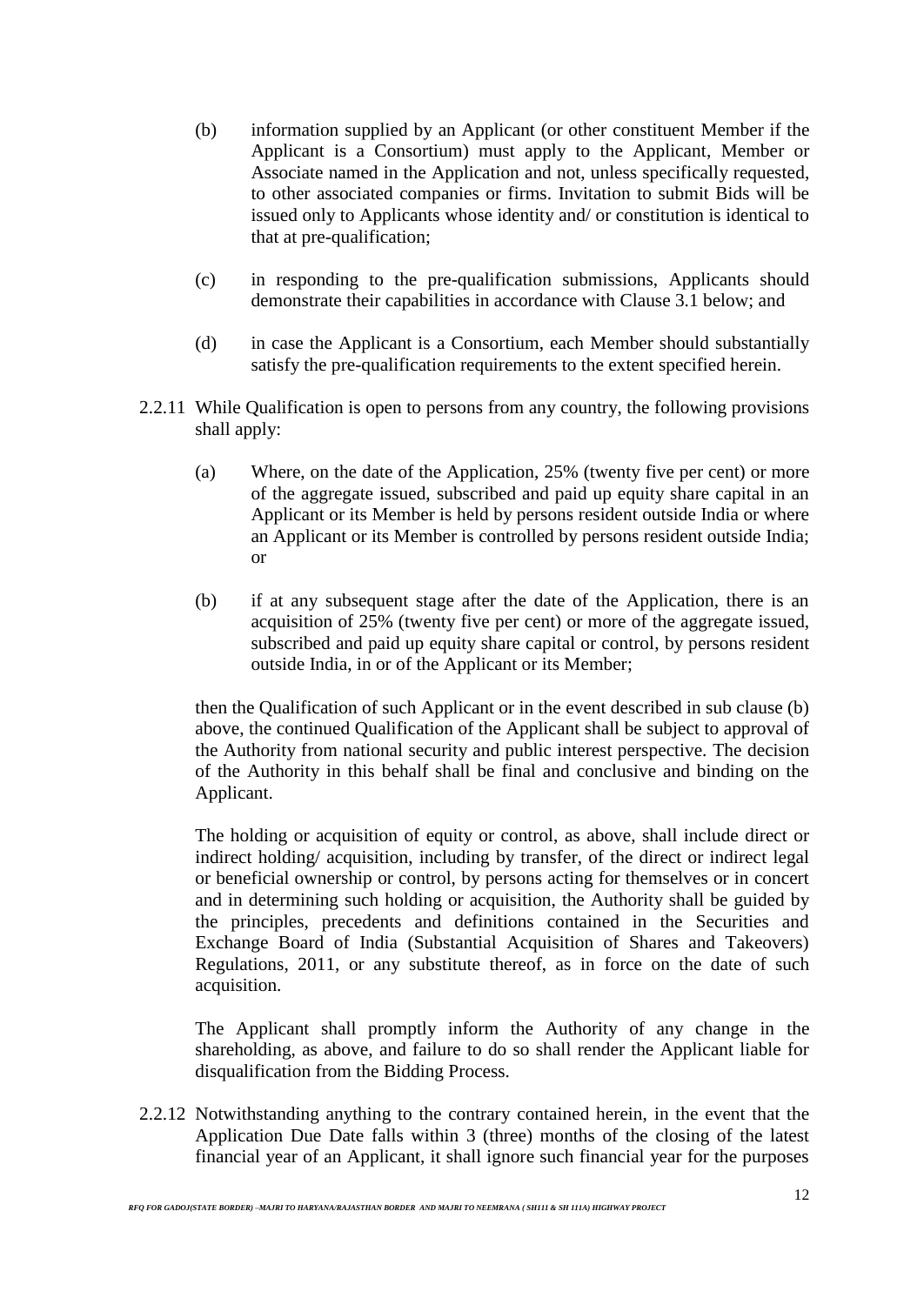(b) information supplied by an Applicant (or other constituent Member if the Applicant is a Consortium) must apply to the Applicant, Member or Associate named in the Application and not, unless specifically requested, to other associated companies or firms. Invitation to submit Bids will be issued only to Applicants whose identity and/ or constitution is identical to that at pre-qualification;

(c) in responding to the pre-qualification submissions, Applicants should demonstrate their capabilities in accordance with Clause 3.1 below; and

(d) in case the Applicant is a Consortium, each Member should substantially satisfy the pre-qualification requirements to the extent specified herein.

2.2.11 While Qualification is open to persons from any country, the following provisions shall apply:

(a) Where, on the date of the Application, 25% (twenty five per cent) or more of the aggregate issued, subscribed and paid up equity share capital in an Applicant or its Member is held by persons resident outside India or where an Applicant or its Member is controlled by persons resident outside India; or

(b) if at any subsequent stage after the date of the Application, there is an acquisition of 25% (twenty five per cent) or more of the aggregate issued, subscribed and paid up equity share capital or control, by persons resident outside India, in or of the Applicant or its Member;

then the Qualification of such Applicant or in the event described in sub clause (b) above, the continued Qualification of the Applicant shall be subject to approval of the Authority from national security and public interest perspective. The decision of the Authority in this behalf shall be final and conclusive and binding on the Applicant.

The holding or acquisition of equity or control, as above, shall include direct or indirect holding/ acquisition, including by transfer, of the direct or indirect legal or beneficial ownership or control, by persons acting for themselves or in concert and in determining such holding or acquisition, the Authority shall be guided by the principles, precedents and definitions contained in the Securities and Exchange Board of India (Substantial Acquisition of Shares and Takeovers) Regulations, 2011, or any substitute thereof, as in force on the date of such acquisition.

The Applicant shall promptly inform the Authority of any change in the shareholding, as above, and failure to do so shall render the Applicant liable for disqualification from the Bidding Process.

2.2.12 Notwithstanding anything to the contrary contained herein, in the event that the Application Due Date falls within 3 (three) months of the closing of the latest financial year of an Applicant, it shall ignore such financial year for the purposes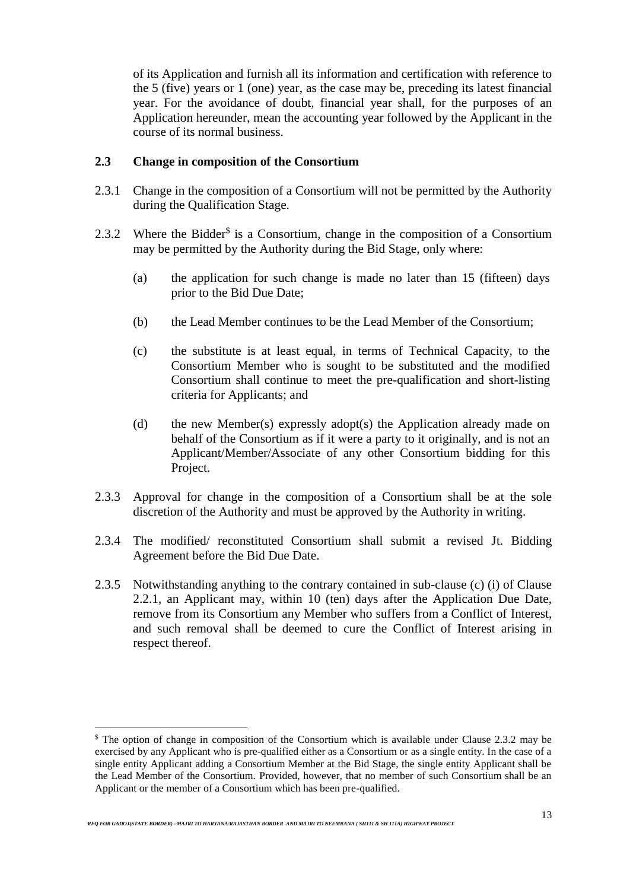of its Application and furnish all its information and certification with reference to the 5 (five) years or 1 (one) year, as the case may be, preceding its latest financial year. For the avoidance of doubt, financial year shall, for the purposes of an Application hereunder, mean the accounting year followed by the Applicant in the course of its normal business.

**2.3 Change in composition of the Consortium**

2.3.1 Change in the composition of a Consortium will not be permitted by the Authority during the Qualification Stage.

2.3.2 Where the Bidder[$] is a Consortium, change in the composition of a Consortium may be permitted by the Authority during the Bid Stage, only where:

(a) the application for such change is made no later than 15 (fifteen) days prior to the Bid Due Date;

(b) the Lead Member continues to be the Lead Member of the Consortium;

(c) the substitute is at least equal, in terms of Technical Capacity, to the Consortium Member who is sought to be substituted and the modified Consortium shall continue to meet the pre-qualification and short-listing criteria for Applicants; and

(d) the new Member(s) expressly adopt(s) the Application already made on behalf of the Consortium as if it were a party to it originally, and is not an Applicant/Member/Associate of any other Consortium bidding for this Project.

2.3.3 Approval for change in the composition of a Consortium shall be at the sole discretion of the Authority and must be approved by the Authority in writing.

2.3.4 The modified/ reconstituted Consortium shall submit a revised Jt. Bidding Agreement before the Bid Due Date.

2.3.5 Notwithstanding anything to the contrary contained in sub-clause (c) (i) of Clause 2.2.1, an Applicant may, within 10 (ten) days after the Application Due Date, remove from its Consortium any Member who suffers from a Conflict of Interest, and such removal shall be deemed to cure the Conflict of Interest arising in respect thereof.

---

[$] The option of change in composition of the Consortium which is available under Clause 2.3.2 may be exercised by any Applicant who is pre-qualified either as a Consortium or as a single entity. In the case of a single entity Applicant adding a Consortium Member at the Bid Stage, the single entity Applicant shall be the Lead Member of the Consortium. Provided, however, that no member of such Consortium shall be an Applicant or the member of a Consortium which has been pre-qualified.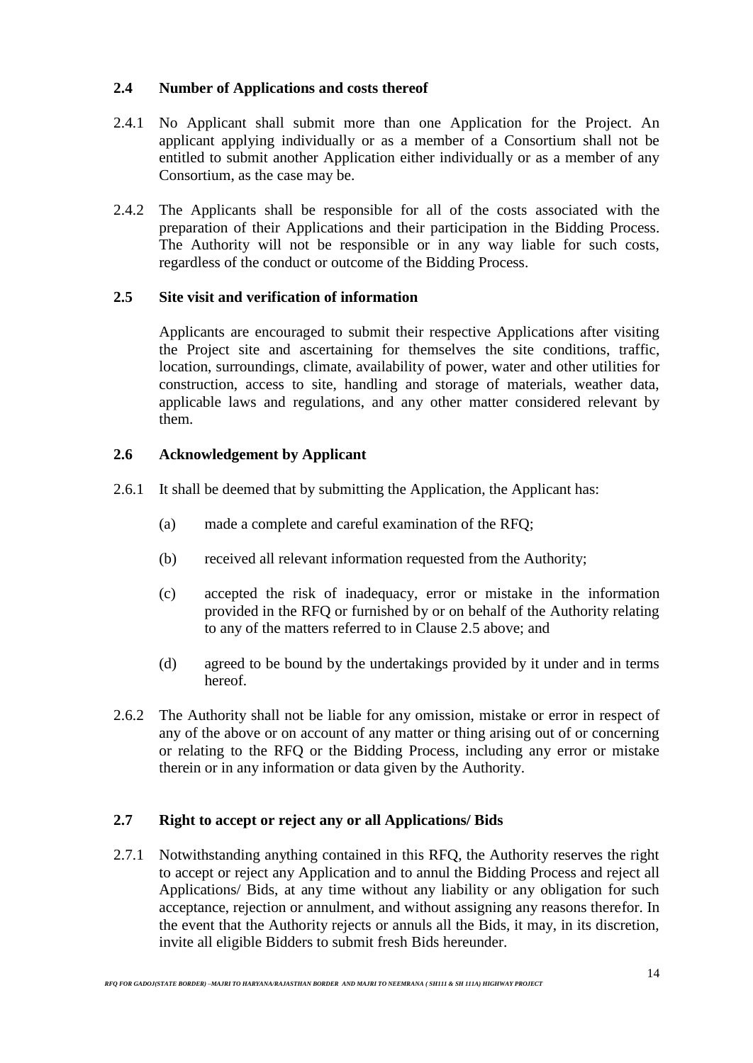### 2.4 Number of Applications and costs thereof

2.4.1 No Applicant shall submit more than one Application for the Project. An applicant applying individually or as a member of a Consortium shall not be entitled to submit another Application either individually or as a member of any Consortium, as the case may be.

2.4.2 The Applicants shall be responsible for all of the costs associated with the preparation of their Applications and their participation in the Bidding Process. The Authority will not be responsible or in any way liable for such costs, regardless of the conduct or outcome of the Bidding Process.

### 2.5 Site visit and verification of information

Applicants are encouraged to submit their respective Applications after visiting the Project site and ascertaining for themselves the site conditions, traffic, location, surroundings, climate, availability of power, water and other utilities for construction, access to site, handling and storage of materials, weather data, applicable laws and regulations, and any other matter considered relevant by them.

### 2.6 Acknowledgement by Applicant

2.6.1 It shall be deemed that by submitting the Application, the Applicant has:

(a) made a complete and careful examination of the RFQ;

(b) received all relevant information requested from the Authority;

(c) accepted the risk of inadequacy, error or mistake in the information provided in the RFQ or furnished by or on behalf of the Authority relating to any of the matters referred to in Clause 2.5 above; and

(d) agreed to be bound by the undertakings provided by it under and in terms hereof.

2.6.2 The Authority shall not be liable for any omission, mistake or error in respect of any of the above or on account of any matter or thing arising out of or concerning or relating to the RFQ or the Bidding Process, including any error or mistake therein or in any information or data given by the Authority.

### 2.7 Right to accept or reject any or all Applications/ Bids

2.7.1 Notwithstanding anything contained in this RFQ, the Authority reserves the right to accept or reject any Application and to annul the Bidding Process and reject all Applications/ Bids, at any time without any liability or any obligation for such acceptance, rejection or annulment, and without assigning any reasons therefor. In the event that the Authority rejects or annuls all the Bids, it may, in its discretion, invite all eligible Bidders to submit fresh Bids hereunder.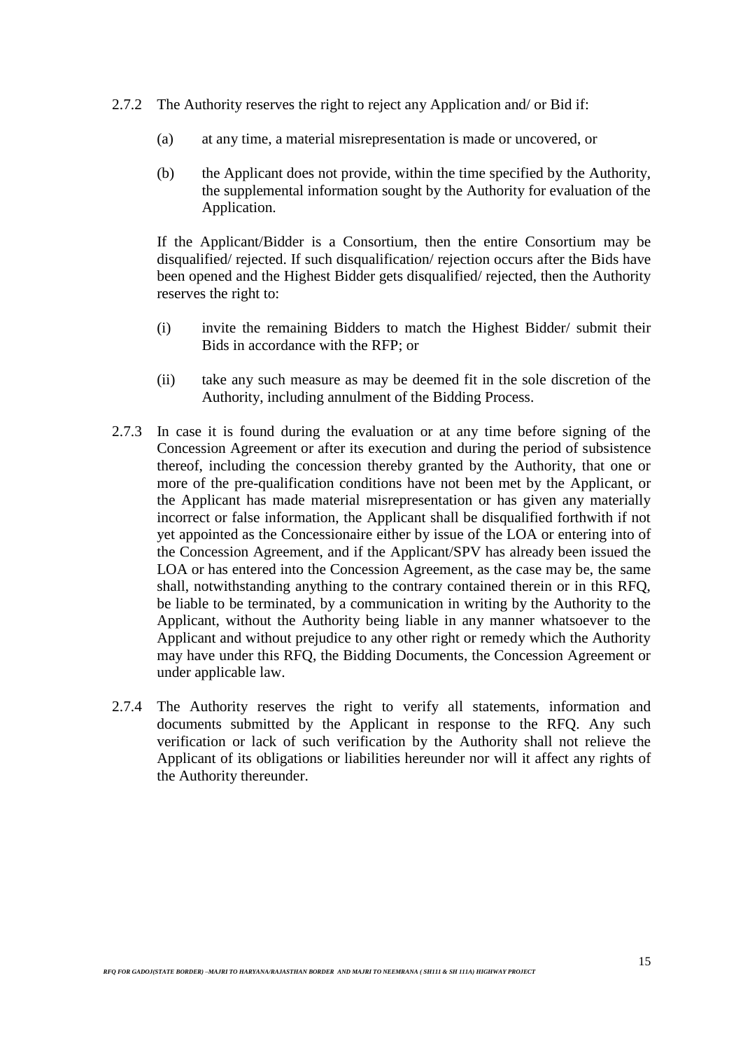2.7.2 The Authority reserves the right to reject any Application and/ or Bid if:

(a) at any time, a material misrepresentation is made or uncovered, or

(b) the Applicant does not provide, within the time specified by the Authority, the supplemental information sought by the Authority for evaluation of the Application.

If the Applicant/Bidder is a Consortium, then the entire Consortium may be disqualified/ rejected. If such disqualification/ rejection occurs after the Bids have been opened and the Highest Bidder gets disqualified/ rejected, then the Authority reserves the right to:

(i) invite the remaining Bidders to match the Highest Bidder/ submit their Bids in accordance with the RFP; or

(ii) take any such measure as may be deemed fit in the sole discretion of the Authority, including annulment of the Bidding Process.

2.7.3 In case it is found during the evaluation or at any time before signing of the Concession Agreement or after its execution and during the period of subsistence thereof, including the concession thereby granted by the Authority, that one or more of the pre-qualification conditions have not been met by the Applicant, or the Applicant has made material misrepresentation or has given any materially incorrect or false information, the Applicant shall be disqualified forthwith if not yet appointed as the Concessionaire either by issue of the LOA or entering into of the Concession Agreement, and if the Applicant/SPV has already been issued the LOA or has entered into the Concession Agreement, as the case may be, the same shall, notwithstanding anything to the contrary contained therein or in this RFQ, be liable to be terminated, by a communication in writing by the Authority to the Applicant, without the Authority being liable in any manner whatsoever to the Applicant and without prejudice to any other right or remedy which the Authority may have under this RFQ, the Bidding Documents, the Concession Agreement or under applicable law.

2.7.4 The Authority reserves the right to verify all statements, information and documents submitted by the Applicant in response to the RFQ. Any such verification or lack of such verification by the Authority shall not relieve the Applicant of its obligations or liabilities hereunder nor will it affect any rights of the Authority thereunder.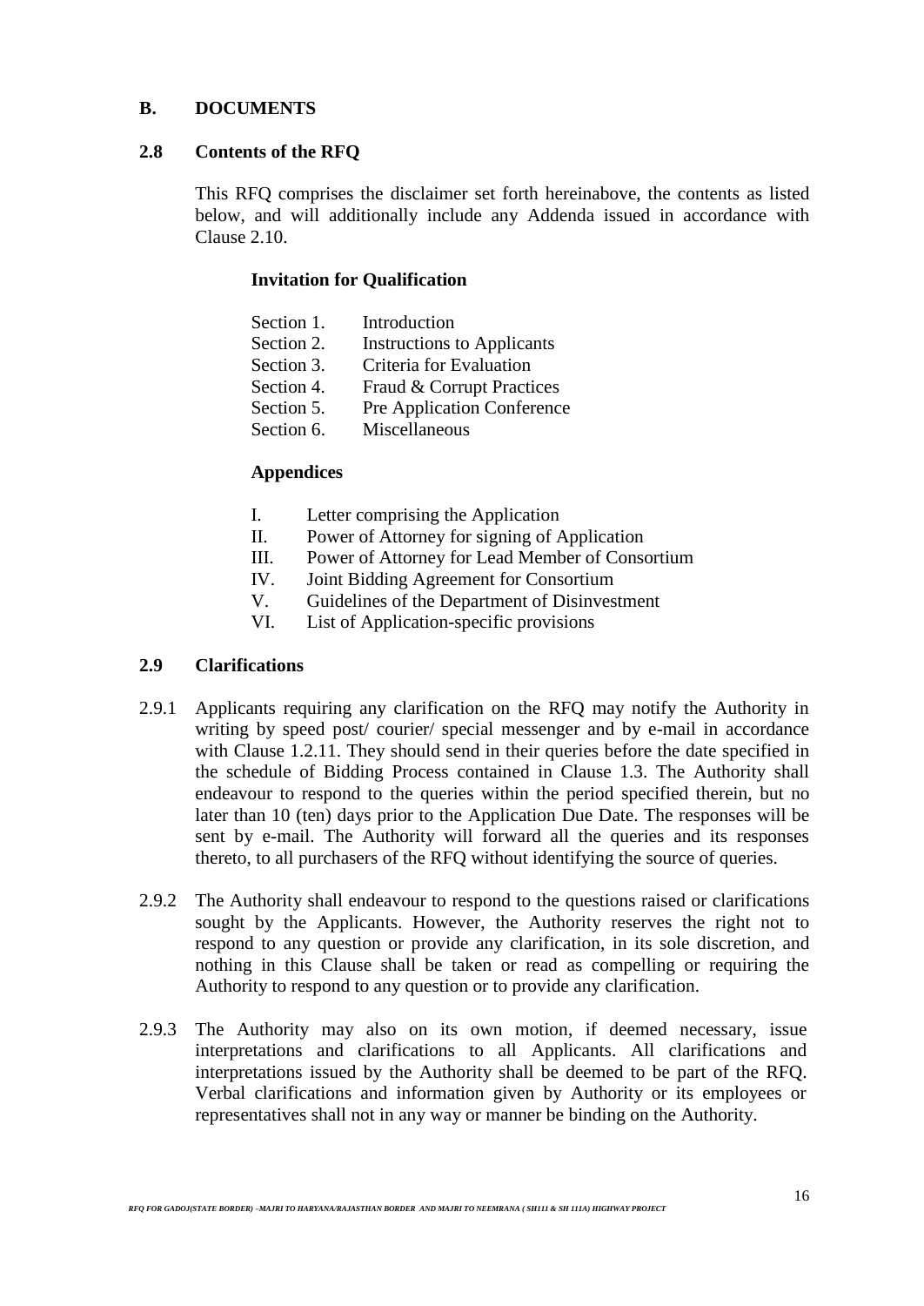## B. DOCUMENTS

### 2.8 Contents of the RFQ

This RFQ comprises the disclaimer set forth hereinabove, the contents as listed below, and will additionally include any Addenda issued in accordance with Clause 2.10.

**Invitation for Qualification**

- Section 1. Introduction
- Section 2. Instructions to Applicants
- Section 3. Criteria for Evaluation
- Section 4. Fraud & Corrupt Practices
- Section 5. Pre Application Conference
- Section 6. Miscellaneous

**Appendices**

- I. Letter comprising the Application
- II. Power of Attorney for signing of Application
- III. Power of Attorney for Lead Member of Consortium
- IV. Joint Bidding Agreement for Consortium
- V. Guidelines of the Department of Disinvestment
- VI. List of Application-specific provisions

### 2.9 Clarifications

2.9.1 Applicants requiring any clarification on the RFQ may notify the Authority in writing by speed post/ courier/ special messenger and by e-mail in accordance with Clause 1.2.11. They should send in their queries before the date specified in the schedule of Bidding Process contained in Clause 1.3. The Authority shall endeavour to respond to the queries within the period specified therein, but no later than 10 (ten) days prior to the Application Due Date. The responses will be sent by e-mail. The Authority will forward all the queries and its responses thereto, to all purchasers of the RFQ without identifying the source of queries.

2.9.2 The Authority shall endeavour to respond to the questions raised or clarifications sought by the Applicants. However, the Authority reserves the right not to respond to any question or provide any clarification, in its sole discretion, and nothing in this Clause shall be taken or read as compelling or requiring the Authority to respond to any question or to provide any clarification.

2.9.3 The Authority may also on its own motion, if deemed necessary, issue interpretations and clarifications to all Applicants. All clarifications and interpretations issued by the Authority shall be deemed to be part of the RFQ. Verbal clarifications and information given by Authority or its employees or representatives shall not in any way or manner be binding on the Authority.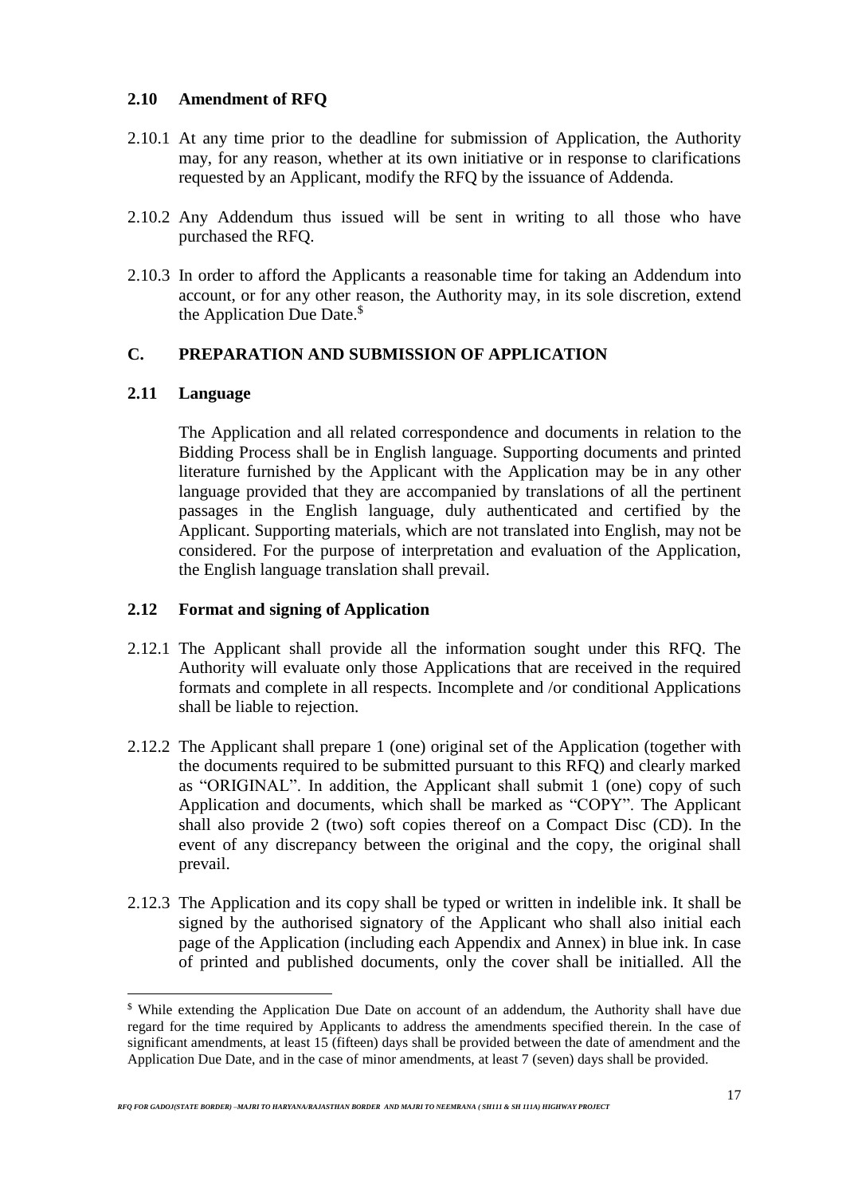### 2.10 Amendment of RFQ

2.10.1 At any time prior to the deadline for submission of Application, the Authority may, for any reason, whether at its own initiative or in response to clarifications requested by an Applicant, modify the RFQ by the issuance of Addenda.

2.10.2 Any Addendum thus issued will be sent in writing to all those who have purchased the RFQ.

2.10.3 In order to afford the Applicants a reasonable time for taking an Addendum into account, or for any other reason, the Authority may, in its sole discretion, extend the Application Due Date.[$]

## C. PREPARATION AND SUBMISSION OF APPLICATION

### 2.11 Language

The Application and all related correspondence and documents in relation to the Bidding Process shall be in English language. Supporting documents and printed literature furnished by the Applicant with the Application may be in any other language provided that they are accompanied by translations of all the pertinent passages in the English language, duly authenticated and certified by the Applicant. Supporting materials, which are not translated into English, may not be considered. For the purpose of interpretation and evaluation of the Application, the English language translation shall prevail.

### 2.12 Format and signing of Application

2.12.1 The Applicant shall provide all the information sought under this RFQ. The Authority will evaluate only those Applications that are received in the required formats and complete in all respects. Incomplete and /or conditional Applications shall be liable to rejection.

2.12.2 The Applicant shall prepare 1 (one) original set of the Application (together with the documents required to be submitted pursuant to this RFQ) and clearly marked as "ORIGINAL". In addition, the Applicant shall submit 1 (one) copy of such Application and documents, which shall be marked as "COPY". The Applicant shall also provide 2 (two) soft copies thereof on a Compact Disc (CD). In the event of any discrepancy between the original and the copy, the original shall prevail.

2.12.3 The Application and its copy shall be typed or written in indelible ink. It shall be signed by the authorised signatory of the Applicant who shall also initial each page of the Application (including each Appendix and Annex) in blue ink. In case of printed and published documents, only the cover shall be initialled. All the

---

[$] While extending the Application Due Date on account of an addendum, the Authority shall have due regard for the time required by Applicants to address the amendments specified therein. In the case of significant amendments, at least 15 (fifteen) days shall be provided between the date of amendment and the Application Due Date, and in the case of minor amendments, at least 7 (seven) days shall be provided.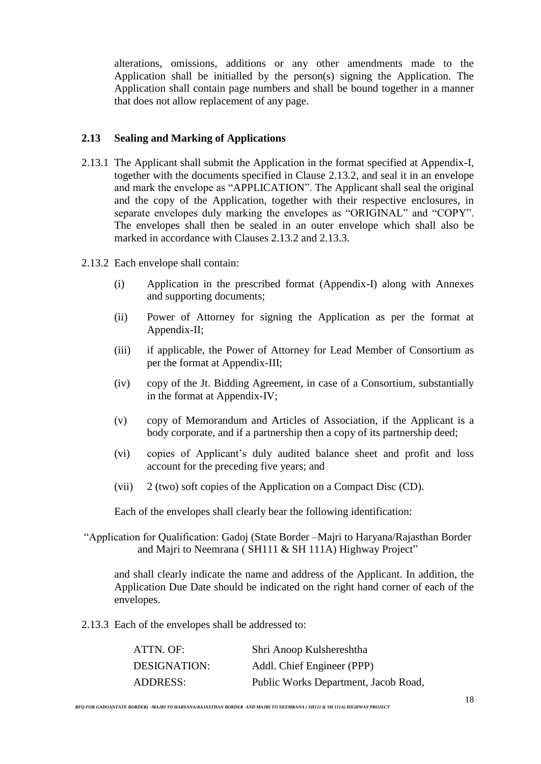alterations, omissions, additions or any other amendments made to the Application shall be initialled by the person(s) signing the Application. The Application shall contain page numbers and shall be bound together in a manner that does not allow replacement of any page.

## 2.13 Sealing and Marking of Applications

2.13.1 The Applicant shall submit the Application in the format specified at Appendix-I, together with the documents specified in Clause 2.13.2, and seal it in an envelope and mark the envelope as "APPLICATION". The Applicant shall seal the original and the copy of the Application, together with their respective enclosures, in separate envelopes duly marking the envelopes as "ORIGINAL" and "COPY". The envelopes shall then be sealed in an outer envelope which shall also be marked in accordance with Clauses 2.13.2 and 2.13.3.

2.13.2 Each envelope shall contain:

(i) Application in the prescribed format (Appendix-I) along with Annexes and supporting documents;

(ii) Power of Attorney for signing the Application as per the format at Appendix-II;

(iii) if applicable, the Power of Attorney for Lead Member of Consortium as per the format at Appendix-III;

(iv) copy of the Jt. Bidding Agreement, in case of a Consortium, substantially in the format at Appendix-IV;

(v) copy of Memorandum and Articles of Association, if the Applicant is a body corporate, and if a partnership then a copy of its partnership deed;

(vi) copies of Applicant's duly audited balance sheet and profit and loss account for the preceding five years; and

(vii) 2 (two) soft copies of the Application on a Compact Disc (CD).

Each of the envelopes shall clearly bear the following identification:

"Application for Qualification: Gadoj (State Border –Majri to Haryana/Rajasthan Border and Majri to Neemrana ( SH111 & SH 111A) Highway Project"

and shall clearly indicate the name and address of the Applicant. In addition, the Application Due Date should be indicated on the right hand corner of each of the envelopes.

2.13.3 Each of the envelopes shall be addressed to:

| | |
|---|---|
| ATTN. OF: | Shri Anoop Kulshereshtha |
| DESIGNATION: | Addl. Chief Engineer (PPP) |
| ADDRESS: | Public Works Department, Jacob Road, |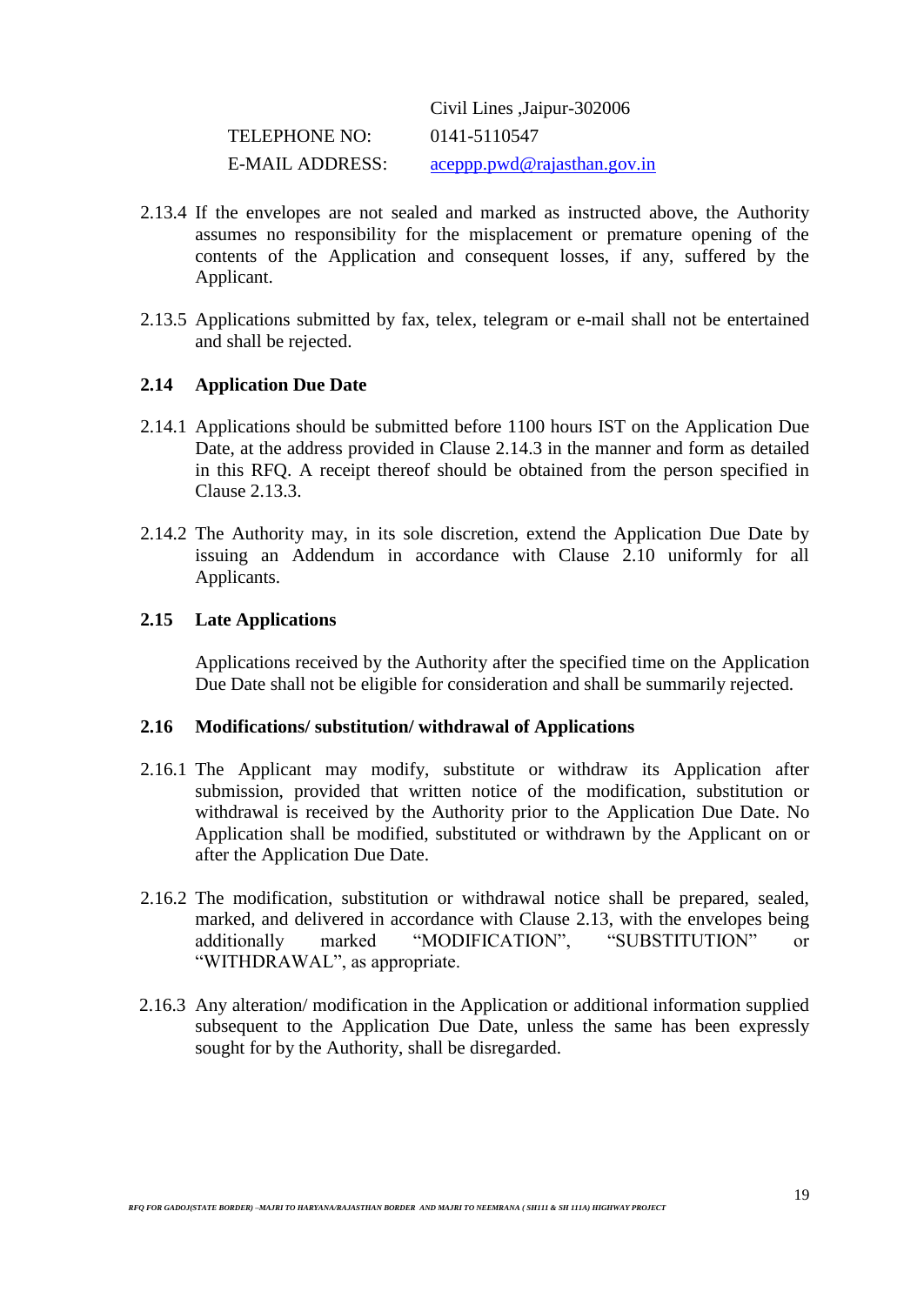| | |
|---|---|
| | Civil Lines ,Jaipur-302006 |
| TELEPHONE NO: | 0141-5110547 |
| E-MAIL ADDRESS: | aceppp.pwd@rajasthan.gov.in |

2.13.4 If the envelopes are not sealed and marked as instructed above, the Authority assumes no responsibility for the misplacement or premature opening of the contents of the Application and consequent losses, if any, suffered by the Applicant.

2.13.5 Applications submitted by fax, telex, telegram or e-mail shall not be entertained and shall be rejected.

**2.14 Application Due Date**

2.14.1 Applications should be submitted before 1100 hours IST on the Application Due Date, at the address provided in Clause 2.14.3 in the manner and form as detailed in this RFQ. A receipt thereof should be obtained from the person specified in Clause 2.13.3.

2.14.2 The Authority may, in its sole discretion, extend the Application Due Date by issuing an Addendum in accordance with Clause 2.10 uniformly for all Applicants.

**2.15 Late Applications**

Applications received by the Authority after the specified time on the Application Due Date shall not be eligible for consideration and shall be summarily rejected.

**2.16 Modifications/ substitution/ withdrawal of Applications**

2.16.1 The Applicant may modify, substitute or withdraw its Application after submission, provided that written notice of the modification, substitution or withdrawal is received by the Authority prior to the Application Due Date. No Application shall be modified, substituted or withdrawn by the Applicant on or after the Application Due Date.

2.16.2 The modification, substitution or withdrawal notice shall be prepared, sealed, marked, and delivered in accordance with Clause 2.13, with the envelopes being additionally marked "MODIFICATION", "SUBSTITUTION" or "WITHDRAWAL", as appropriate.

2.16.3 Any alteration/ modification in the Application or additional information supplied subsequent to the Application Due Date, unless the same has been expressly sought for by the Authority, shall be disregarded.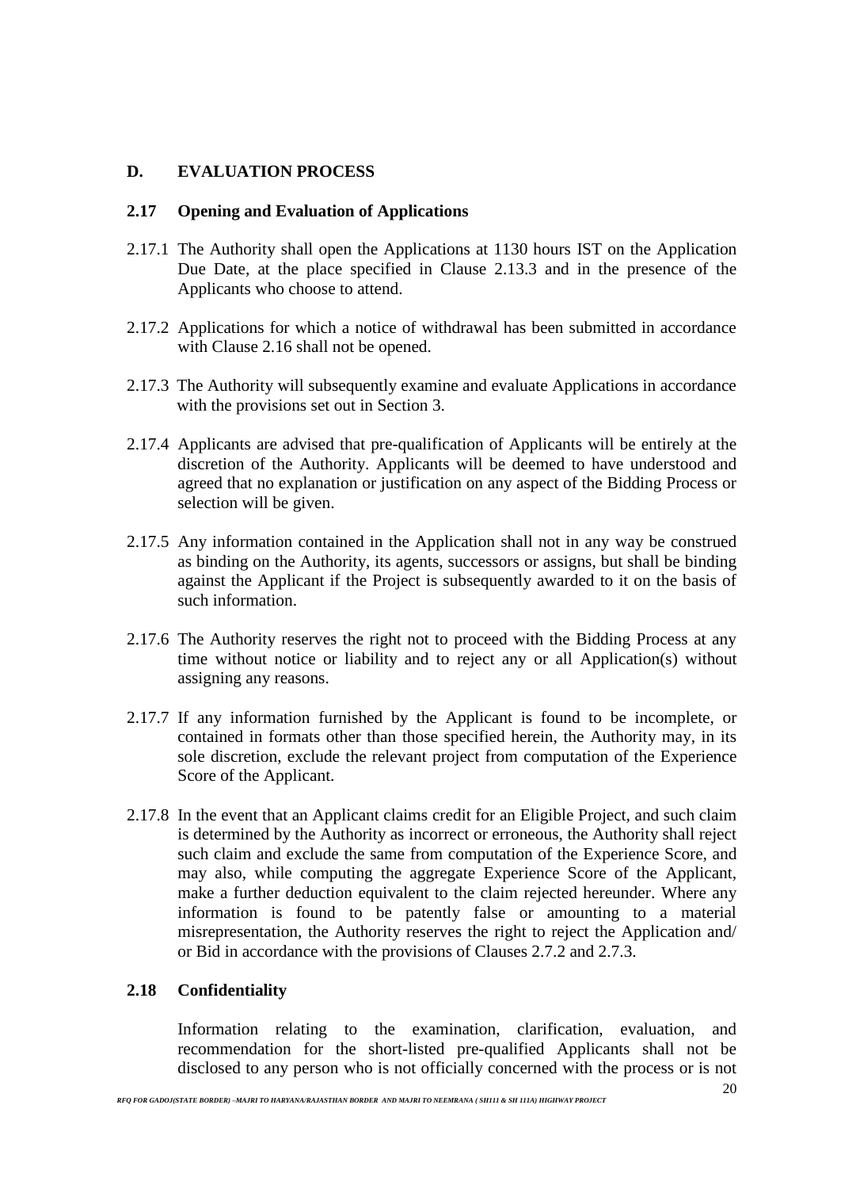## D. EVALUATION PROCESS

### 2.17 Opening and Evaluation of Applications

2.17.1 The Authority shall open the Applications at 1130 hours IST on the Application Due Date, at the place specified in Clause 2.13.3 and in the presence of the Applicants who choose to attend.

2.17.2 Applications for which a notice of withdrawal has been submitted in accordance with Clause 2.16 shall not be opened.

2.17.3 The Authority will subsequently examine and evaluate Applications in accordance with the provisions set out in Section 3.

2.17.4 Applicants are advised that pre-qualification of Applicants will be entirely at the discretion of the Authority. Applicants will be deemed to have understood and agreed that no explanation or justification on any aspect of the Bidding Process or selection will be given.

2.17.5 Any information contained in the Application shall not in any way be construed as binding on the Authority, its agents, successors or assigns, but shall be binding against the Applicant if the Project is subsequently awarded to it on the basis of such information.

2.17.6 The Authority reserves the right not to proceed with the Bidding Process at any time without notice or liability and to reject any or all Application(s) without assigning any reasons.

2.17.7 If any information furnished by the Applicant is found to be incomplete, or contained in formats other than those specified herein, the Authority may, in its sole discretion, exclude the relevant project from computation of the Experience Score of the Applicant.

2.17.8 In the event that an Applicant claims credit for an Eligible Project, and such claim is determined by the Authority as incorrect or erroneous, the Authority shall reject such claim and exclude the same from computation of the Experience Score, and may also, while computing the aggregate Experience Score of the Applicant, make a further deduction equivalent to the claim rejected hereunder. Where any information is found to be patently false or amounting to a material misrepresentation, the Authority reserves the right to reject the Application and/ or Bid in accordance with the provisions of Clauses 2.7.2 and 2.7.3.

### 2.18 Confidentiality

Information relating to the examination, clarification, evaluation, and recommendation for the short-listed pre-qualified Applicants shall not be disclosed to any person who is not officially concerned with the process or is not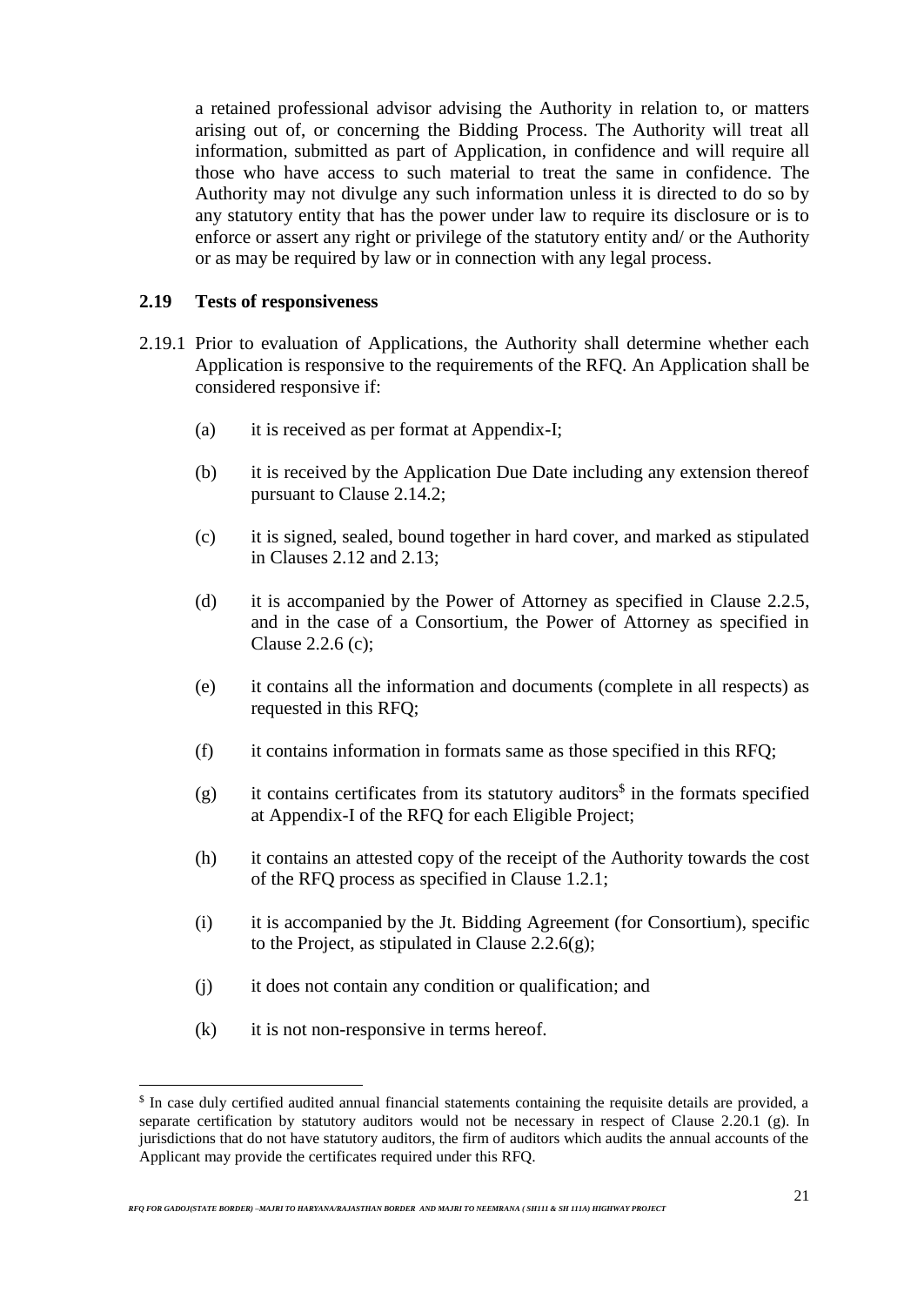a retained professional advisor advising the Authority in relation to, or matters arising out of, or concerning the Bidding Process. The Authority will treat all information, submitted as part of Application, in confidence and will require all those who have access to such material to treat the same in confidence. The Authority may not divulge any such information unless it is directed to do so by any statutory entity that has the power under law to require its disclosure or is to enforce or assert any right or privilege of the statutory entity and/ or the Authority or as may be required by law or in connection with any legal process.

**2.19 Tests of responsiveness**

2.19.1 Prior to evaluation of Applications, the Authority shall determine whether each Application is responsive to the requirements of the RFQ. An Application shall be considered responsive if:

(a) it is received as per format at Appendix-I;

(b) it is received by the Application Due Date including any extension thereof pursuant to Clause 2.14.2;

(c) it is signed, sealed, bound together in hard cover, and marked as stipulated in Clauses 2.12 and 2.13;

(d) it is accompanied by the Power of Attorney as specified in Clause 2.2.5, and in the case of a Consortium, the Power of Attorney as specified in Clause 2.2.6 (c);

(e) it contains all the information and documents (complete in all respects) as requested in this RFQ;

(f) it contains information in formats same as those specified in this RFQ;

(g) it contains certificates from its statutory auditors[$] in the formats specified at Appendix-I of the RFQ for each Eligible Project;

(h) it contains an attested copy of the receipt of the Authority towards the cost of the RFQ process as specified in Clause 1.2.1;

(i) it is accompanied by the Jt. Bidding Agreement (for Consortium), specific to the Project, as stipulated in Clause 2.2.6(g);

(j) it does not contain any condition or qualification; and

(k) it is not non-responsive in terms hereof.

---

[$] In case duly certified audited annual financial statements containing the requisite details are provided, a separate certification by statutory auditors would not be necessary in respect of Clause 2.20.1 (g). In jurisdictions that do not have statutory auditors, the firm of auditors which audits the annual accounts of the Applicant may provide the certificates required under this RFQ.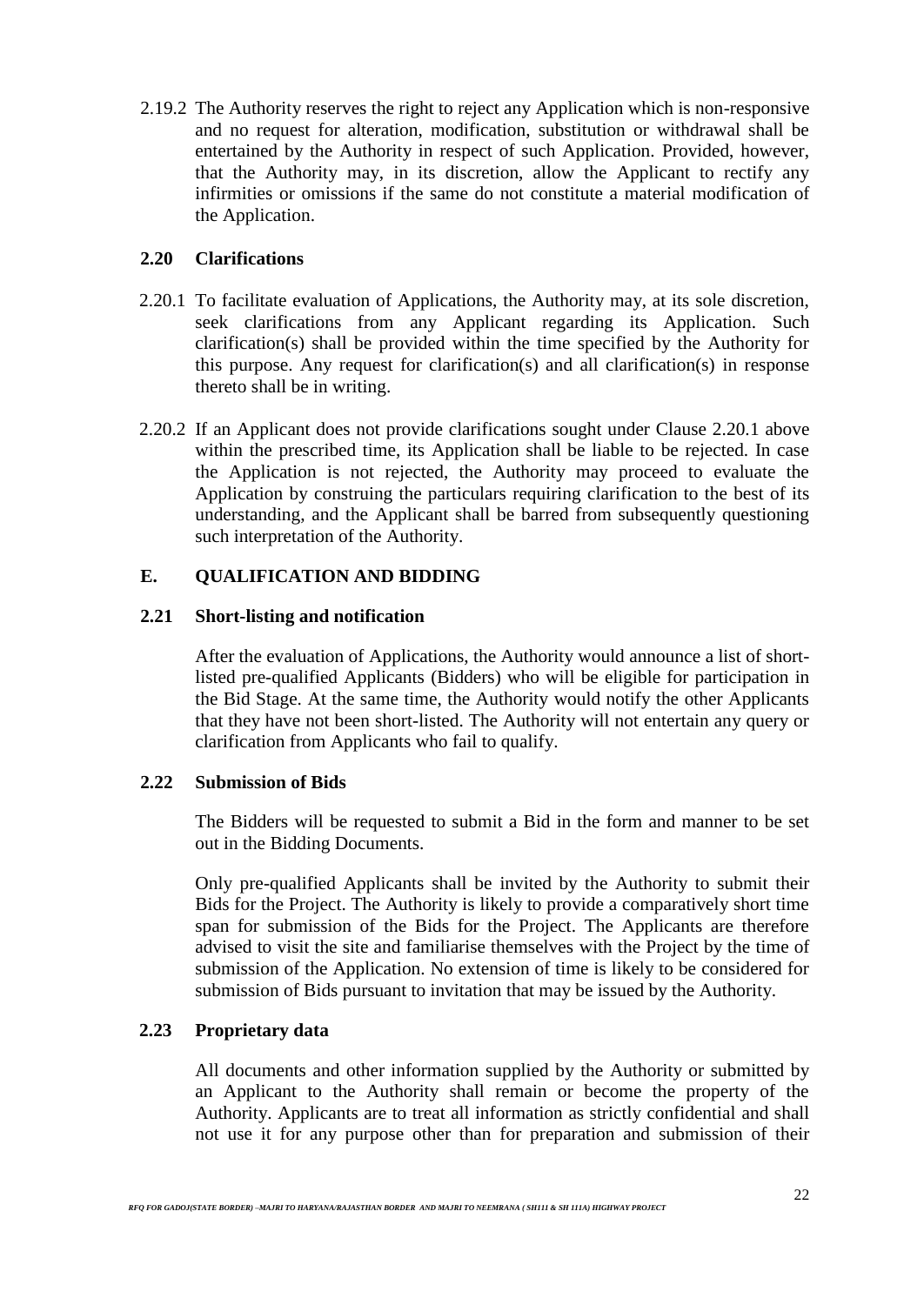2.19.2 The Authority reserves the right to reject any Application which is non-responsive and no request for alteration, modification, substitution or withdrawal shall be entertained by the Authority in respect of such Application. Provided, however, that the Authority may, in its discretion, allow the Applicant to rectify any infirmities or omissions if the same do not constitute a material modification of the Application.

### 2.20 Clarifications

2.20.1 To facilitate evaluation of Applications, the Authority may, at its sole discretion, seek clarifications from any Applicant regarding its Application. Such clarification(s) shall be provided within the time specified by the Authority for this purpose. Any request for clarification(s) and all clarification(s) in response thereto shall be in writing.

2.20.2 If an Applicant does not provide clarifications sought under Clause 2.20.1 above within the prescribed time, its Application shall be liable to be rejected. In case the Application is not rejected, the Authority may proceed to evaluate the Application by construing the particulars requiring clarification to the best of its understanding, and the Applicant shall be barred from subsequently questioning such interpretation of the Authority.

## E. QUALIFICATION AND BIDDING

### 2.21 Short-listing and notification

After the evaluation of Applications, the Authority would announce a list of short-listed pre-qualified Applicants (Bidders) who will be eligible for participation in the Bid Stage. At the same time, the Authority would notify the other Applicants that they have not been short-listed. The Authority will not entertain any query or clarification from Applicants who fail to qualify.

### 2.22 Submission of Bids

The Bidders will be requested to submit a Bid in the form and manner to be set out in the Bidding Documents.

Only pre-qualified Applicants shall be invited by the Authority to submit their Bids for the Project. The Authority is likely to provide a comparatively short time span for submission of the Bids for the Project. The Applicants are therefore advised to visit the site and familiarise themselves with the Project by the time of submission of the Application. No extension of time is likely to be considered for submission of Bids pursuant to invitation that may be issued by the Authority.

### 2.23 Proprietary data

All documents and other information supplied by the Authority or submitted by an Applicant to the Authority shall remain or become the property of the Authority. Applicants are to treat all information as strictly confidential and shall not use it for any purpose other than for preparation and submission of their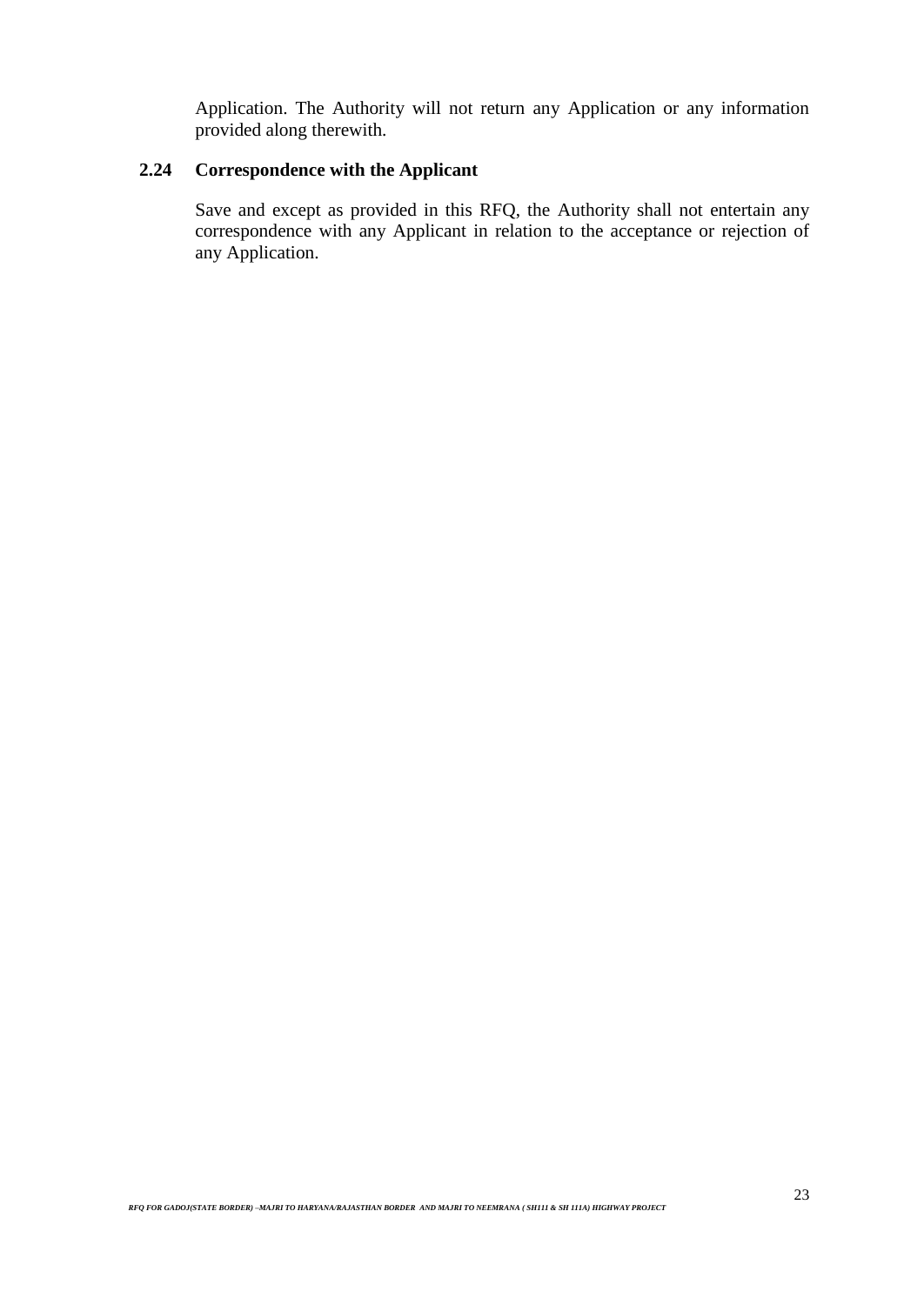Application. The Authority will not return any Application or any information provided along therewith.

### 2.24 Correspondence with the Applicant

Save and except as provided in this RFQ, the Authority shall not entertain any correspondence with any Applicant in relation to the acceptance or rejection of any Application.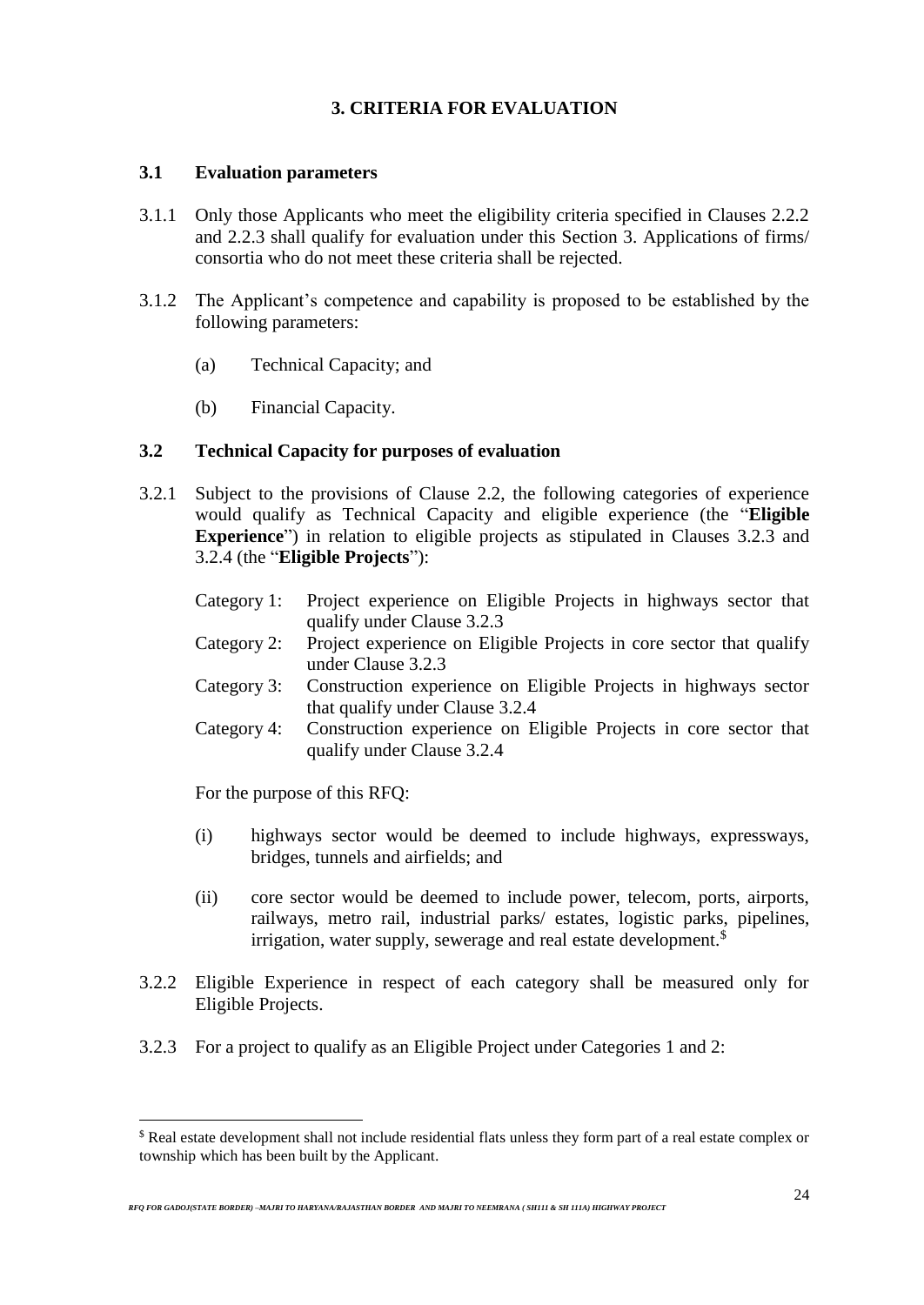# 3. CRITERIA FOR EVALUATION

## 3.1 Evaluation parameters

3.1.1 Only those Applicants who meet the eligibility criteria specified in Clauses 2.2.2 and 2.2.3 shall qualify for evaluation under this Section 3. Applications of firms/ consortia who do not meet these criteria shall be rejected.

3.1.2 The Applicant's competence and capability is proposed to be established by the following parameters:

(a) Technical Capacity; and

(b) Financial Capacity.

## 3.2 Technical Capacity for purposes of evaluation

3.2.1 Subject to the provisions of Clause 2.2, the following categories of experience would qualify as Technical Capacity and eligible experience (the "**Eligible Experience**") in relation to eligible projects as stipulated in Clauses 3.2.3 and 3.2.4 (the "**Eligible Projects**"):

Category 1: Project experience on Eligible Projects in highways sector that qualify under Clause 3.2.3

Category 2: Project experience on Eligible Projects in core sector that qualify under Clause 3.2.3

Category 3: Construction experience on Eligible Projects in highways sector that qualify under Clause 3.2.4

Category 4: Construction experience on Eligible Projects in core sector that qualify under Clause 3.2.4

For the purpose of this RFQ:

(i) highways sector would be deemed to include highways, expressways, bridges, tunnels and airfields; and

(ii) core sector would be deemed to include power, telecom, ports, airports, railways, metro rail, industrial parks/ estates, logistic parks, pipelines, irrigation, water supply, sewerage and real estate development.[$]

3.2.2 Eligible Experience in respect of each category shall be measured only for Eligible Projects.

3.2.3 For a project to qualify as an Eligible Project under Categories 1 and 2:

---

[$] Real estate development shall not include residential flats unless they form part of a real estate complex or township which has been built by the Applicant.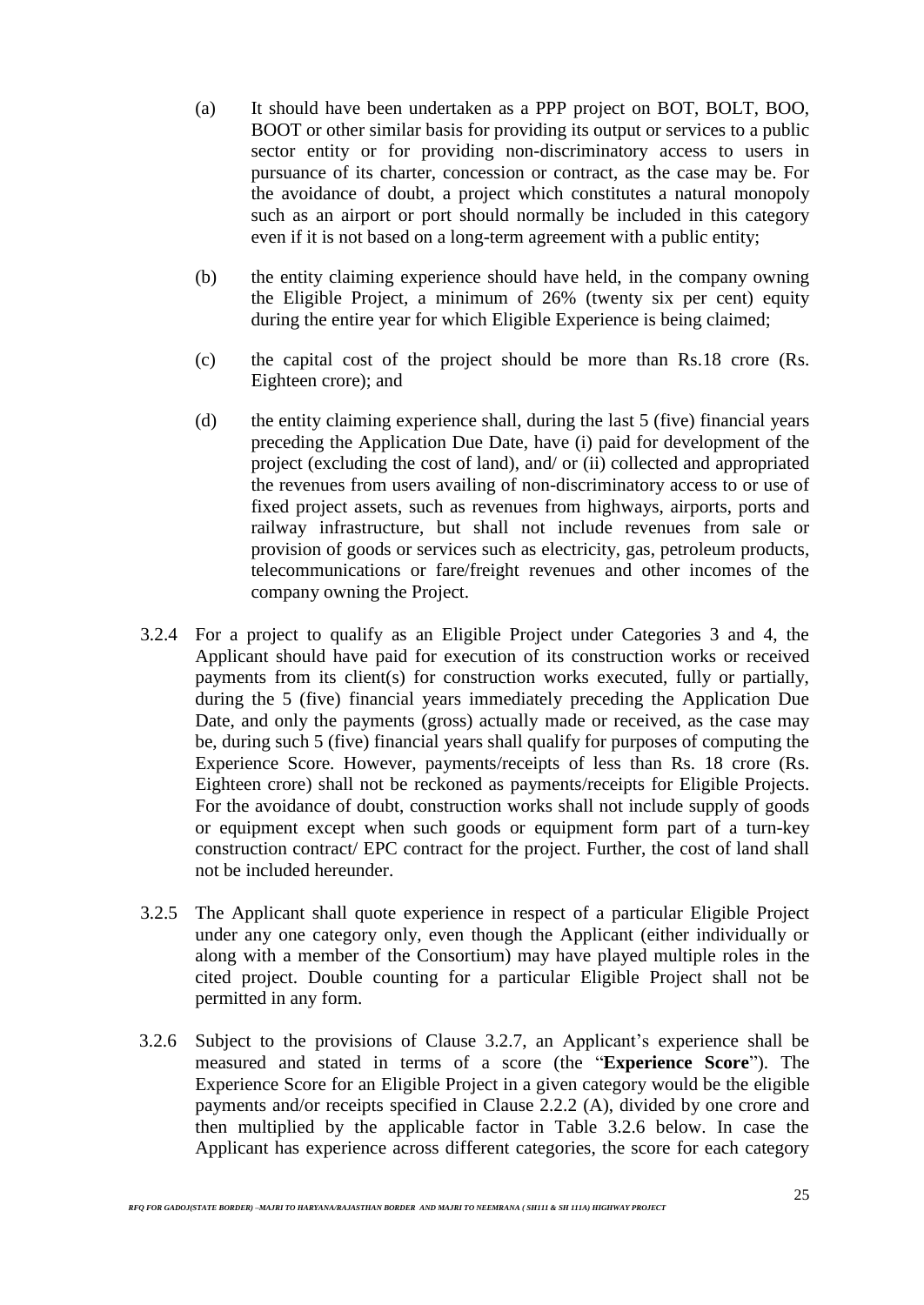(a) It should have been undertaken as a PPP project on BOT, BOLT, BOO, BOOT or other similar basis for providing its output or services to a public sector entity or for providing non-discriminatory access to users in pursuance of its charter, concession or contract, as the case may be. For the avoidance of doubt, a project which constitutes a natural monopoly such as an airport or port should normally be included in this category even if it is not based on a long-term agreement with a public entity;

(b) the entity claiming experience should have held, in the company owning the Eligible Project, a minimum of 26% (twenty six per cent) equity during the entire year for which Eligible Experience is being claimed;

(c) the capital cost of the project should be more than Rs.18 crore (Rs. Eighteen crore); and

(d) the entity claiming experience shall, during the last 5 (five) financial years preceding the Application Due Date, have (i) paid for development of the project (excluding the cost of land), and/ or (ii) collected and appropriated the revenues from users availing of non-discriminatory access to or use of fixed project assets, such as revenues from highways, airports, ports and railway infrastructure, but shall not include revenues from sale or provision of goods or services such as electricity, gas, petroleum products, telecommunications or fare/freight revenues and other incomes of the company owning the Project.

3.2.4 For a project to qualify as an Eligible Project under Categories 3 and 4, the Applicant should have paid for execution of its construction works or received payments from its client(s) for construction works executed, fully or partially, during the 5 (five) financial years immediately preceding the Application Due Date, and only the payments (gross) actually made or received, as the case may be, during such 5 (five) financial years shall qualify for purposes of computing the Experience Score. However, payments/receipts of less than Rs. 18 crore (Rs. Eighteen crore) shall not be reckoned as payments/receipts for Eligible Projects. For the avoidance of doubt, construction works shall not include supply of goods or equipment except when such goods or equipment form part of a turn-key construction contract/ EPC contract for the project. Further, the cost of land shall not be included hereunder.

3.2.5 The Applicant shall quote experience in respect of a particular Eligible Project under any one category only, even though the Applicant (either individually or along with a member of the Consortium) may have played multiple roles in the cited project. Double counting for a particular Eligible Project shall not be permitted in any form.

3.2.6 Subject to the provisions of Clause 3.2.7, an Applicant's experience shall be measured and stated in terms of a score (the "**Experience Score**"). The Experience Score for an Eligible Project in a given category would be the eligible payments and/or receipts specified in Clause 2.2.2 (A), divided by one crore and then multiplied by the applicable factor in Table 3.2.6 below. In case the Applicant has experience across different categories, the score for each category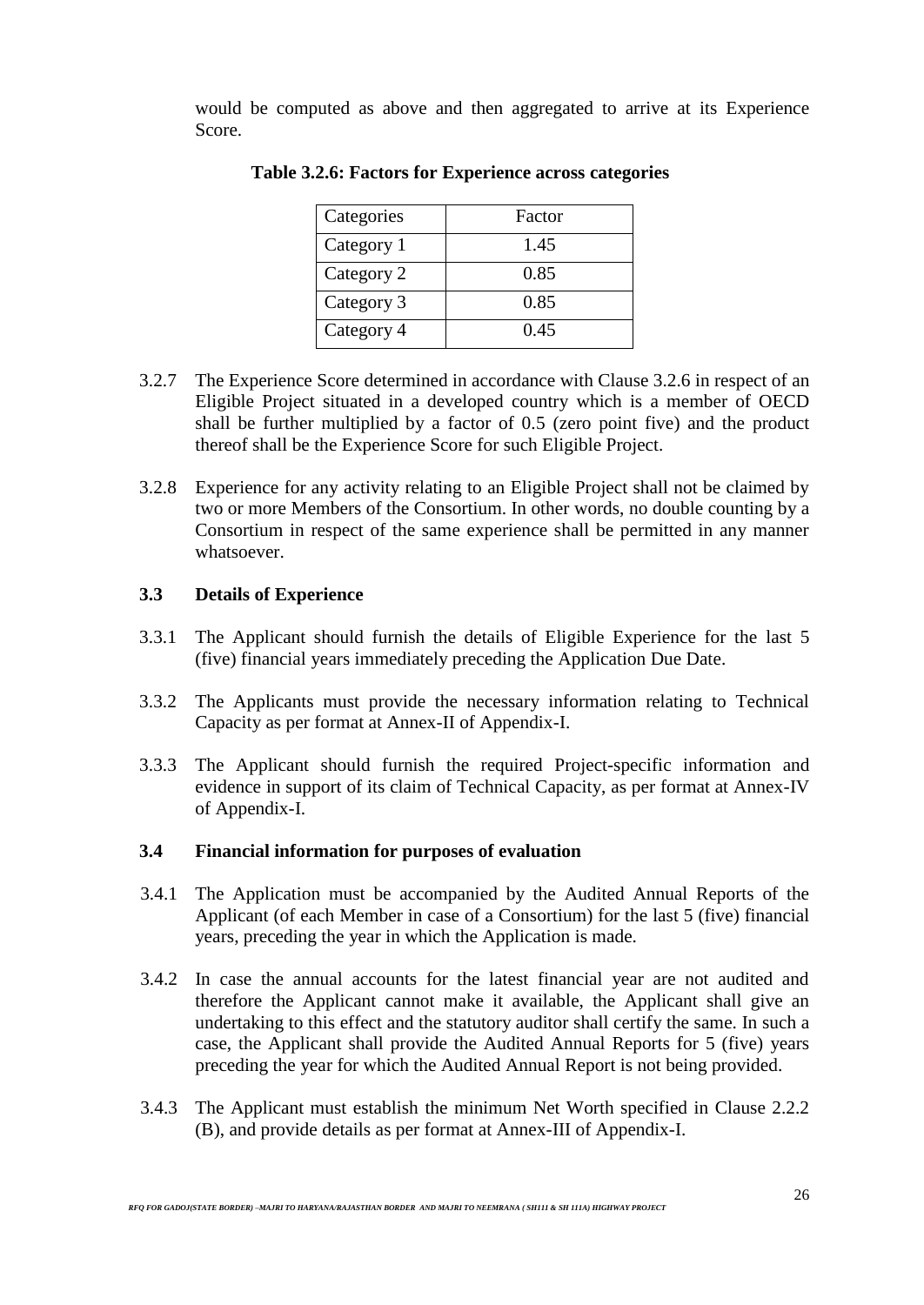would be computed as above and then aggregated to arrive at its Experience Score.

**Table 3.2.6: Factors for Experience across categories**

| Categories | Factor |
| --- | --- |
| Category 1 | 1.45 |
| Category 2 | 0.85 |
| Category 3 | 0.85 |
| Category 4 | 0.45 |

3.2.7 The Experience Score determined in accordance with Clause 3.2.6 in respect of an Eligible Project situated in a developed country which is a member of OECD shall be further multiplied by a factor of 0.5 (zero point five) and the product thereof shall be the Experience Score for such Eligible Project.

3.2.8 Experience for any activity relating to an Eligible Project shall not be claimed by two or more Members of the Consortium. In other words, no double counting by a Consortium in respect of the same experience shall be permitted in any manner whatsoever.

### 3.3 Details of Experience

3.3.1 The Applicant should furnish the details of Eligible Experience for the last 5 (five) financial years immediately preceding the Application Due Date.

3.3.2 The Applicants must provide the necessary information relating to Technical Capacity as per format at Annex-II of Appendix-I.

3.3.3 The Applicant should furnish the required Project-specific information and evidence in support of its claim of Technical Capacity, as per format at Annex-IV of Appendix-I.

### 3.4 Financial information for purposes of evaluation

3.4.1 The Application must be accompanied by the Audited Annual Reports of the Applicant (of each Member in case of a Consortium) for the last 5 (five) financial years, preceding the year in which the Application is made.

3.4.2 In case the annual accounts for the latest financial year are not audited and therefore the Applicant cannot make it available, the Applicant shall give an undertaking to this effect and the statutory auditor shall certify the same. In such a case, the Applicant shall provide the Audited Annual Reports for 5 (five) years preceding the year for which the Audited Annual Report is not being provided.

3.4.3 The Applicant must establish the minimum Net Worth specified in Clause 2.2.2 (B), and provide details as per format at Annex-III of Appendix-I.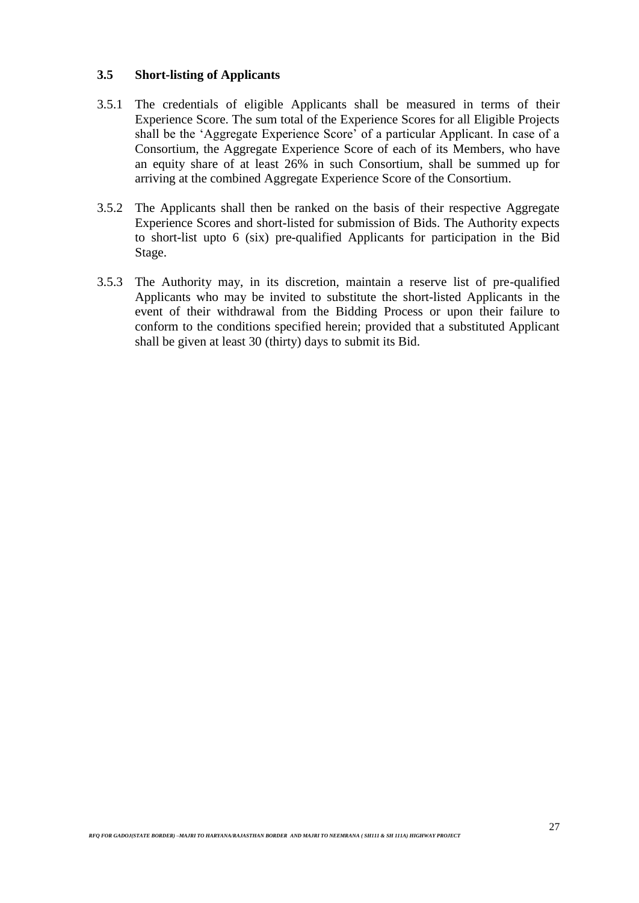### 3.5 Short-listing of Applicants

3.5.1 The credentials of eligible Applicants shall be measured in terms of their Experience Score. The sum total of the Experience Scores for all Eligible Projects shall be the 'Aggregate Experience Score' of a particular Applicant. In case of a Consortium, the Aggregate Experience Score of each of its Members, who have an equity share of at least 26% in such Consortium, shall be summed up for arriving at the combined Aggregate Experience Score of the Consortium.

3.5.2 The Applicants shall then be ranked on the basis of their respective Aggregate Experience Scores and short-listed for submission of Bids. The Authority expects to short-list upto 6 (six) pre-qualified Applicants for participation in the Bid Stage.

3.5.3 The Authority may, in its discretion, maintain a reserve list of pre-qualified Applicants who may be invited to substitute the short-listed Applicants in the event of their withdrawal from the Bidding Process or upon their failure to conform to the conditions specified herein; provided that a substituted Applicant shall be given at least 30 (thirty) days to submit its Bid.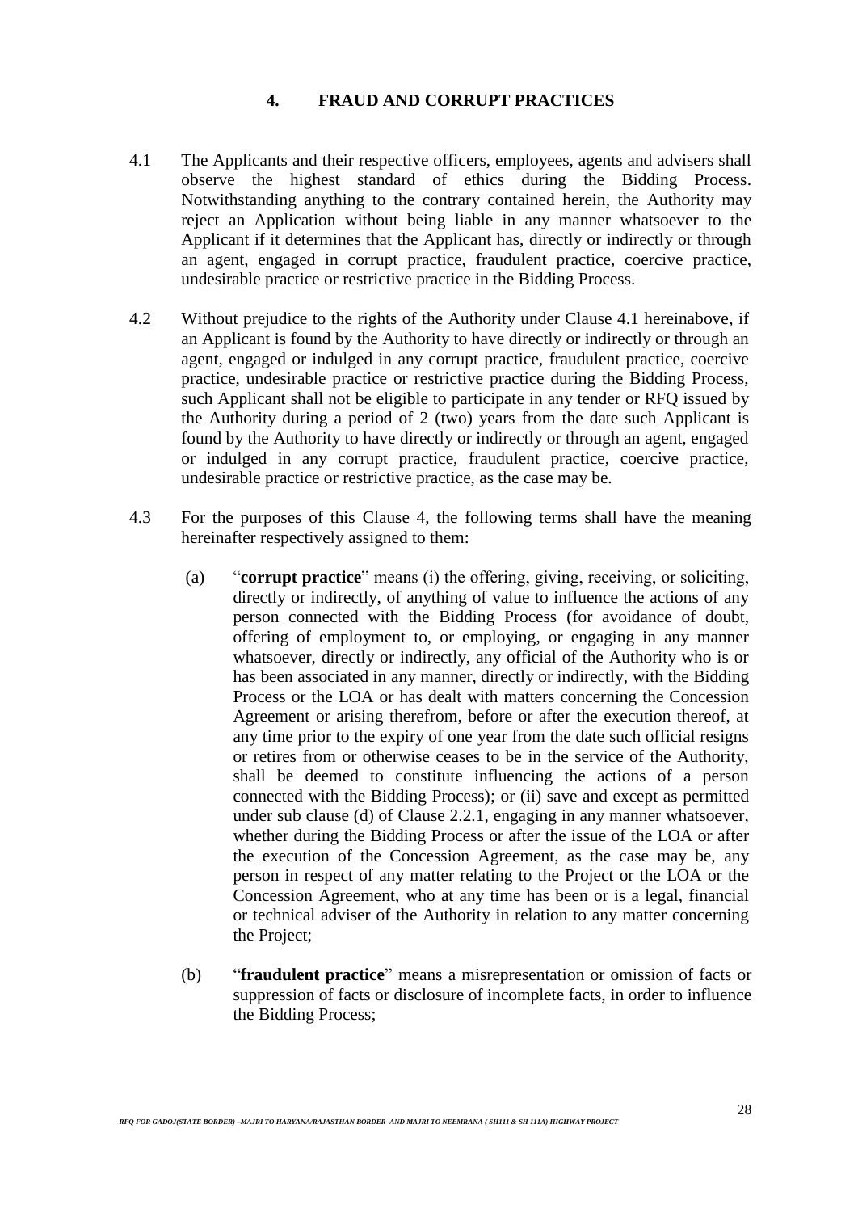## 4. FRAUD AND CORRUPT PRACTICES

4.1 The Applicants and their respective officers, employees, agents and advisers shall observe the highest standard of ethics during the Bidding Process. Notwithstanding anything to the contrary contained herein, the Authority may reject an Application without being liable in any manner whatsoever to the Applicant if it determines that the Applicant has, directly or indirectly or through an agent, engaged in corrupt practice, fraudulent practice, coercive practice, undesirable practice or restrictive practice in the Bidding Process.

4.2 Without prejudice to the rights of the Authority under Clause 4.1 hereinabove, if an Applicant is found by the Authority to have directly or indirectly or through an agent, engaged or indulged in any corrupt practice, fraudulent practice, coercive practice, undesirable practice or restrictive practice during the Bidding Process, such Applicant shall not be eligible to participate in any tender or RFQ issued by the Authority during a period of 2 (two) years from the date such Applicant is found by the Authority to have directly or indirectly or through an agent, engaged or indulged in any corrupt practice, fraudulent practice, coercive practice, undesirable practice or restrictive practice, as the case may be.

4.3 For the purposes of this Clause 4, the following terms shall have the meaning hereinafter respectively assigned to them:

(a) "**corrupt practice**" means (i) the offering, giving, receiving, or soliciting, directly or indirectly, of anything of value to influence the actions of any person connected with the Bidding Process (for avoidance of doubt, offering of employment to, or employing, or engaging in any manner whatsoever, directly or indirectly, any official of the Authority who is or has been associated in any manner, directly or indirectly, with the Bidding Process or the LOA or has dealt with matters concerning the Concession Agreement or arising therefrom, before or after the execution thereof, at any time prior to the expiry of one year from the date such official resigns or retires from or otherwise ceases to be in the service of the Authority, shall be deemed to constitute influencing the actions of a person connected with the Bidding Process); or (ii) save and except as permitted under sub clause (d) of Clause 2.2.1, engaging in any manner whatsoever, whether during the Bidding Process or after the issue of the LOA or after the execution of the Concession Agreement, as the case may be, any person in respect of any matter relating to the Project or the LOA or the Concession Agreement, who at any time has been or is a legal, financial or technical adviser of the Authority in relation to any matter concerning the Project;

(b) "**fraudulent practice**" means a misrepresentation or omission of facts or suppression of facts or disclosure of incomplete facts, in order to influence the Bidding Process;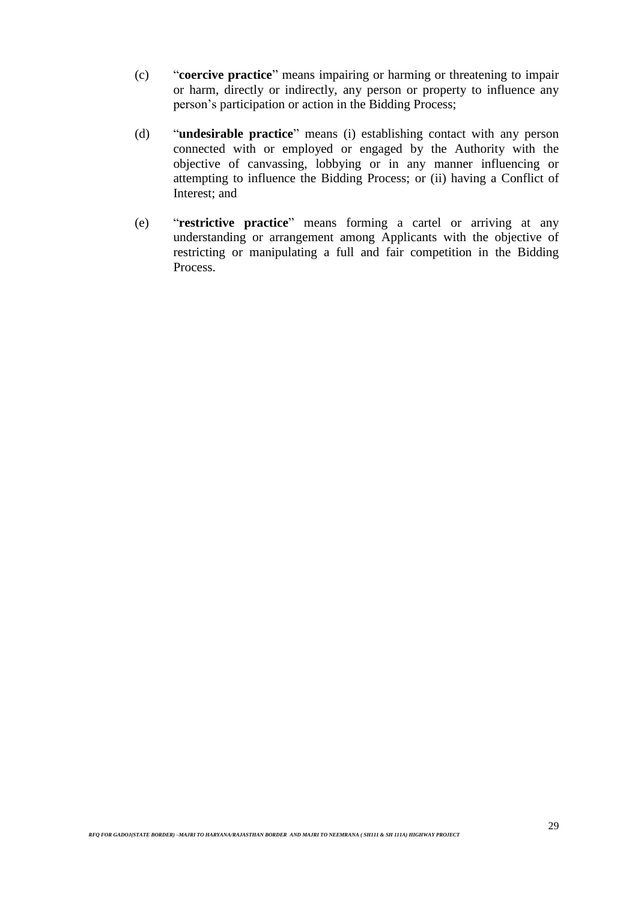(c) "**coercive practice**" means impairing or harming or threatening to impair or harm, directly or indirectly, any person or property to influence any person's participation or action in the Bidding Process;

(d) "**undesirable practice**" means (i) establishing contact with any person connected with or employed or engaged by the Authority with the objective of canvassing, lobbying or in any manner influencing or attempting to influence the Bidding Process; or (ii) having a Conflict of Interest; and

(e) "**restrictive practice**" means forming a cartel or arriving at any understanding or arrangement among Applicants with the objective of restricting or manipulating a full and fair competition in the Bidding Process.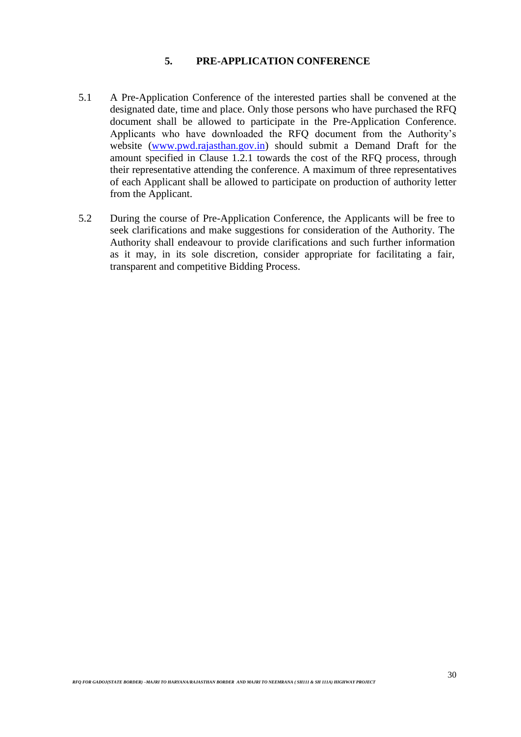## 5. PRE-APPLICATION CONFERENCE

5.1 A Pre-Application Conference of the interested parties shall be convened at the designated date, time and place. Only those persons who have purchased the RFQ document shall be allowed to participate in the Pre-Application Conference. Applicants who have downloaded the RFQ document from the Authority's website (www.pwd.rajasthan.gov.in) should submit a Demand Draft for the amount specified in Clause 1.2.1 towards the cost of the RFQ process, through their representative attending the conference. A maximum of three representatives of each Applicant shall be allowed to participate on production of authority letter from the Applicant.

5.2 During the course of Pre-Application Conference, the Applicants will be free to seek clarifications and make suggestions for consideration of the Authority. The Authority shall endeavour to provide clarifications and such further information as it may, in its sole discretion, consider appropriate for facilitating a fair, transparent and competitive Bidding Process.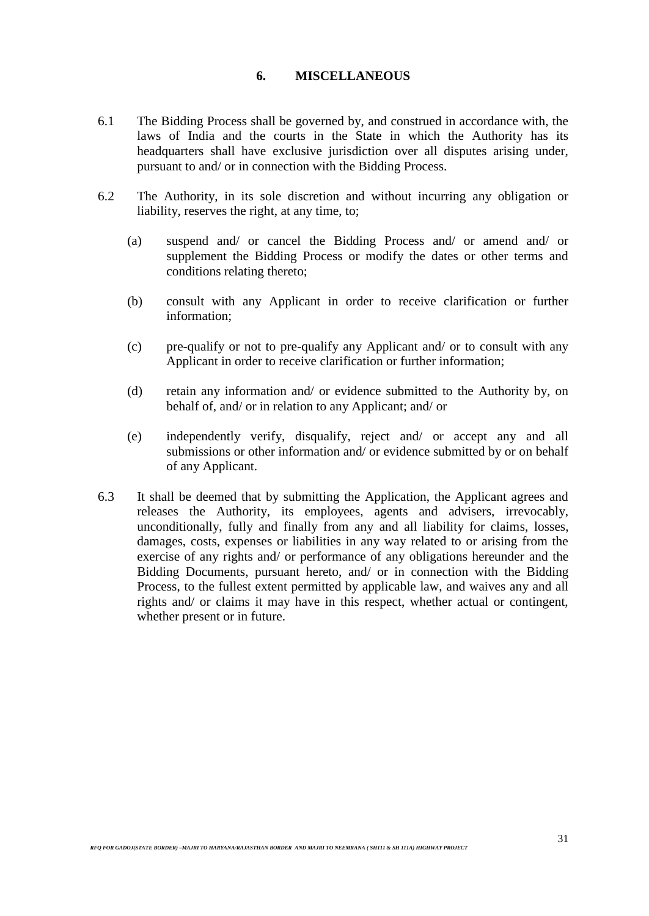## 6. MISCELLANEOUS

6.1 The Bidding Process shall be governed by, and construed in accordance with, the laws of India and the courts in the State in which the Authority has its headquarters shall have exclusive jurisdiction over all disputes arising under, pursuant to and/ or in connection with the Bidding Process.

6.2 The Authority, in its sole discretion and without incurring any obligation or liability, reserves the right, at any time, to;

(a) suspend and/ or cancel the Bidding Process and/ or amend and/ or supplement the Bidding Process or modify the dates or other terms and conditions relating thereto;

(b) consult with any Applicant in order to receive clarification or further information;

(c) pre-qualify or not to pre-qualify any Applicant and/ or to consult with any Applicant in order to receive clarification or further information;

(d) retain any information and/ or evidence submitted to the Authority by, on behalf of, and/ or in relation to any Applicant; and/ or

(e) independently verify, disqualify, reject and/ or accept any and all submissions or other information and/ or evidence submitted by or on behalf of any Applicant.

6.3 It shall be deemed that by submitting the Application, the Applicant agrees and releases the Authority, its employees, agents and advisers, irrevocably, unconditionally, fully and finally from any and all liability for claims, losses, damages, costs, expenses or liabilities in any way related to or arising from the exercise of any rights and/ or performance of any obligations hereunder and the Bidding Documents, pursuant hereto, and/ or in connection with the Bidding Process, to the fullest extent permitted by applicable law, and waives any and all rights and/ or claims it may have in this respect, whether actual or contingent, whether present or in future.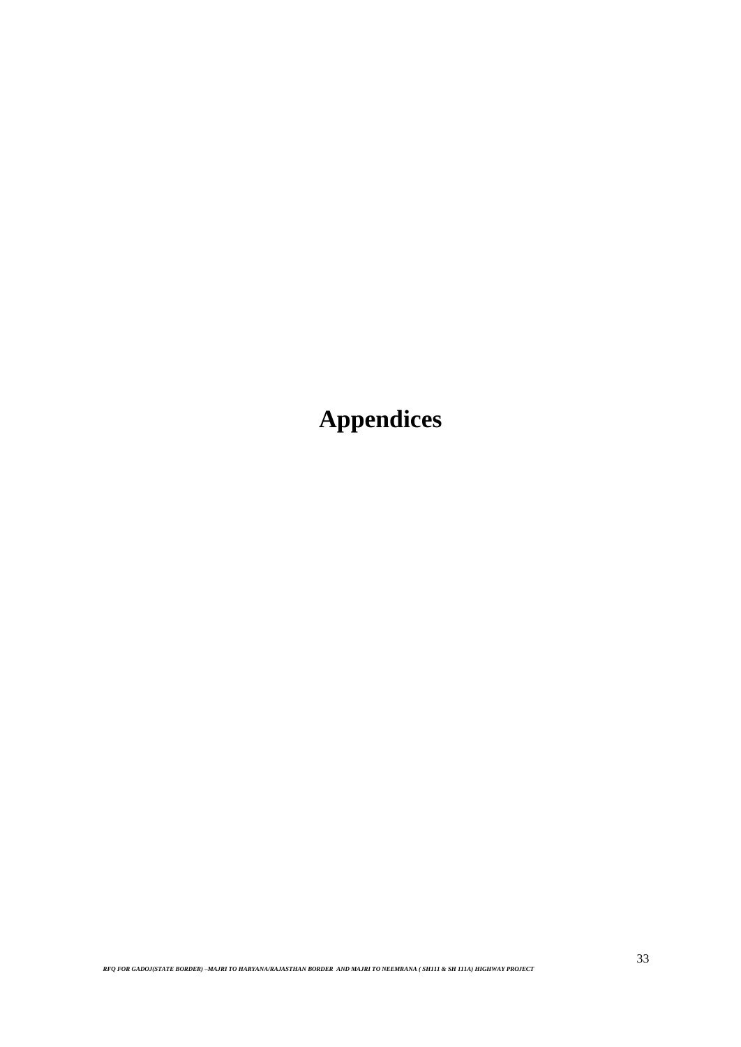# Appendices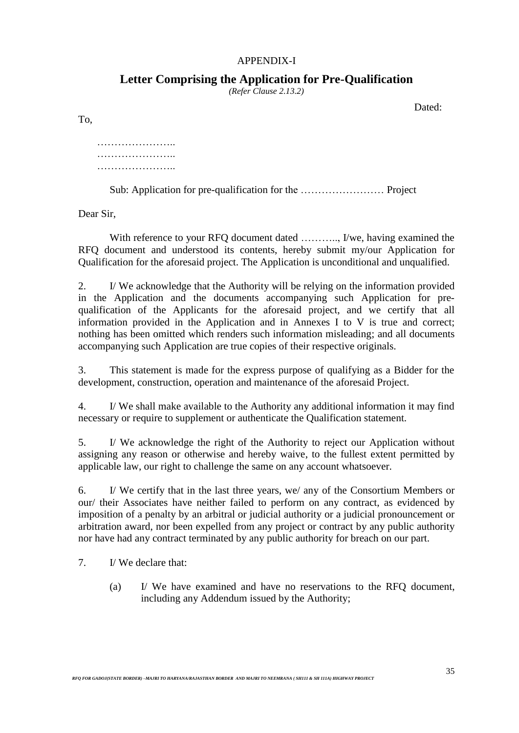APPENDIX-I

## Letter Comprising the Application for Pre-Qualification

*(Refer Clause 2.13.2)*

Dated:

To,

……………………..
……………………..
……………………..

Sub: Application for pre-qualification for the …………………… Project

Dear Sir,

With reference to your RFQ document dated ……….., I/we, having examined the RFQ document and understood its contents, hereby submit my/our Application for Qualification for the aforesaid project. The Application is unconditional and unqualified.

2. I/ We acknowledge that the Authority will be relying on the information provided in the Application and the documents accompanying such Application for pre-qualification of the Applicants for the aforesaid project, and we certify that all information provided in the Application and in Annexes I to V is true and correct; nothing has been omitted which renders such information misleading; and all documents accompanying such Application are true copies of their respective originals.

3. This statement is made for the express purpose of qualifying as a Bidder for the development, construction, operation and maintenance of the aforesaid Project.

4. I/ We shall make available to the Authority any additional information it may find necessary or require to supplement or authenticate the Qualification statement.

5. I/ We acknowledge the right of the Authority to reject our Application without assigning any reason or otherwise and hereby waive, to the fullest extent permitted by applicable law, our right to challenge the same on any account whatsoever.

6. I/ We certify that in the last three years, we/ any of the Consortium Members or our/ their Associates have neither failed to perform on any contract, as evidenced by imposition of a penalty by an arbitral or judicial authority or a judicial pronouncement or arbitration award, nor been expelled from any project or contract by any public authority nor have had any contract terminated by any public authority for breach on our part.

7. I/ We declare that:

(a) I/ We have examined and have no reservations to the RFQ document, including any Addendum issued by the Authority;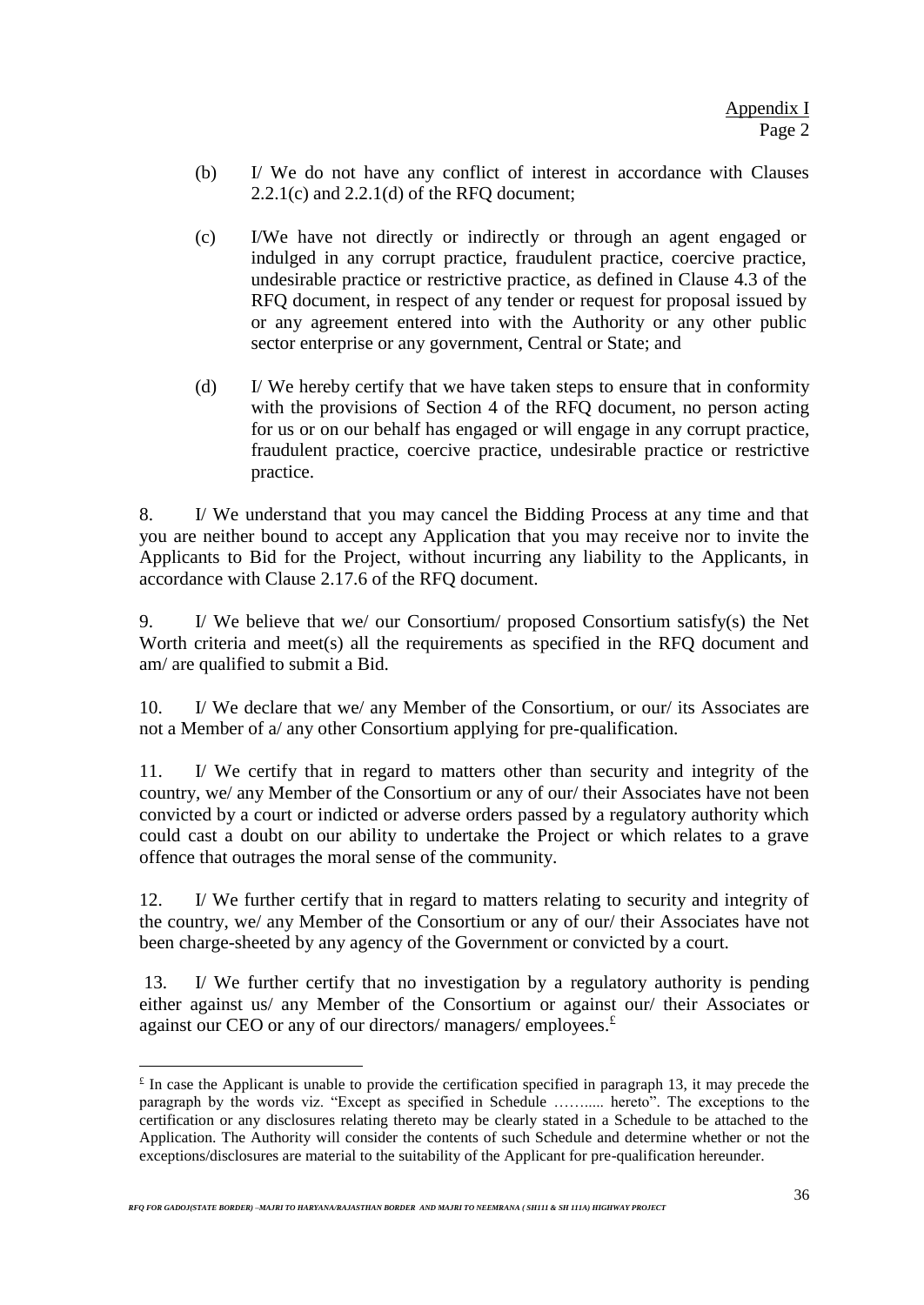Appendix I
Page 2

(b) I/ We do not have any conflict of interest in accordance with Clauses 2.2.1(c) and 2.2.1(d) of the RFQ document;

(c) I/We have not directly or indirectly or through an agent engaged or indulged in any corrupt practice, fraudulent practice, coercive practice, undesirable practice or restrictive practice, as defined in Clause 4.3 of the RFQ document, in respect of any tender or request for proposal issued by or any agreement entered into with the Authority or any other public sector enterprise or any government, Central or State; and

(d) I/ We hereby certify that we have taken steps to ensure that in conformity with the provisions of Section 4 of the RFQ document, no person acting for us or on our behalf has engaged or will engage in any corrupt practice, fraudulent practice, coercive practice, undesirable practice or restrictive practice.

8. I/ We understand that you may cancel the Bidding Process at any time and that you are neither bound to accept any Application that you may receive nor to invite the Applicants to Bid for the Project, without incurring any liability to the Applicants, in accordance with Clause 2.17.6 of the RFQ document.

9. I/ We believe that we/ our Consortium/ proposed Consortium satisfy(s) the Net Worth criteria and meet(s) all the requirements as specified in the RFQ document and am/ are qualified to submit a Bid.

10. I/ We declare that we/ any Member of the Consortium, or our/ its Associates are not a Member of a/ any other Consortium applying for pre-qualification.

11. I/ We certify that in regard to matters other than security and integrity of the country, we/ any Member of the Consortium or any of our/ their Associates have not been convicted by a court or indicted or adverse orders passed by a regulatory authority which could cast a doubt on our ability to undertake the Project or which relates to a grave offence that outrages the moral sense of the community.

12. I/ We further certify that in regard to matters relating to security and integrity of the country, we/ any Member of the Consortium or any of our/ their Associates have not been charge-sheeted by any agency of the Government or convicted by a court.

13. I/ We further certify that no investigation by a regulatory authority is pending either against us/ any Member of the Consortium or against our/ their Associates or against our CEO or any of our directors/ managers/ employees.[£]

---

[£] In case the Applicant is unable to provide the certification specified in paragraph 13, it may precede the paragraph by the words viz. "Except as specified in Schedule ……..... hereto". The exceptions to the certification or any disclosures relating thereto may be clearly stated in a Schedule to be attached to the Application. The Authority will consider the contents of such Schedule and determine whether or not the exceptions/disclosures are material to the suitability of the Applicant for pre-qualification hereunder.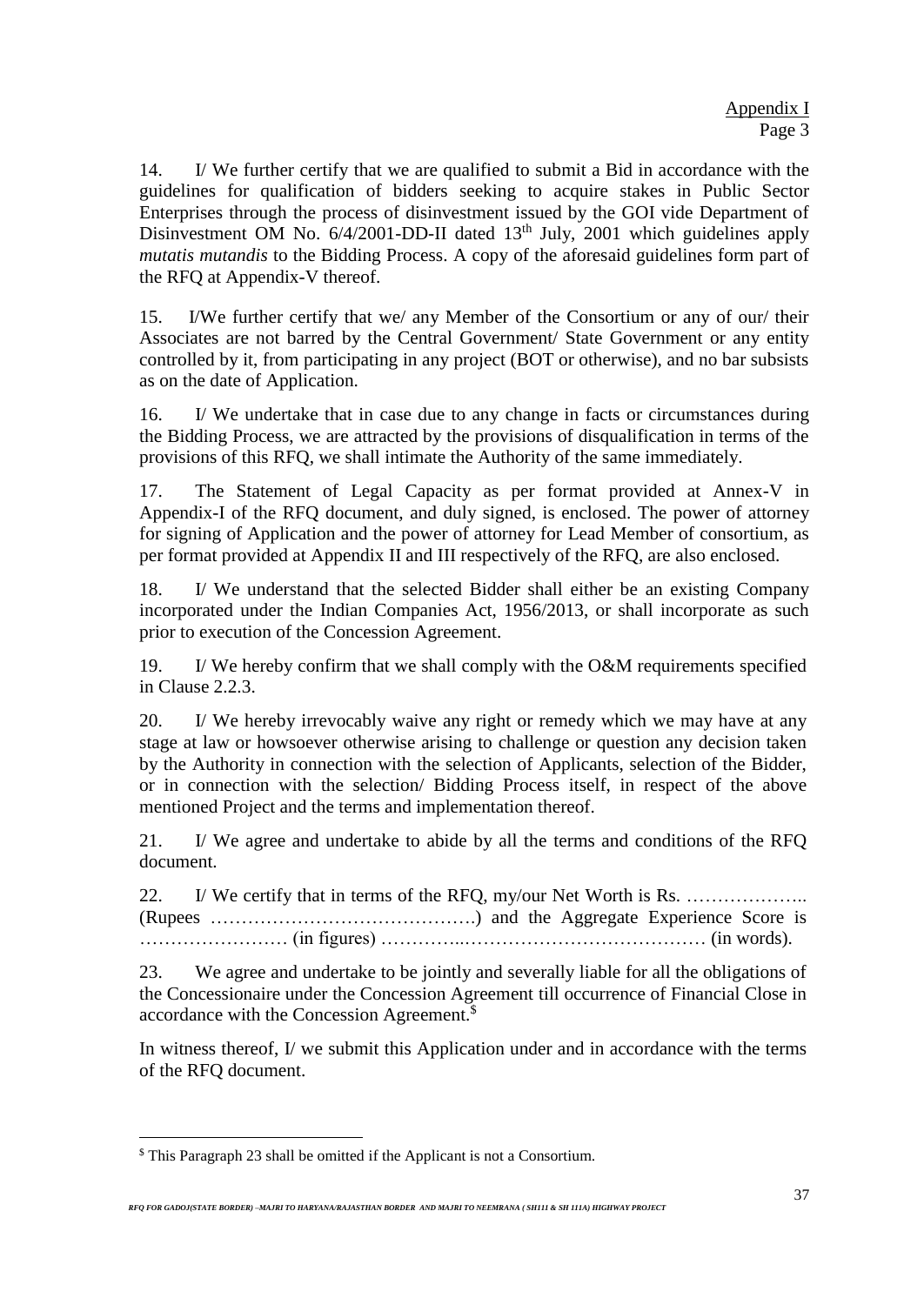Appendix I
Page 3

14. I/ We further certify that we are qualified to submit a Bid in accordance with the guidelines for qualification of bidders seeking to acquire stakes in Public Sector Enterprises through the process of disinvestment issued by the GOI vide Department of Disinvestment OM No. 6/4/2001-DD-II dated 13th July, 2001 which guidelines apply *mutatis mutandis* to the Bidding Process. A copy of the aforesaid guidelines form part of the RFQ at Appendix-V thereof.

15. I/We further certify that we/ any Member of the Consortium or any of our/ their Associates are not barred by the Central Government/ State Government or any entity controlled by it, from participating in any project (BOT or otherwise), and no bar subsists as on the date of Application.

16. I/ We undertake that in case due to any change in facts or circumstances during the Bidding Process, we are attracted by the provisions of disqualification in terms of the provisions of this RFQ, we shall intimate the Authority of the same immediately.

17. The Statement of Legal Capacity as per format provided at Annex-V in Appendix-I of the RFQ document, and duly signed, is enclosed. The power of attorney for signing of Application and the power of attorney for Lead Member of consortium, as per format provided at Appendix II and III respectively of the RFQ, are also enclosed.

18. I/ We understand that the selected Bidder shall either be an existing Company incorporated under the Indian Companies Act, 1956/2013, or shall incorporate as such prior to execution of the Concession Agreement.

19. I/ We hereby confirm that we shall comply with the O&M requirements specified in Clause 2.2.3.

20. I/ We hereby irrevocably waive any right or remedy which we may have at any stage at law or howsoever otherwise arising to challenge or question any decision taken by the Authority in connection with the selection of Applicants, selection of the Bidder, or in connection with the selection/ Bidding Process itself, in respect of the above mentioned Project and the terms and implementation thereof.

21. I/ We agree and undertake to abide by all the terms and conditions of the RFQ document.

22. I/ We certify that in terms of the RFQ, my/our Net Worth is Rs. ……………….. (Rupees …………………………………….) and the Aggregate Experience Score is …………………… (in figures) …………..………………………………… (in words).

23. We agree and undertake to be jointly and severally liable for all the obligations of the Concessionaire under the Concession Agreement till occurrence of Financial Close in accordance with the Concession Agreement.[$]

In witness thereof, I/ we submit this Application under and in accordance with the terms of the RFQ document.

---

[$] This Paragraph 23 shall be omitted if the Applicant is not a Consortium.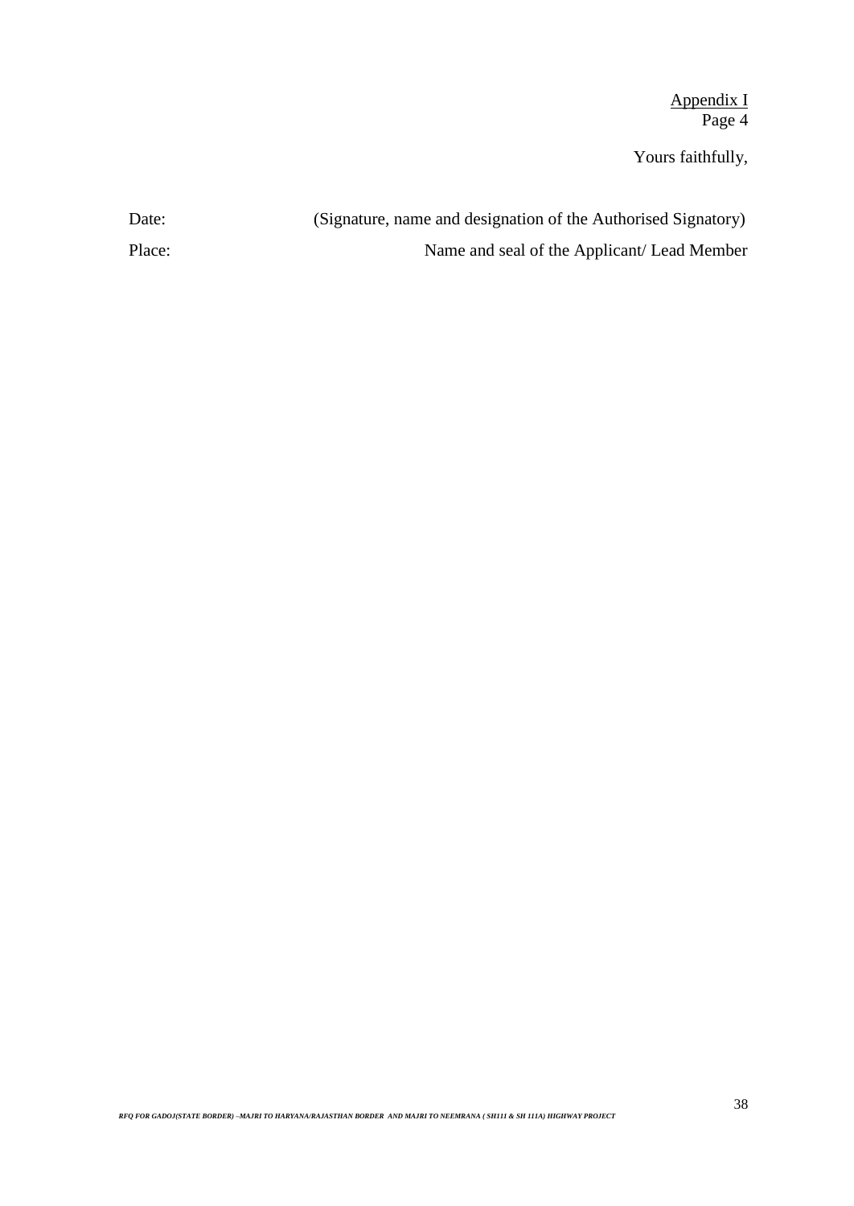Appendix I
Page 4

Yours faithfully,

Date: (Signature, name and designation of the Authorised Signatory)

Place: Name and seal of the Applicant/ Lead Member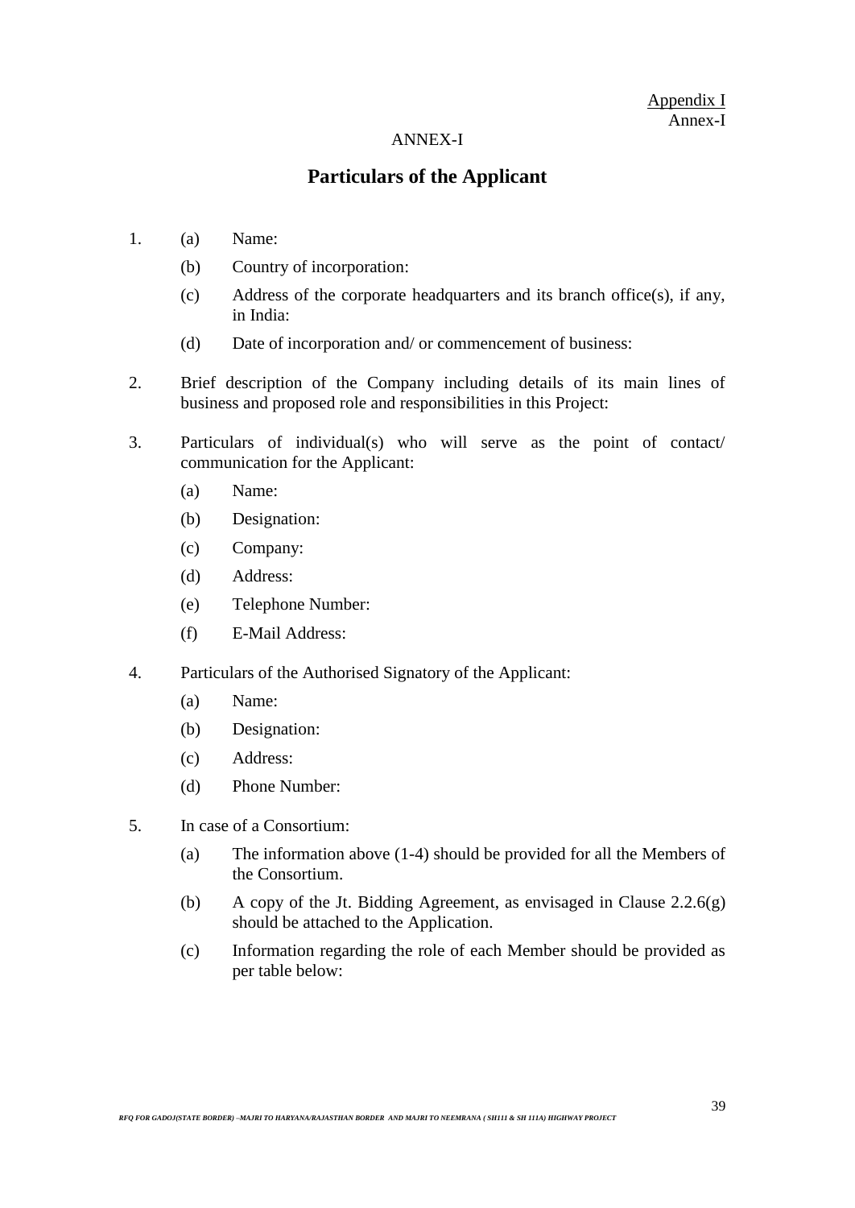Appendix I
Annex-I

ANNEX-I

## Particulars of the Applicant

1. (a) Name:

   (b) Country of incorporation:

   (c) Address of the corporate headquarters and its branch office(s), if any, in India:

   (d) Date of incorporation and/ or commencement of business:

2. Brief description of the Company including details of its main lines of business and proposed role and responsibilities in this Project:

3. Particulars of individual(s) who will serve as the point of contact/ communication for the Applicant:

   (a) Name:

   (b) Designation:

   (c) Company:

   (d) Address:

   (e) Telephone Number:

   (f) E-Mail Address:

4. Particulars of the Authorised Signatory of the Applicant:

   (a) Name:

   (b) Designation:

   (c) Address:

   (d) Phone Number:

5. In case of a Consortium:

   (a) The information above (1-4) should be provided for all the Members of the Consortium.

   (b) A copy of the Jt. Bidding Agreement, as envisaged in Clause 2.2.6(g) should be attached to the Application.

   (c) Information regarding the role of each Member should be provided as per table below: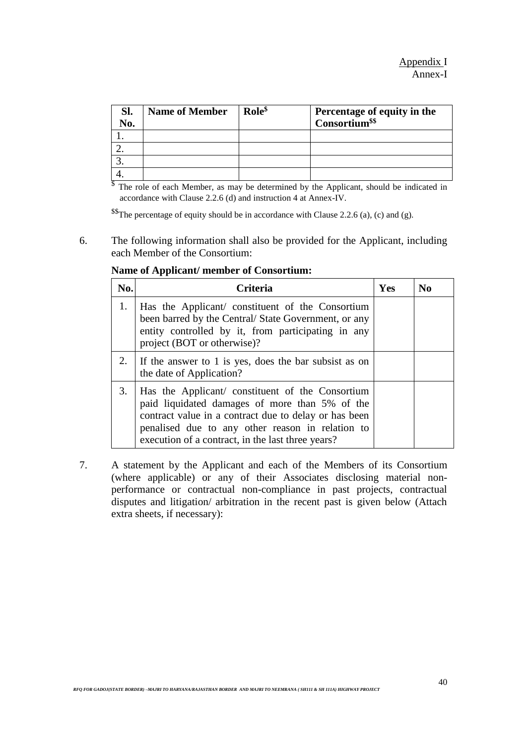Appendix I
Annex-I

| Sl. No. | Name of Member | Role[$] | Percentage of equity in the Consortium[$$] |
|---|---|---|---|
| 1. | | | |
| 2. | | | |
| 3. | | | |
| 4. | | | |

[$] The role of each Member, as may be determined by the Applicant, should be indicated in accordance with Clause 2.2.6 (d) and instruction 4 at Annex-IV.

[$$] The percentage of equity should be in accordance with Clause 2.2.6 (a), (c) and (g).

6. The following information shall also be provided for the Applicant, including each Member of the Consortium:

**Name of Applicant/ member of Consortium:**

| No. | Criteria | Yes | No |
|---|---|---|---|
| 1. | Has the Applicant/ constituent of the Consortium been barred by the Central/ State Government, or any entity controlled by it, from participating in any project (BOT or otherwise)? | | |
| 2. | If the answer to 1 is yes, does the bar subsist as on the date of Application? | | |
| 3. | Has the Applicant/ constituent of the Consortium paid liquidated damages of more than 5% of the contract value in a contract due to delay or has been penalised due to any other reason in relation to execution of a contract, in the last three years? | | |

7. A statement by the Applicant and each of the Members of its Consortium (where applicable) or any of their Associates disclosing material non-performance or contractual non-compliance in past projects, contractual disputes and litigation/ arbitration in the recent past is given below (Attach extra sheets, if necessary):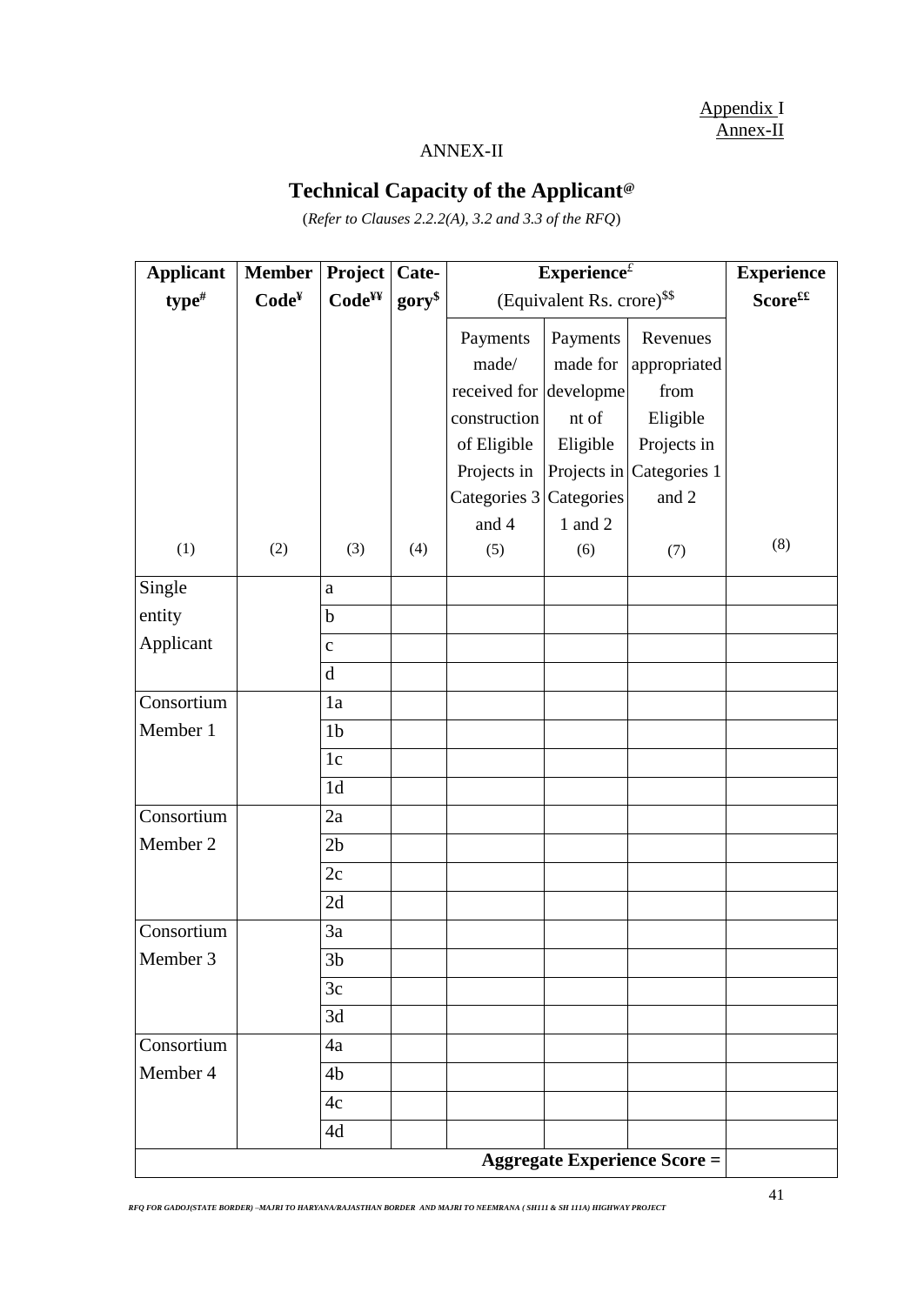Appendix I
Annex-II

ANNEX-II

## Technical Capacity of the Applicant@

(*Refer to Clauses 2.2.2(A), 3.2 and 3.3 of the RFQ*)

| Applicant type# | Member Code¥ | Project Code¥¥ | Category$ | Experience£ (Equivalent Rs. crore)$$ | | | Experience Score££ |
|---|---|---|---|---|---|---|---|
| | | | | Payments made/ received for construction of Eligible Projects in Categories 3 and 4 | Payments made for development of Eligible Projects in Categories 1 and 2 | Revenues appropriated from Eligible Projects in Categories 1 and 2 | |
| (1) | (2) | (3) | (4) | (5) | (6) | (7) | (8) |
| Single entity Applicant | | a | | | | | |
| | | b | | | | | |
| | | c | | | | | |
| | | d | | | | | |
| Consortium Member 1 | | 1a | | | | | |
| | | 1b | | | | | |
| | | 1c | | | | | |
| | | 1d | | | | | |
| Consortium Member 2 | | 2a | | | | | |
| | | 2b | | | | | |
| | | 2c | | | | | |
| | | 2d | | | | | |
| Consortium Member 3 | | 3a | | | | | |
| | | 3b | | | | | |
| | | 3c | | | | | |
| | | 3d | | | | | |
| Consortium Member 4 | | 4a | | | | | |
| | | 4b | | | | | |
| | | 4c | | | | | |
| | | 4d | | | | | |
| | | | | | | **Aggregate Experience Score =** | |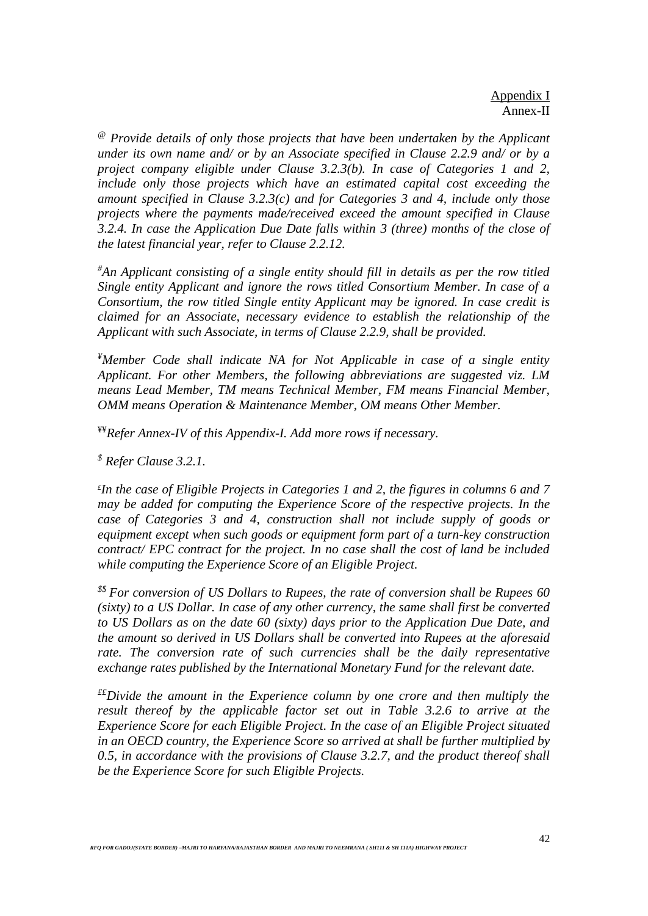Appendix I
Annex-II

*[@] Provide details of only those projects that have been undertaken by the Applicant under its own name and/ or by an Associate specified in Clause 2.2.9 and/ or by a project company eligible under Clause 3.2.3(b). In case of Categories 1 and 2, include only those projects which have an estimated capital cost exceeding the amount specified in Clause 3.2.3(c) and for Categories 3 and 4, include only those projects where the payments made/received exceed the amount specified in Clause 3.2.4. In case the Application Due Date falls within 3 (three) months of the close of the latest financial year, refer to Clause 2.2.12.*

*[#]An Applicant consisting of a single entity should fill in details as per the row titled Single entity Applicant and ignore the rows titled Consortium Member. In case of a Consortium, the row titled Single entity Applicant may be ignored. In case credit is claimed for an Associate, necessary evidence to establish the relationship of the Applicant with such Associate, in terms of Clause 2.2.9, shall be provided.*

*[¥]Member Code shall indicate NA for Not Applicable in case of a single entity Applicant. For other Members, the following abbreviations are suggested viz. LM means Lead Member, TM means Technical Member, FM means Financial Member, OMM means Operation & Maintenance Member, OM means Other Member.*

*[¥¥]Refer Annex-IV of this Appendix-I. Add more rows if necessary.*

*[$] Refer Clause 3.2.1.*

*[£]In the case of Eligible Projects in Categories 1 and 2, the figures in columns 6 and 7 may be added for computing the Experience Score of the respective projects. In the case of Categories 3 and 4, construction shall not include supply of goods or equipment except when such goods or equipment form part of a turn-key construction contract/ EPC contract for the project. In no case shall the cost of land be included while computing the Experience Score of an Eligible Project.*

*[$$] For conversion of US Dollars to Rupees, the rate of conversion shall be Rupees 60 (sixty) to a US Dollar. In case of any other currency, the same shall first be converted to US Dollars as on the date 60 (sixty) days prior to the Application Due Date, and the amount so derived in US Dollars shall be converted into Rupees at the aforesaid rate. The conversion rate of such currencies shall be the daily representative exchange rates published by the International Monetary Fund for the relevant date.*

*[££]Divide the amount in the Experience column by one crore and then multiply the result thereof by the applicable factor set out in Table 3.2.6 to arrive at the Experience Score for each Eligible Project. In the case of an Eligible Project situated in an OECD country, the Experience Score so arrived at shall be further multiplied by 0.5, in accordance with the provisions of Clause 3.2.7, and the product thereof shall be the Experience Score for such Eligible Projects.*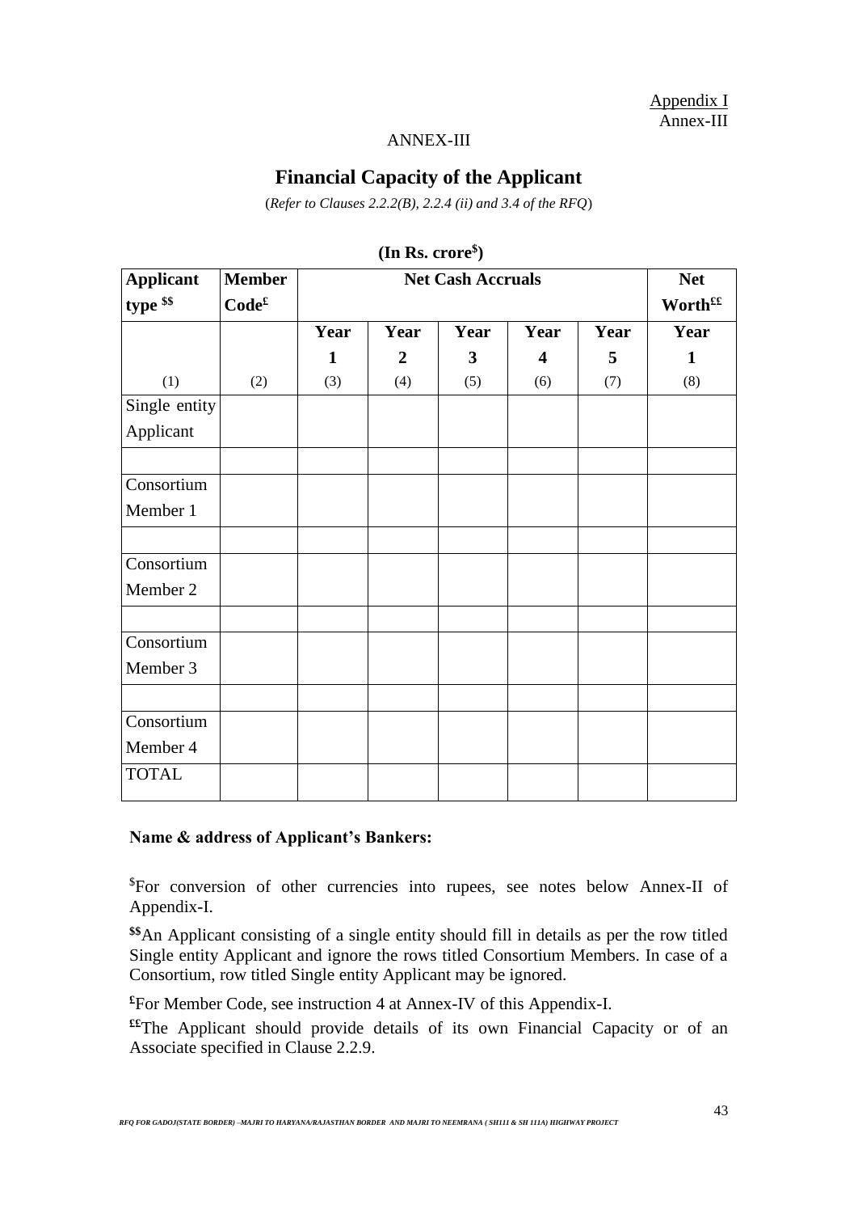Appendix I
Annex-III

ANNEX-III

## Financial Capacity of the Applicant

(*Refer to Clauses 2.2.2(B), 2.2.4 (ii) and 3.4 of the RFQ*)

**(In Rs. crore[$])**

| **Applicant type [$$]** | **Member Code[£]** | **Net Cash Accruals** | | | | | **Net Worth[££]** |
|---|---|---|---|---|---|---|---|
| | | **Year 1** | **Year 2** | **Year 3** | **Year 4** | **Year 5** | **Year 1** |
| (1) | (2) | (3) | (4) | (5) | (6) | (7) | (8) |
| Single entity Applicant | | | | | | | |
| | | | | | | | |
| Consortium Member 1 | | | | | | | |
| | | | | | | | |
| Consortium Member 2 | | | | | | | |
| | | | | | | | |
| Consortium Member 3 | | | | | | | |
| | | | | | | | |
| Consortium Member 4 | | | | | | | |
| TOTAL | | | | | | | |

**Name & address of Applicant's Bankers:**

[$]For conversion of other currencies into rupees, see notes below Annex-II of Appendix-I.

**[$$]**An Applicant consisting of a single entity should fill in details as per the row titled Single entity Applicant and ignore the rows titled Consortium Members. In case of a Consortium, row titled Single entity Applicant may be ignored.

**[£]**For Member Code, see instruction 4 at Annex-IV of this Appendix-I.

**[££]**The Applicant should provide details of its own Financial Capacity or of an Associate specified in Clause 2.2.9.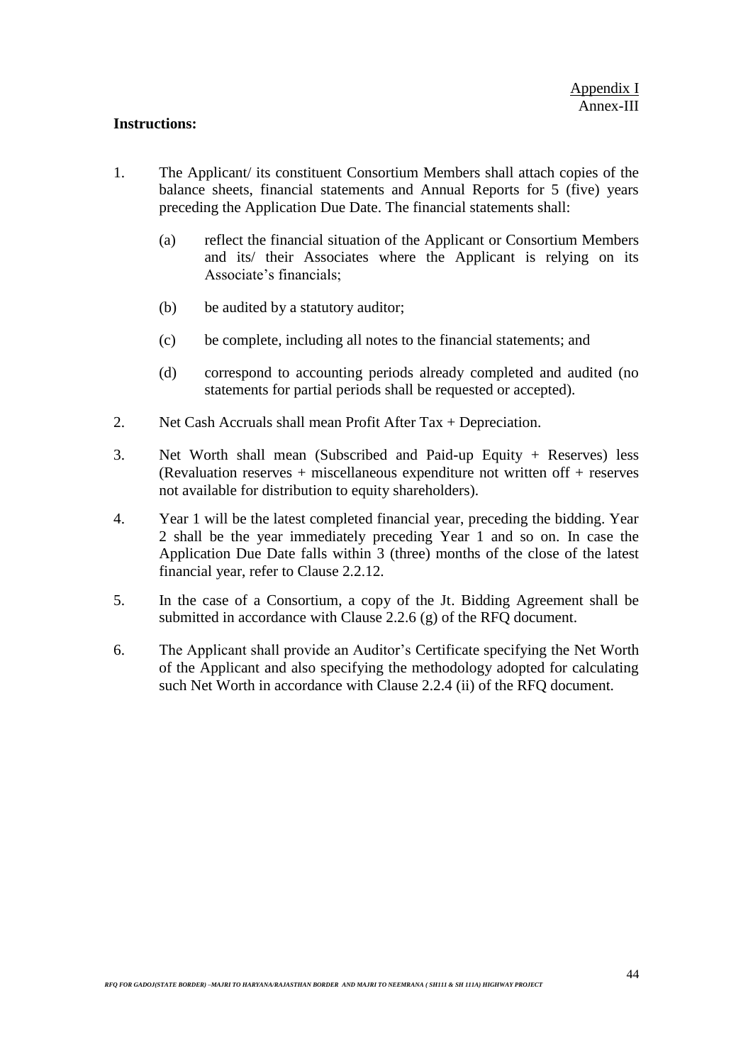Appendix I
Annex-III

**Instructions:**

1. The Applicant/ its constituent Consortium Members shall attach copies of the balance sheets, financial statements and Annual Reports for 5 (five) years preceding the Application Due Date. The financial statements shall:

   (a) reflect the financial situation of the Applicant or Consortium Members and its/ their Associates where the Applicant is relying on its Associate's financials;

   (b) be audited by a statutory auditor;

   (c) be complete, including all notes to the financial statements; and

   (d) correspond to accounting periods already completed and audited (no statements for partial periods shall be requested or accepted).

2. Net Cash Accruals shall mean Profit After Tax + Depreciation.

3. Net Worth shall mean (Subscribed and Paid-up Equity + Reserves) less (Revaluation reserves + miscellaneous expenditure not written off + reserves not available for distribution to equity shareholders).

4. Year 1 will be the latest completed financial year, preceding the bidding. Year 2 shall be the year immediately preceding Year 1 and so on. In case the Application Due Date falls within 3 (three) months of the close of the latest financial year, refer to Clause 2.2.12.

5. In the case of a Consortium, a copy of the Jt. Bidding Agreement shall be submitted in accordance with Clause 2.2.6 (g) of the RFQ document.

6. The Applicant shall provide an Auditor's Certificate specifying the Net Worth of the Applicant and also specifying the methodology adopted for calculating such Net Worth in accordance with Clause 2.2.4 (ii) of the RFQ document.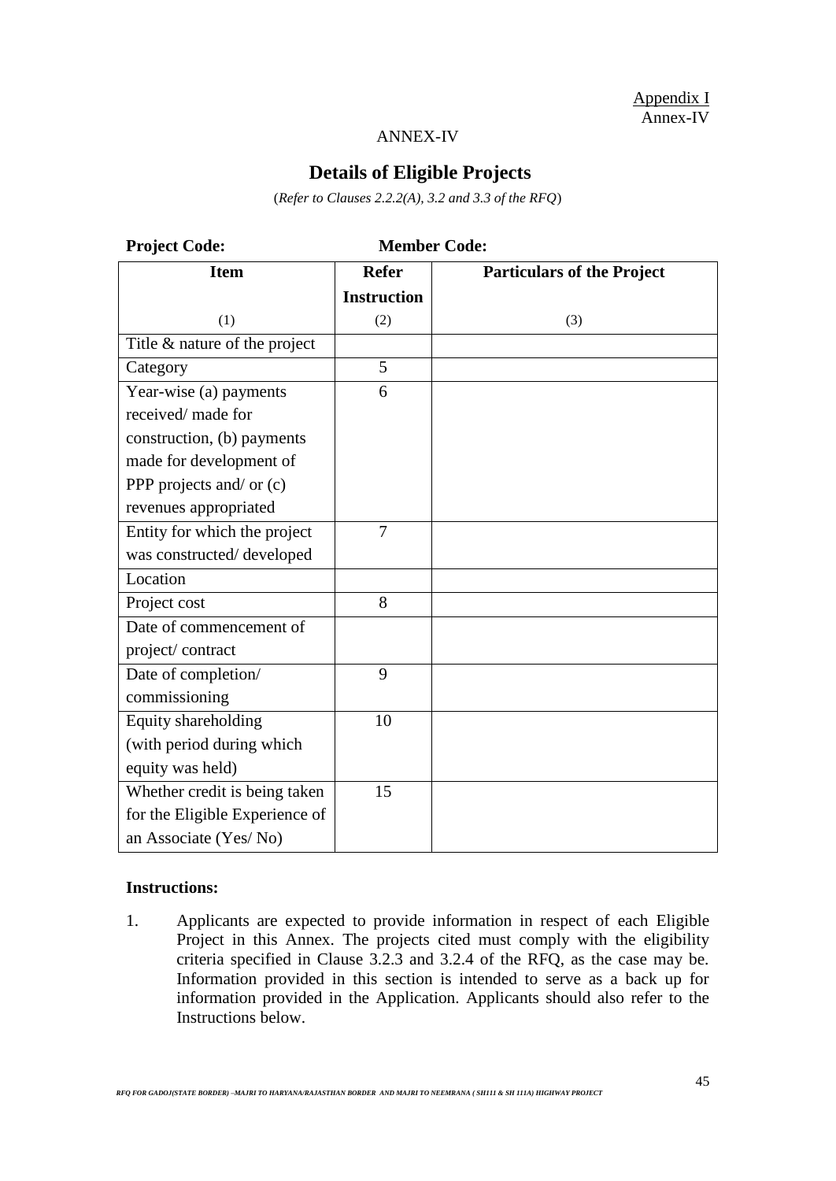Appendix I
Annex-IV

ANNEX-IV

## Details of Eligible Projects

(*Refer to Clauses 2.2.2(A), 3.2 and 3.3 of the RFQ*)

**Project Code:** **Member Code:**

| Item | Refer Instruction | Particulars of the Project |
|---|---|---|
| (1) | (2) | (3) |
| Title & nature of the project | | |
| Category | 5 | |
| Year-wise (a) payments received/ made for construction, (b) payments made for development of PPP projects and/ or (c) revenues appropriated | 6 | |
| Entity for which the project was constructed/ developed | 7 | |
| Location | | |
| Project cost | 8 | |
| Date of commencement of project/ contract | | |
| Date of completion/ commissioning | 9 | |
| Equity shareholding (with period during which equity was held) | 10 | |
| Whether credit is being taken for the Eligible Experience of an Associate (Yes/ No) | 15 | |

**Instructions:**

1. Applicants are expected to provide information in respect of each Eligible Project in this Annex. The projects cited must comply with the eligibility criteria specified in Clause 3.2.3 and 3.2.4 of the RFQ, as the case may be. Information provided in this section is intended to serve as a back up for information provided in the Application. Applicants should also refer to the Instructions below.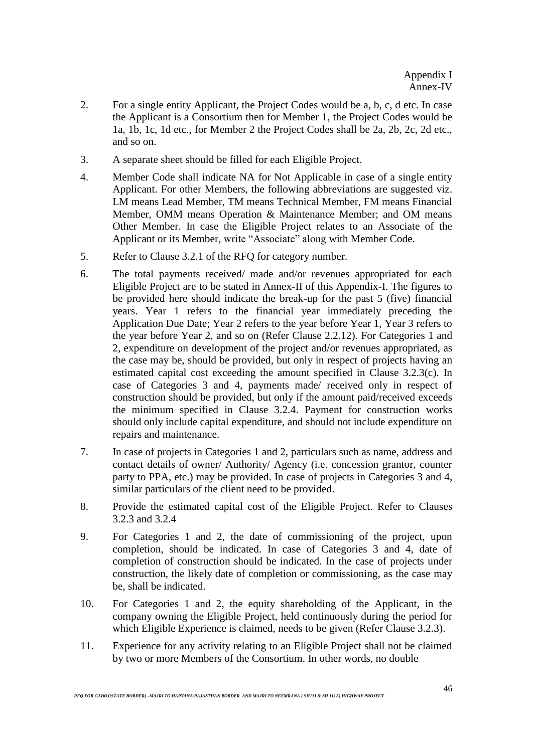Appendix I
Annex-IV

2. For a single entity Applicant, the Project Codes would be a, b, c, d etc. In case the Applicant is a Consortium then for Member 1, the Project Codes would be 1a, 1b, 1c, 1d etc., for Member 2 the Project Codes shall be 2a, 2b, 2c, 2d etc., and so on.

3. A separate sheet should be filled for each Eligible Project.

4. Member Code shall indicate NA for Not Applicable in case of a single entity Applicant. For other Members, the following abbreviations are suggested viz. LM means Lead Member, TM means Technical Member, FM means Financial Member, OMM means Operation & Maintenance Member; and OM means Other Member. In case the Eligible Project relates to an Associate of the Applicant or its Member, write "Associate" along with Member Code.

5. Refer to Clause 3.2.1 of the RFQ for category number.

6. The total payments received/ made and/or revenues appropriated for each Eligible Project are to be stated in Annex-II of this Appendix-I. The figures to be provided here should indicate the break-up for the past 5 (five) financial years. Year 1 refers to the financial year immediately preceding the Application Due Date; Year 2 refers to the year before Year 1, Year 3 refers to the year before Year 2, and so on (Refer Clause 2.2.12). For Categories 1 and 2, expenditure on development of the project and/or revenues appropriated, as the case may be, should be provided, but only in respect of projects having an estimated capital cost exceeding the amount specified in Clause 3.2.3(c). In case of Categories 3 and 4, payments made/ received only in respect of construction should be provided, but only if the amount paid/received exceeds the minimum specified in Clause 3.2.4. Payment for construction works should only include capital expenditure, and should not include expenditure on repairs and maintenance.

7. In case of projects in Categories 1 and 2, particulars such as name, address and contact details of owner/ Authority/ Agency (i.e. concession grantor, counter party to PPA, etc.) may be provided. In case of projects in Categories 3 and 4, similar particulars of the client need to be provided.

8. Provide the estimated capital cost of the Eligible Project. Refer to Clauses 3.2.3 and 3.2.4

9. For Categories 1 and 2, the date of commissioning of the project, upon completion, should be indicated. In case of Categories 3 and 4, date of completion of construction should be indicated. In the case of projects under construction, the likely date of completion or commissioning, as the case may be, shall be indicated.

10. For Categories 1 and 2, the equity shareholding of the Applicant, in the company owning the Eligible Project, held continuously during the period for which Eligible Experience is claimed, needs to be given (Refer Clause 3.2.3).

11. Experience for any activity relating to an Eligible Project shall not be claimed by two or more Members of the Consortium. In other words, no double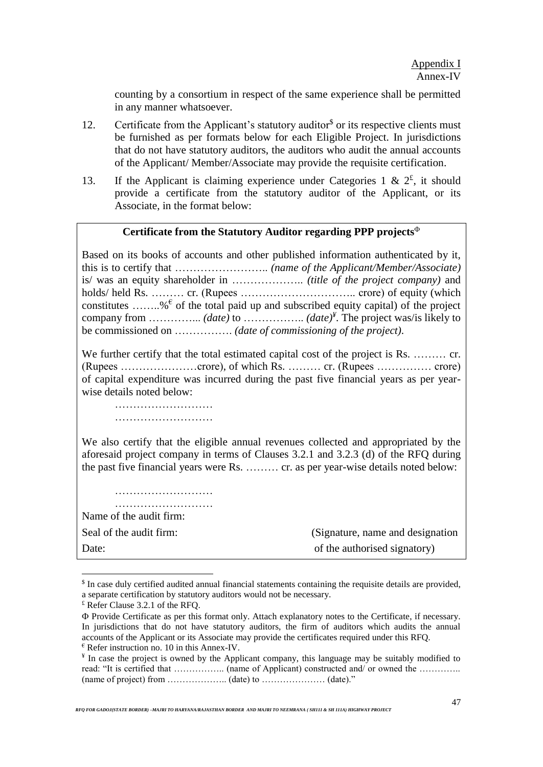counting by a consortium in respect of the same experience shall be permitted in any manner whatsoever.

12. Certificate from the Applicant's statutory auditor[$] or its respective clients must be furnished as per formats below for each Eligible Project. In jurisdictions that do not have statutory auditors, the auditors who audit the annual accounts of the Applicant/ Member/Associate may provide the requisite certification.

13. If the Applicant is claiming experience under Categories 1 & 2[£], it should provide a certificate from the statutory auditor of the Applicant, or its Associate, in the format below:

**Certificate from the Statutory Auditor regarding PPP projects**[Φ]

Based on its books of accounts and other published information authenticated by it, this is to certify that …………………….. *(name of the Applicant/Member/Associate)* is/ was an equity shareholder in ……………….. *(title of the project company)* and holds/ held Rs. ……… cr. (Rupees ………………………….. crore) of equity (which constitutes ……..%[€] of the total paid up and subscribed equity capital) of the project company from …………... *(date)* to …………….. *(date)*[¥]. The project was/is likely to be commissioned on ……………. *(date of commissioning of the project)*.

We further certify that the total estimated capital cost of the project is Rs. ……… cr. (Rupees …………………crore), of which Rs. ……… cr. (Rupees …………… crore) of capital expenditure was incurred during the past five financial years as per year-wise details noted below:

………………………

………………………

We also certify that the eligible annual revenues collected and appropriated by the aforesaid project company in terms of Clauses 3.2.1 and 3.2.3 (d) of the RFQ during the past five financial years were Rs. ……… cr. as per year-wise details noted below:

………………………

………………………

Name of the audit firm:

Seal of the audit firm: (Signature, name and designation

Date: of the authorised signatory)

---

[$] In case duly certified audited annual financial statements containing the requisite details are provided, a separate certification by statutory auditors would not be necessary.

[£] Refer Clause 3.2.1 of the RFQ.

[Φ] Provide Certificate as per this format only. Attach explanatory notes to the Certificate, if necessary. In jurisdictions that do not have statutory auditors, the firm of auditors which audits the annual accounts of the Applicant or its Associate may provide the certificates required under this RFQ.

[€] Refer instruction no. 10 in this Annex-IV.

[¥] In case the project is owned by the Applicant company, this language may be suitably modified to read: "It is certified that …………….. (name of Applicant) constructed and/ or owned the ………….. (name of project) from ……………….. (date) to ………………… (date)."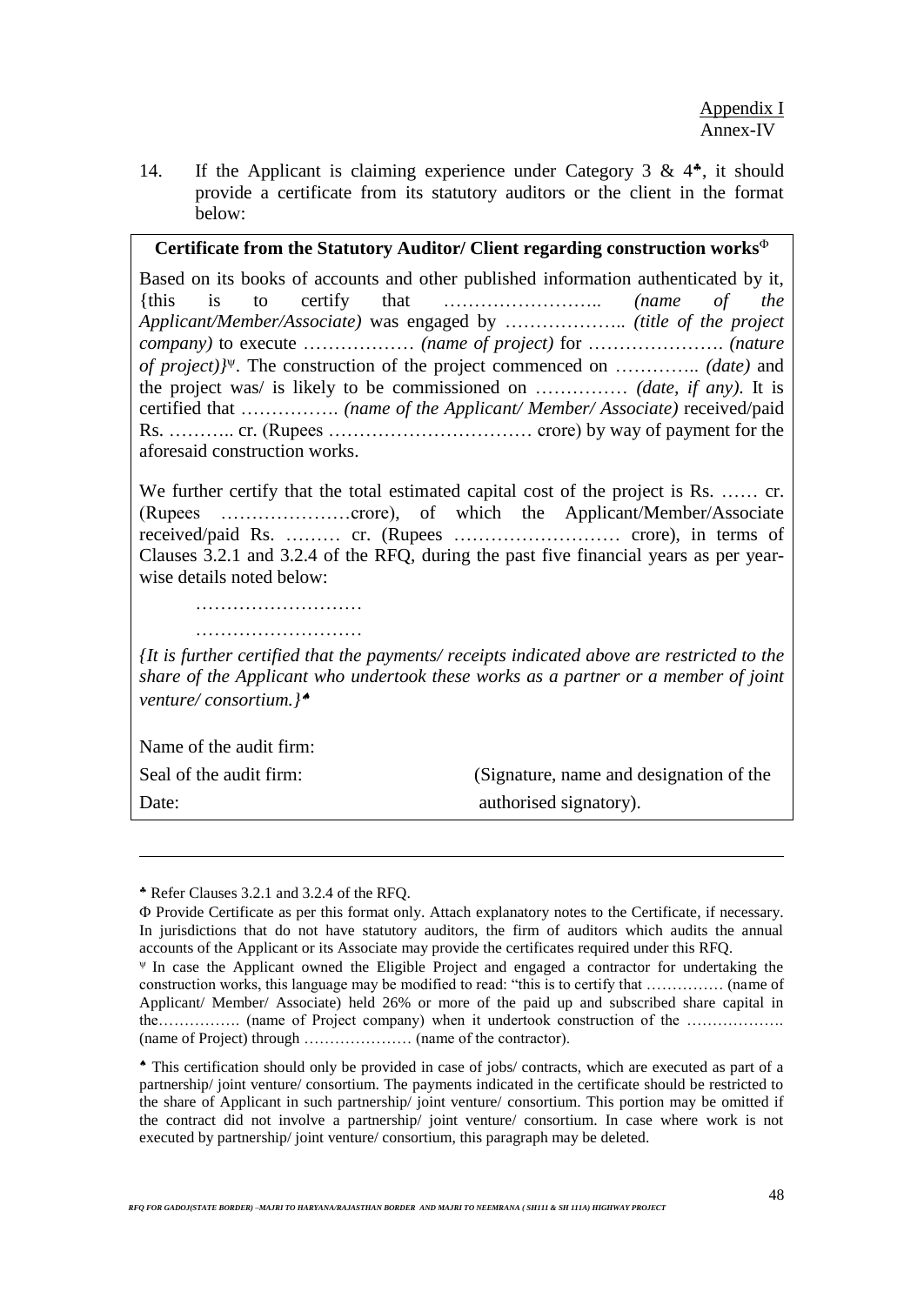Appendix I
Annex-IV

14. If the Applicant is claiming experience under Category 3 & 4♣, it should provide a certificate from its statutory auditors or the client in the format below:

**Certificate from the Statutory Auditor/ Client regarding construction works**Φ

Based on its books of accounts and other published information authenticated by it, {this is to certify that …………………….. *(name of the Applicant/Member/Associate)* was engaged by ……………….. *(title of the project company)* to execute ……………… *(name of project)* for …………………. *(nature of project)*}Ψ. The construction of the project commenced on ………….. *(date)* and the project was/ is likely to be commissioned on …………… *(date, if any)*. It is certified that ……………. *(name of the Applicant/ Member/ Associate)* received/paid Rs. ……….. cr. (Rupees …………………………… crore) by way of payment for the aforesaid construction works.

We further certify that the total estimated capital cost of the project is Rs. …… cr. (Rupees …………………crore), of which the Applicant/Member/Associate received/paid Rs. ……… cr. (Rupees ……………………… crore), in terms of Clauses 3.2.1 and 3.2.4 of the RFQ, during the past five financial years as per year-wise details noted below:

………………………

………………………

*{It is further certified that the payments/ receipts indicated above are restricted to the share of the Applicant who undertook these works as a partner or a member of joint venture/ consortium.}*♠

Name of the audit firm:

Seal of the audit firm: (Signature, name and designation of the

Date: authorised signatory).

---

♣ Refer Clauses 3.2.1 and 3.2.4 of the RFQ.

Φ Provide Certificate as per this format only. Attach explanatory notes to the Certificate, if necessary. In jurisdictions that do not have statutory auditors, the firm of auditors which audits the annual accounts of the Applicant or its Associate may provide the certificates required under this RFQ.

Ψ In case the Applicant owned the Eligible Project and engaged a contractor for undertaking the construction works, this language may be modified to read: "this is to certify that …………… (name of Applicant/ Member/ Associate) held 26% or more of the paid up and subscribed share capital in the……………. (name of Project company) when it undertook construction of the ………………. (name of Project) through ………………… (name of the contractor).

♠ This certification should only be provided in case of jobs/ contracts, which are executed as part of a partnership/ joint venture/ consortium. The payments indicated in the certificate should be restricted to the share of Applicant in such partnership/ joint venture/ consortium. This portion may be omitted if the contract did not involve a partnership/ joint venture/ consortium. In case where work is not executed by partnership/ joint venture/ consortium, this paragraph may be deleted.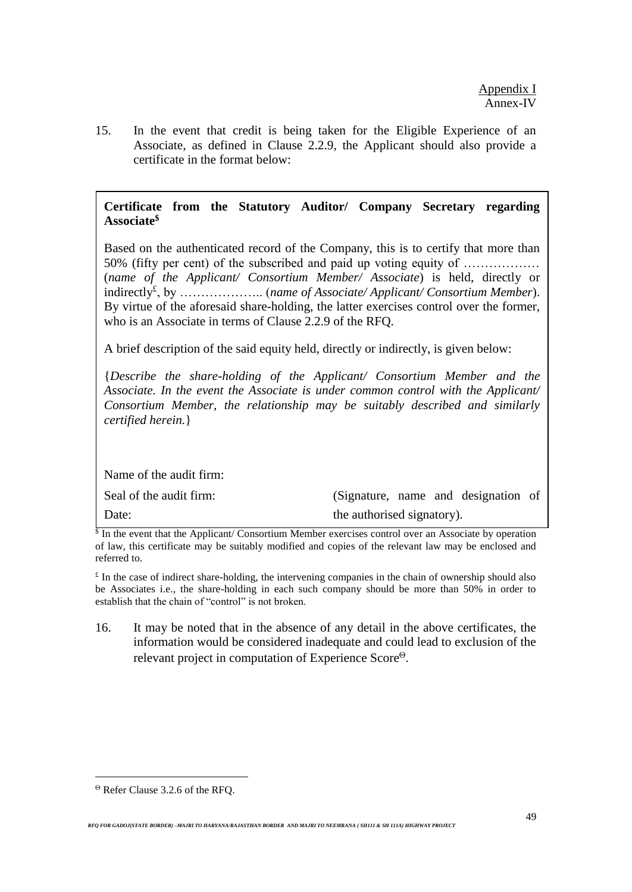Appendix I
Annex-IV

15. In the event that credit is being taken for the Eligible Experience of an Associate, as defined in Clause 2.2.9, the Applicant should also provide a certificate in the format below:

**Certificate from the Statutory Auditor/ Company Secretary regarding Associate**[$]

Based on the authenticated record of the Company, this is to certify that more than 50% (fifty per cent) of the subscribed and paid up voting equity of ……………… (*name of the Applicant/ Consortium Member/ Associate*) is held, directly or indirectly[£], by ……………….. (*name of Associate/ Applicant/ Consortium Member*). By virtue of the aforesaid share-holding, the latter exercises control over the former, who is an Associate in terms of Clause 2.2.9 of the RFQ.

A brief description of the said equity held, directly or indirectly, is given below:

{*Describe the share-holding of the Applicant/ Consortium Member and the Associate. In the event the Associate is under common control with the Applicant/ Consortium Member, the relationship may be suitably described and similarly certified herein.*}

Name of the audit firm:

Seal of the audit firm: (Signature, name and designation of

Date: the authorised signatory).

[$] In the event that the Applicant/ Consortium Member exercises control over an Associate by operation of law, this certificate may be suitably modified and copies of the relevant law may be enclosed and referred to.

[£] In the case of indirect share-holding, the intervening companies in the chain of ownership should also be Associates i.e., the share-holding in each such company should be more than 50% in order to establish that the chain of "control" is not broken.

16. It may be noted that in the absence of any detail in the above certificates, the information would be considered inadequate and could lead to exclusion of the relevant project in computation of Experience Score[Θ].

[Θ] Refer Clause 3.2.6 of the RFQ.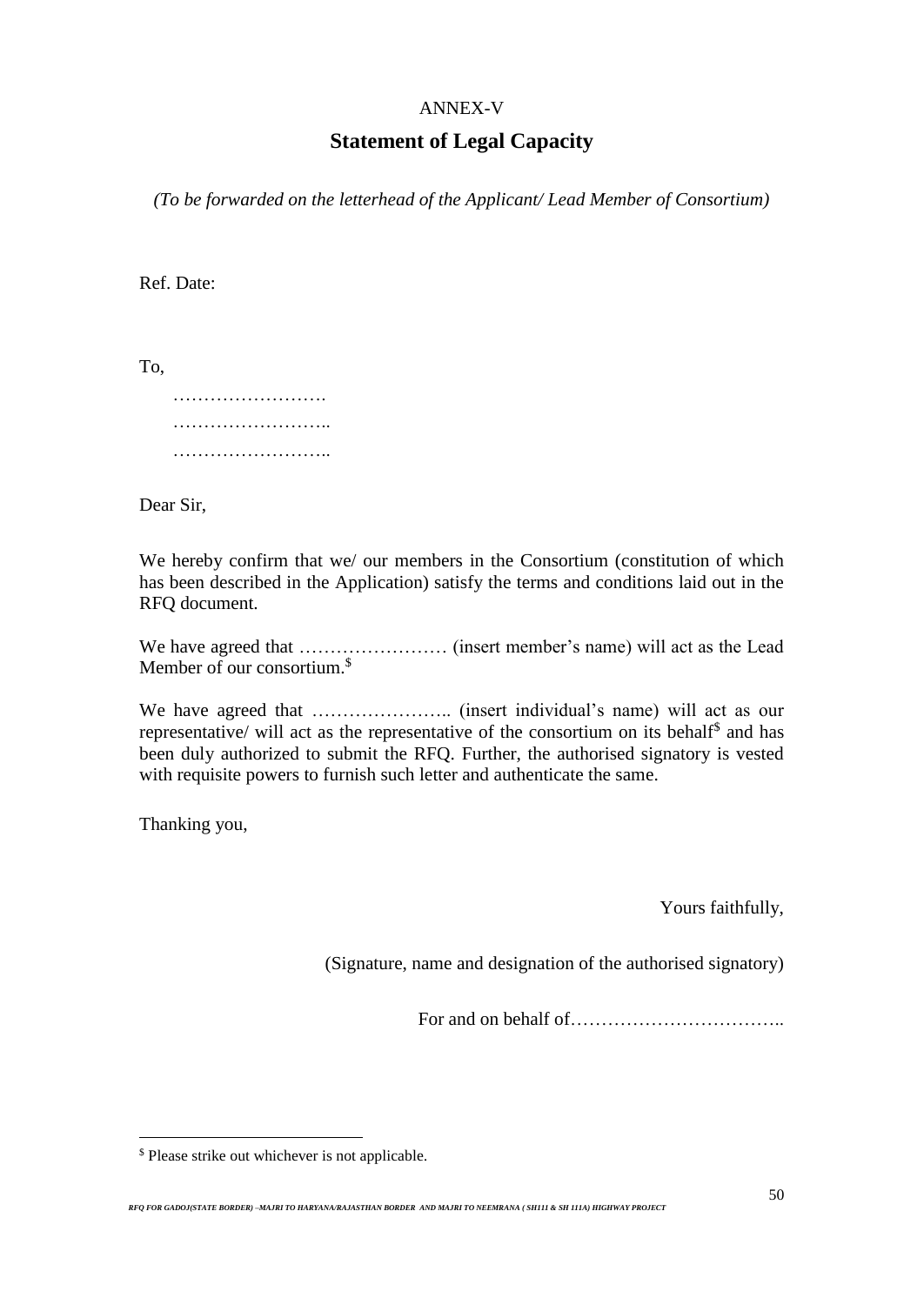ANNEX-V

# Statement of Legal Capacity

*(To be forwarded on the letterhead of the Applicant/ Lead Member of Consortium)*

Ref. Date:

To,

…………………….
……………………..
……………………..

Dear Sir,

We hereby confirm that we/ our members in the Consortium (constitution of which has been described in the Application) satisfy the terms and conditions laid out in the RFQ document.

We have agreed that …………………… (insert member's name) will act as the Lead Member of our consortium.[$]

We have agreed that ………………….. (insert individual's name) will act as our representative/ will act as the representative of the consortium on its behalf[$] and has been duly authorized to submit the RFQ. Further, the authorised signatory is vested with requisite powers to furnish such letter and authenticate the same.

Thanking you,

Yours faithfully,

(Signature, name and designation of the authorised signatory)

For and on behalf of……………………………..

---

[$] Please strike out whichever is not applicable.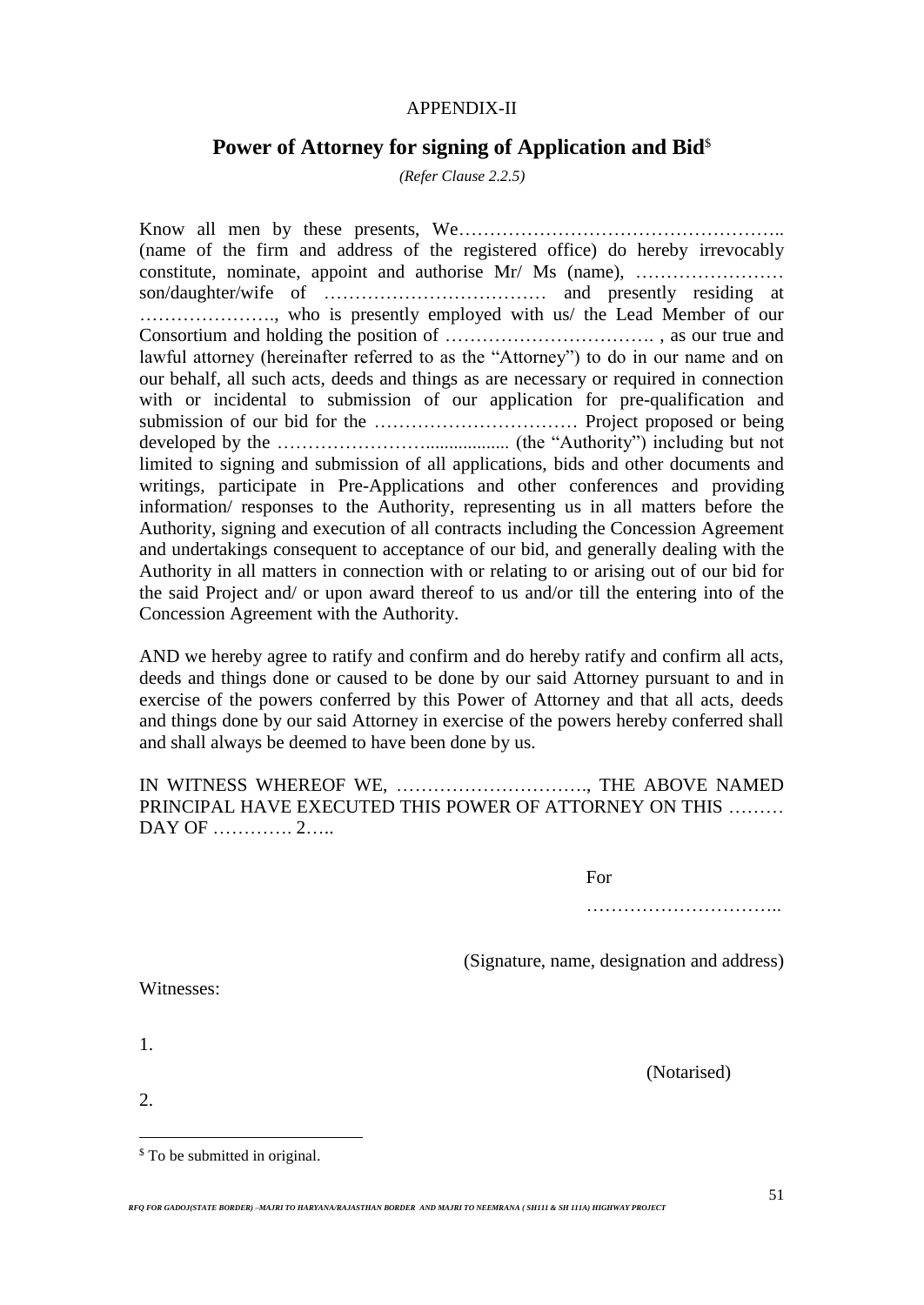APPENDIX-II

## Power of Attorney for signing of Application and Bid[$]

*(Refer Clause 2.2.5)*

Know all men by these presents, We…………………………………………….. (name of the firm and address of the registered office) do hereby irrevocably constitute, nominate, appoint and authorise Mr/ Ms (name), …………………… son/daughter/wife of ……………………………… and presently residing at …………………., who is presently employed with us/ the Lead Member of our Consortium and holding the position of ……………………………. , as our true and lawful attorney (hereinafter referred to as the "Attorney") to do in our name and on our behalf, all such acts, deeds and things as are necessary or required in connection with or incidental to submission of our application for pre-qualification and submission of our bid for the …………………………… Project proposed or being developed by the …………………….................. (the "Authority") including but not limited to signing and submission of all applications, bids and other documents and writings, participate in Pre-Applications and other conferences and providing information/ responses to the Authority, representing us in all matters before the Authority, signing and execution of all contracts including the Concession Agreement and undertakings consequent to acceptance of our bid, and generally dealing with the Authority in all matters in connection with or relating to or arising out of our bid for the said Project and/ or upon award thereof to us and/or till the entering into of the Concession Agreement with the Authority.

AND we hereby agree to ratify and confirm and do hereby ratify and confirm all acts, deeds and things done or caused to be done by our said Attorney pursuant to and in exercise of the powers conferred by this Power of Attorney and that all acts, deeds and things done by our said Attorney in exercise of the powers hereby conferred shall and shall always be deemed to have been done by us.

IN WITNESS WHEREOF WE, …………………………., THE ABOVE NAMED PRINCIPAL HAVE EXECUTED THIS POWER OF ATTORNEY ON THIS ……… DAY OF …………. 2…..

For

…………………………..

(Signature, name, designation and address)

Witnesses:

1.

(Notarised)

2.

[$] To be submitted in original.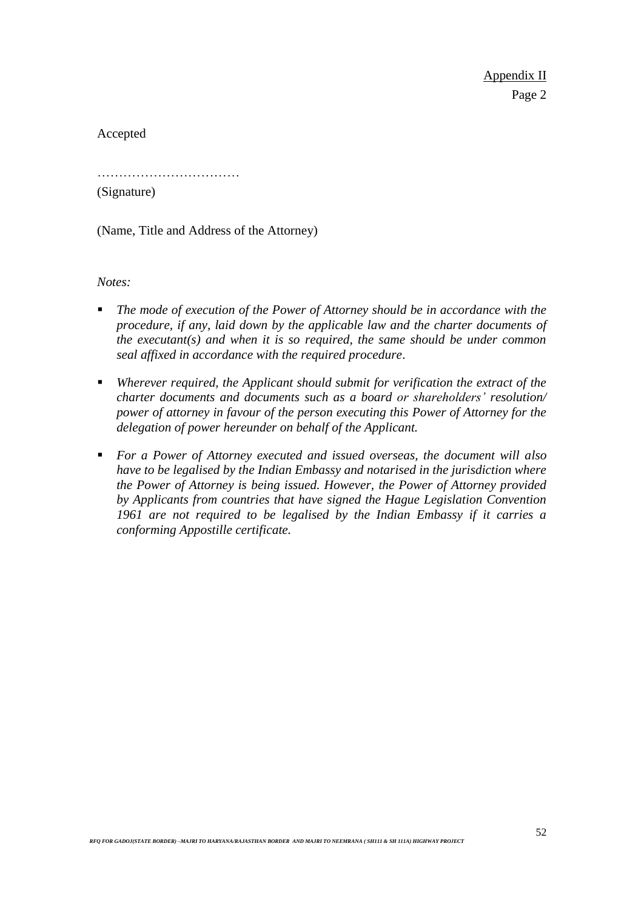Appendix II
Page 2

Accepted

……………………………
(Signature)

(Name, Title and Address of the Attorney)

*Notes:*

- *The mode of execution of the Power of Attorney should be in accordance with the procedure, if any, laid down by the applicable law and the charter documents of the executant(s) and when it is so required, the same should be under common seal affixed in accordance with the required procedure.*
- *Wherever required, the Applicant should submit for verification the extract of the charter documents and documents such as a board or shareholders' resolution/ power of attorney in favour of the person executing this Power of Attorney for the delegation of power hereunder on behalf of the Applicant.*
- *For a Power of Attorney executed and issued overseas, the document will also have to be legalised by the Indian Embassy and notarised in the jurisdiction where the Power of Attorney is being issued. However, the Power of Attorney provided by Applicants from countries that have signed the Hague Legislation Convention 1961 are not required to be legalised by the Indian Embassy if it carries a conforming Appostille certificate.*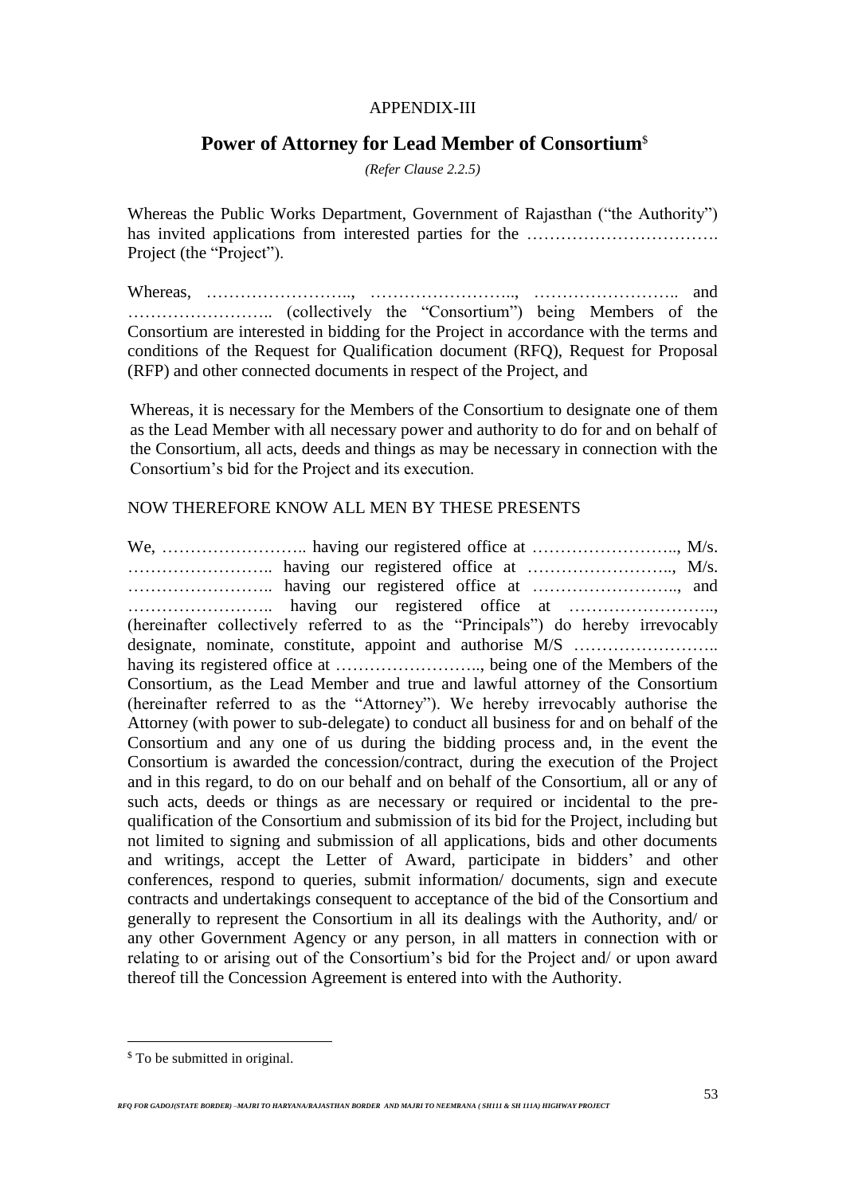APPENDIX-III

## Power of Attorney for Lead Member of Consortium[$]

*(Refer Clause 2.2.5)*

Whereas the Public Works Department, Government of Rajasthan ("the Authority") has invited applications from interested parties for the ……………………………. Project (the "Project").

Whereas, …………………….., …………………….., …………………….. and …………………….. (collectively the "Consortium") being Members of the Consortium are interested in bidding for the Project in accordance with the terms and conditions of the Request for Qualification document (RFQ), Request for Proposal (RFP) and other connected documents in respect of the Project, and

Whereas, it is necessary for the Members of the Consortium to designate one of them as the Lead Member with all necessary power and authority to do for and on behalf of the Consortium, all acts, deeds and things as may be necessary in connection with the Consortium's bid for the Project and its execution.

NOW THEREFORE KNOW ALL MEN BY THESE PRESENTS

We, …………………….. having our registered office at …………………….., M/s. …………………….. having our registered office at …………………….., M/s. …………………….. having our registered office at …………………….., and …………………….. having our registered office at …………………….., (hereinafter collectively referred to as the "Principals") do hereby irrevocably designate, nominate, constitute, appoint and authorise M/S …………………….. having its registered office at …………………….., being one of the Members of the Consortium, as the Lead Member and true and lawful attorney of the Consortium (hereinafter referred to as the "Attorney"). We hereby irrevocably authorise the Attorney (with power to sub-delegate) to conduct all business for and on behalf of the Consortium and any one of us during the bidding process and, in the event the Consortium is awarded the concession/contract, during the execution of the Project and in this regard, to do on our behalf and on behalf of the Consortium, all or any of such acts, deeds or things as are necessary or required or incidental to the pre-qualification of the Consortium and submission of its bid for the Project, including but not limited to signing and submission of all applications, bids and other documents and writings, accept the Letter of Award, participate in bidders' and other conferences, respond to queries, submit information/ documents, sign and execute contracts and undertakings consequent to acceptance of the bid of the Consortium and generally to represent the Consortium in all its dealings with the Authority, and/ or any other Government Agency or any person, in all matters in connection with or relating to or arising out of the Consortium's bid for the Project and/ or upon award thereof till the Concession Agreement is entered into with the Authority.

---

[$] To be submitted in original.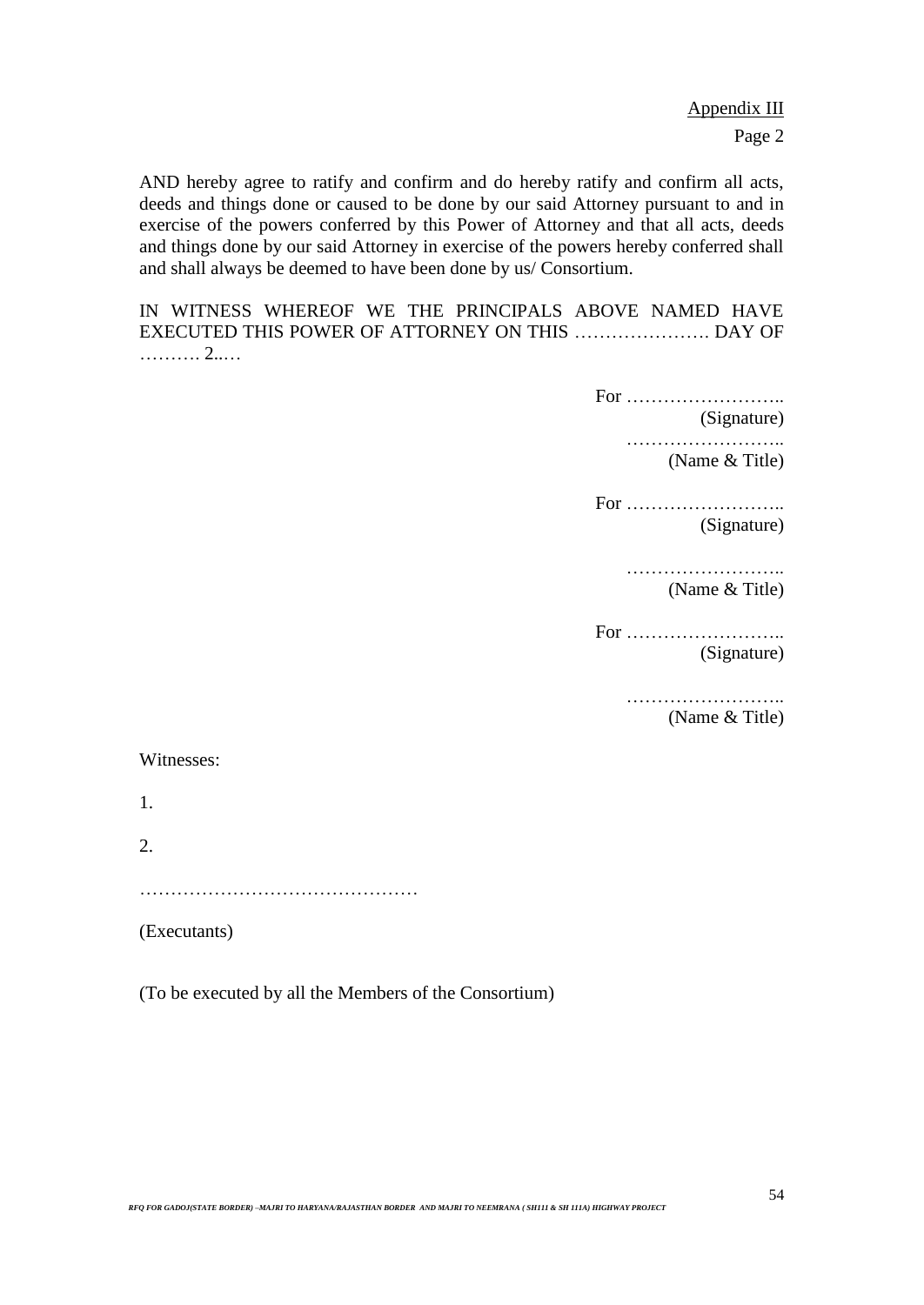Appendix III

Page 2

AND hereby agree to ratify and confirm and do hereby ratify and confirm all acts, deeds and things done or caused to be done by our said Attorney pursuant to and in exercise of the powers conferred by this Power of Attorney and that all acts, deeds and things done by our said Attorney in exercise of the powers hereby conferred shall and shall always be deemed to have been done by us/ Consortium.

IN WITNESS WHEREOF WE THE PRINCIPALS ABOVE NAMED HAVE EXECUTED THIS POWER OF ATTORNEY ON THIS …………………. DAY OF ………. 2..…

For ……………………..
(Signature)
……………………..
(Name & Title)

For ……………………..
(Signature)

……………………..
(Name & Title)

For ……………………..
(Signature)

……………………..
(Name & Title)

Witnesses:

1.

2.

………………………………………

(Executants)

(To be executed by all the Members of the Consortium)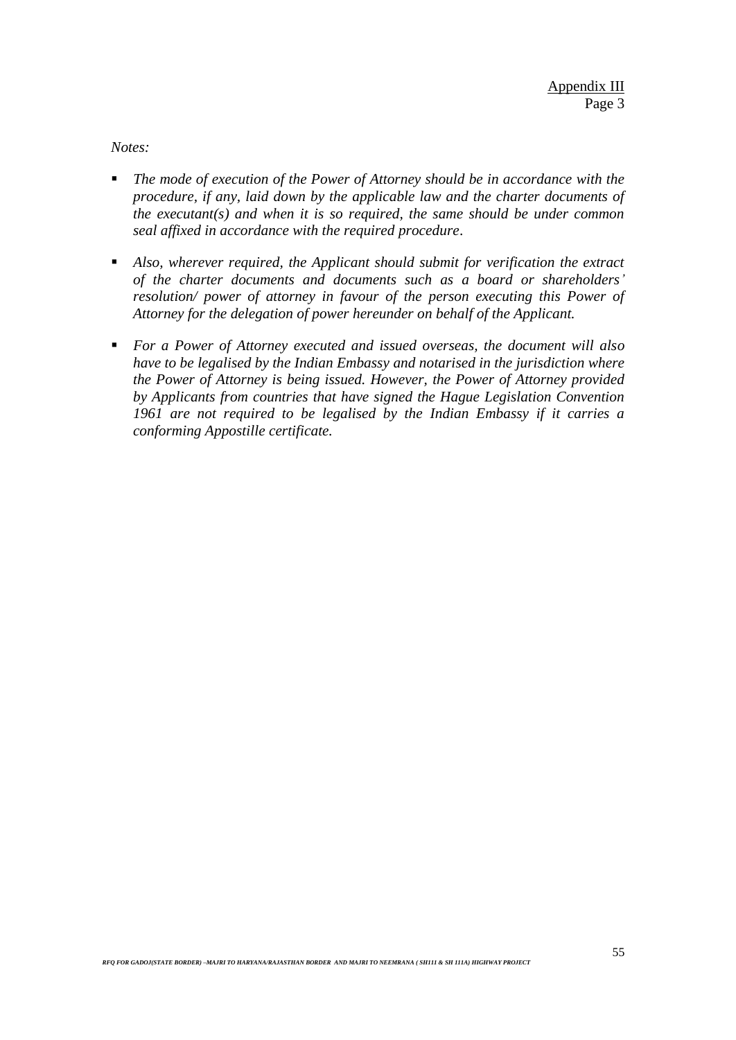Appendix III
Page 3

*Notes:*

- *The mode of execution of the Power of Attorney should be in accordance with the procedure, if any, laid down by the applicable law and the charter documents of the executant(s) and when it is so required, the same should be under common seal affixed in accordance with the required procedure*.

- *Also, wherever required, the Applicant should submit for verification the extract of the charter documents and documents such as a board or shareholders' resolution/ power of attorney in favour of the person executing this Power of Attorney for the delegation of power hereunder on behalf of the Applicant.*

- *For a Power of Attorney executed and issued overseas, the document will also have to be legalised by the Indian Embassy and notarised in the jurisdiction where the Power of Attorney is being issued. However, the Power of Attorney provided by Applicants from countries that have signed the Hague Legislation Convention 1961 are not required to be legalised by the Indian Embassy if it carries a conforming Appostille certificate.*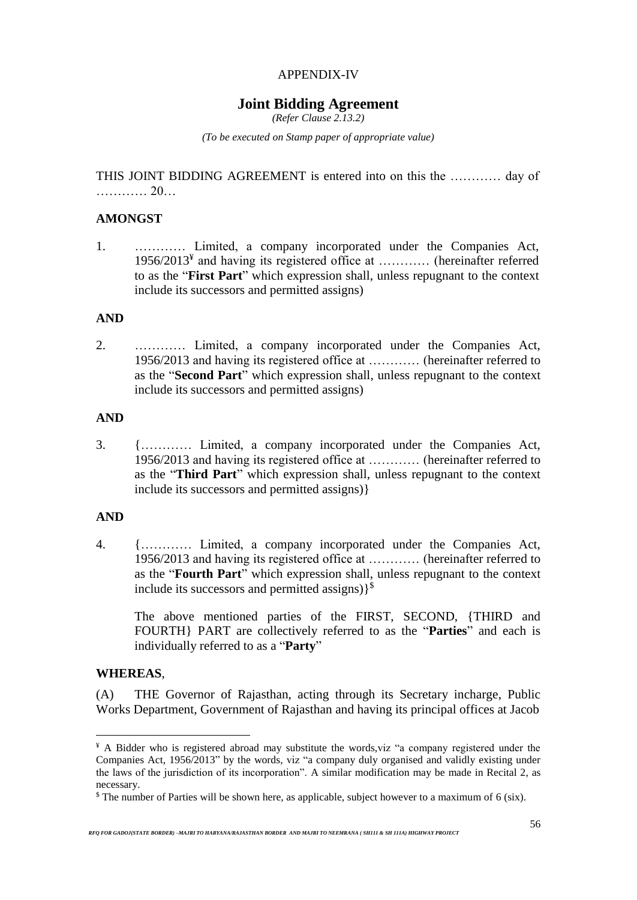APPENDIX-IV

# Joint Bidding Agreement

*(Refer Clause 2.13.2)*

*(To be executed on Stamp paper of appropriate value)*

THIS JOINT BIDDING AGREEMENT is entered into on this the ………… day of ………… 20…

**AMONGST**

1. ………… Limited, a company incorporated under the Companies Act, 1956/2013[¥] and having its registered office at ………… (hereinafter referred to as the "**First Part**" which expression shall, unless repugnant to the context include its successors and permitted assigns)

**AND**

2. ………… Limited, a company incorporated under the Companies Act, 1956/2013 and having its registered office at ………… (hereinafter referred to as the "**Second Part**" which expression shall, unless repugnant to the context include its successors and permitted assigns)

**AND**

3. {………… Limited, a company incorporated under the Companies Act, 1956/2013 and having its registered office at ………… (hereinafter referred to as the "**Third Part**" which expression shall, unless repugnant to the context include its successors and permitted assigns)}

**AND**

4. {………… Limited, a company incorporated under the Companies Act, 1956/2013 and having its registered office at ………… (hereinafter referred to as the "**Fourth Part**" which expression shall, unless repugnant to the context include its successors and permitted assigns)}[$]

   The above mentioned parties of the FIRST, SECOND, {THIRD and FOURTH} PART are collectively referred to as the "**Parties**" and each is individually referred to as a "**Party**"

**WHEREAS**,

(A) THE Governor of Rajasthan, acting through its Secretary incharge, Public Works Department, Government of Rajasthan and having its principal offices at Jacob

---

[¥] A Bidder who is registered abroad may substitute the words,viz "a company registered under the Companies Act, 1956/2013" by the words, viz "a company duly organised and validly existing under the laws of the jurisdiction of its incorporation". A similar modification may be made in Recital 2, as necessary.

[$] The number of Parties will be shown here, as applicable, subject however to a maximum of 6 (six).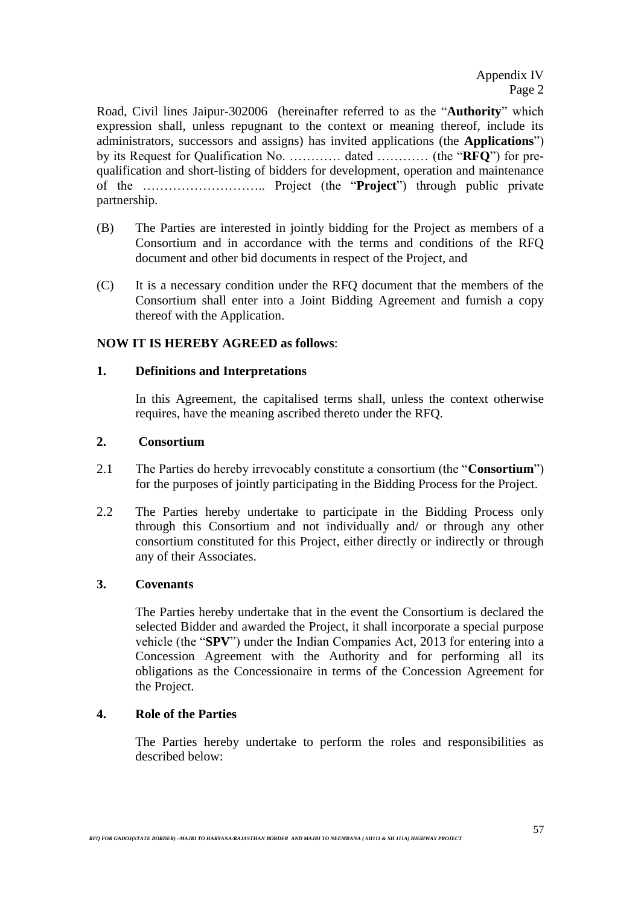Road, Civil lines Jaipur-302006 (hereinafter referred to as the "**Authority**" which expression shall, unless repugnant to the context or meaning thereof, include its administrators, successors and assigns) has invited applications (the **Applications**") by its Request for Qualification No. ………… dated ………… (the "**RFQ**") for pre-qualification and short-listing of bidders for development, operation and maintenance of the ……………………….. Project (the "**Project**") through public private partnership.

(B) The Parties are interested in jointly bidding for the Project as members of a Consortium and in accordance with the terms and conditions of the RFQ document and other bid documents in respect of the Project, and

(C) It is a necessary condition under the RFQ document that the members of the Consortium shall enter into a Joint Bidding Agreement and furnish a copy thereof with the Application.

**NOW IT IS HEREBY AGREED as follows**:

**1. Definitions and Interpretations**

In this Agreement, the capitalised terms shall, unless the context otherwise requires, have the meaning ascribed thereto under the RFQ.

**2. Consortium**

2.1 The Parties do hereby irrevocably constitute a consortium (the "**Consortium**") for the purposes of jointly participating in the Bidding Process for the Project.

2.2 The Parties hereby undertake to participate in the Bidding Process only through this Consortium and not individually and/ or through any other consortium constituted for this Project, either directly or indirectly or through any of their Associates.

**3. Covenants**

The Parties hereby undertake that in the event the Consortium is declared the selected Bidder and awarded the Project, it shall incorporate a special purpose vehicle (the "**SPV**") under the Indian Companies Act, 2013 for entering into a Concession Agreement with the Authority and for performing all its obligations as the Concessionaire in terms of the Concession Agreement for the Project.

**4. Role of the Parties**

The Parties hereby undertake to perform the roles and responsibilities as described below: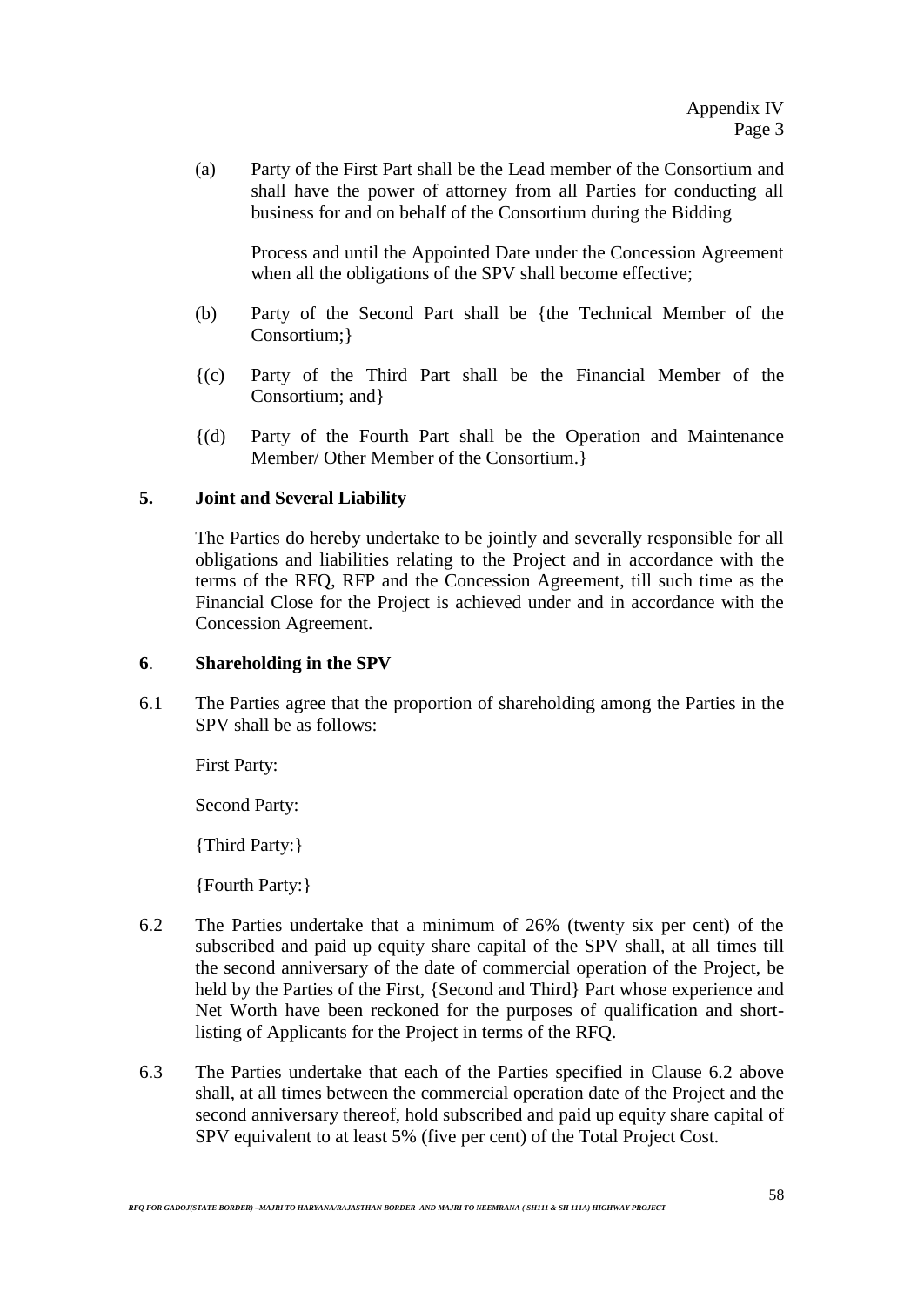(a) Party of the First Part shall be the Lead member of the Consortium and shall have the power of attorney from all Parties for conducting all business for and on behalf of the Consortium during the Bidding

Process and until the Appointed Date under the Concession Agreement when all the obligations of the SPV shall become effective;

(b) Party of the Second Part shall be {the Technical Member of the Consortium;}

{(c) Party of the Third Part shall be the Financial Member of the Consortium; and}

{(d) Party of the Fourth Part shall be the Operation and Maintenance Member/ Other Member of the Consortium.}

**5. Joint and Several Liability**

The Parties do hereby undertake to be jointly and severally responsible for all obligations and liabilities relating to the Project and in accordance with the terms of the RFQ, RFP and the Concession Agreement, till such time as the Financial Close for the Project is achieved under and in accordance with the Concession Agreement.

**6. Shareholding in the SPV**

6.1 The Parties agree that the proportion of shareholding among the Parties in the SPV shall be as follows:

First Party:

Second Party:

{Third Party:}

{Fourth Party:}

6.2 The Parties undertake that a minimum of 26% (twenty six per cent) of the subscribed and paid up equity share capital of the SPV shall, at all times till the second anniversary of the date of commercial operation of the Project, be held by the Parties of the First, {Second and Third} Part whose experience and Net Worth have been reckoned for the purposes of qualification and short-listing of Applicants for the Project in terms of the RFQ.

6.3 The Parties undertake that each of the Parties specified in Clause 6.2 above shall, at all times between the commercial operation date of the Project and the second anniversary thereof, hold subscribed and paid up equity share capital of SPV equivalent to at least 5% (five per cent) of the Total Project Cost.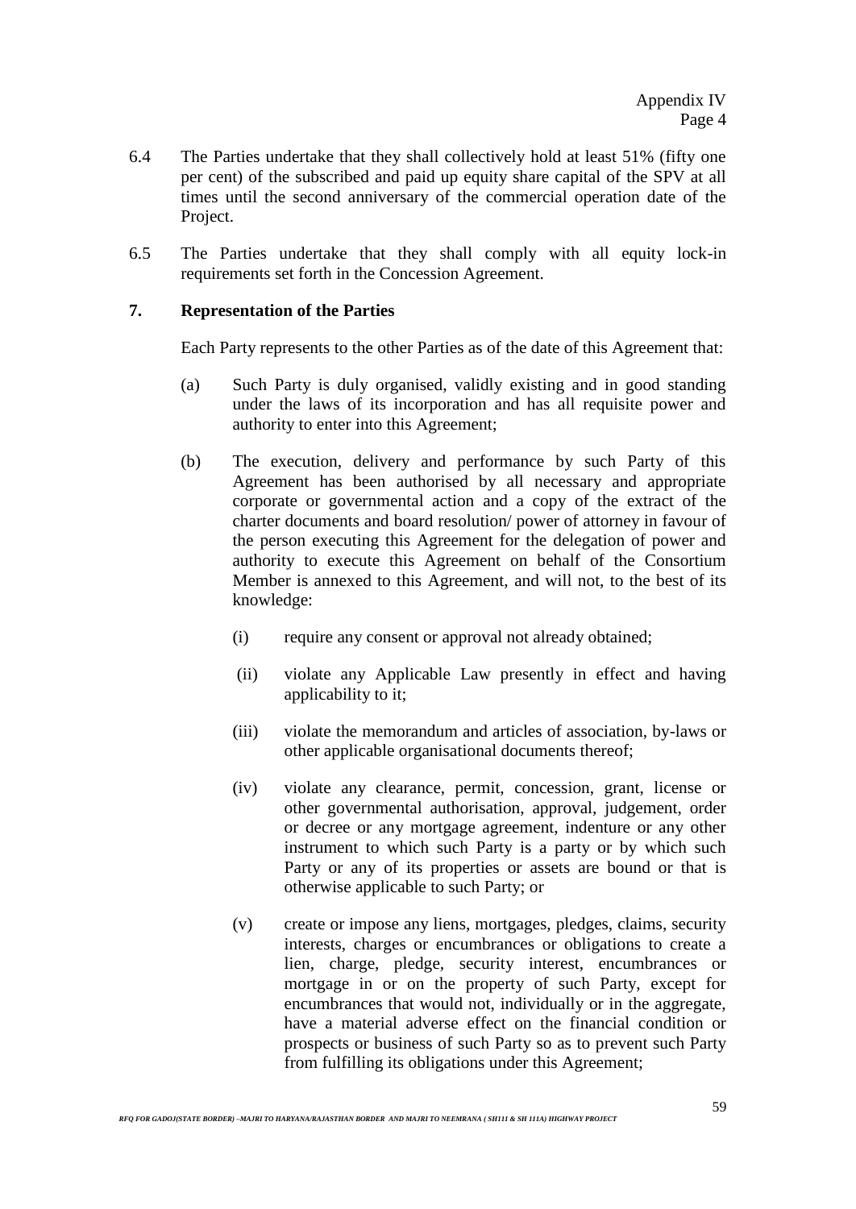6.4 The Parties undertake that they shall collectively hold at least 51% (fifty one per cent) of the subscribed and paid up equity share capital of the SPV at all times until the second anniversary of the commercial operation date of the Project.

6.5 The Parties undertake that they shall comply with all equity lock-in requirements set forth in the Concession Agreement.

**7. Representation of the Parties**

Each Party represents to the other Parties as of the date of this Agreement that:

(a) Such Party is duly organised, validly existing and in good standing under the laws of its incorporation and has all requisite power and authority to enter into this Agreement;

(b) The execution, delivery and performance by such Party of this Agreement has been authorised by all necessary and appropriate corporate or governmental action and a copy of the extract of the charter documents and board resolution/ power of attorney in favour of the person executing this Agreement for the delegation of power and authority to execute this Agreement on behalf of the Consortium Member is annexed to this Agreement, and will not, to the best of its knowledge:

(i) require any consent or approval not already obtained;

(ii) violate any Applicable Law presently in effect and having applicability to it;

(iii) violate the memorandum and articles of association, by-laws or other applicable organisational documents thereof;

(iv) violate any clearance, permit, concession, grant, license or other governmental authorisation, approval, judgement, order or decree or any mortgage agreement, indenture or any other instrument to which such Party is a party or by which such Party or any of its properties or assets are bound or that is otherwise applicable to such Party; or

(v) create or impose any liens, mortgages, pledges, claims, security interests, charges or encumbrances or obligations to create a lien, charge, pledge, security interest, encumbrances or mortgage in or on the property of such Party, except for encumbrances that would not, individually or in the aggregate, have a material adverse effect on the financial condition or prospects or business of such Party so as to prevent such Party from fulfilling its obligations under this Agreement;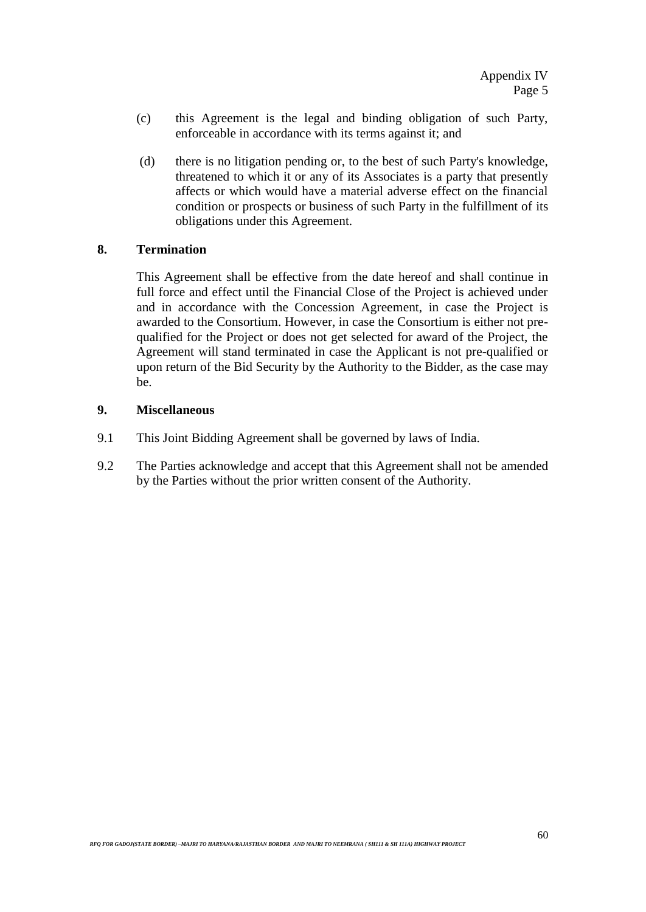(c) this Agreement is the legal and binding obligation of such Party, enforceable in accordance with its terms against it; and

(d) there is no litigation pending or, to the best of such Party's knowledge, threatened to which it or any of its Associates is a party that presently affects or which would have a material adverse effect on the financial condition or prospects or business of such Party in the fulfillment of its obligations under this Agreement.

**8. Termination**

This Agreement shall be effective from the date hereof and shall continue in full force and effect until the Financial Close of the Project is achieved under and in accordance with the Concession Agreement, in case the Project is awarded to the Consortium. However, in case the Consortium is either not pre-qualified for the Project or does not get selected for award of the Project, the Agreement will stand terminated in case the Applicant is not pre-qualified or upon return of the Bid Security by the Authority to the Bidder, as the case may be.

**9. Miscellaneous**

9.1 This Joint Bidding Agreement shall be governed by laws of India.

9.2 The Parties acknowledge and accept that this Agreement shall not be amended by the Parties without the prior written consent of the Authority.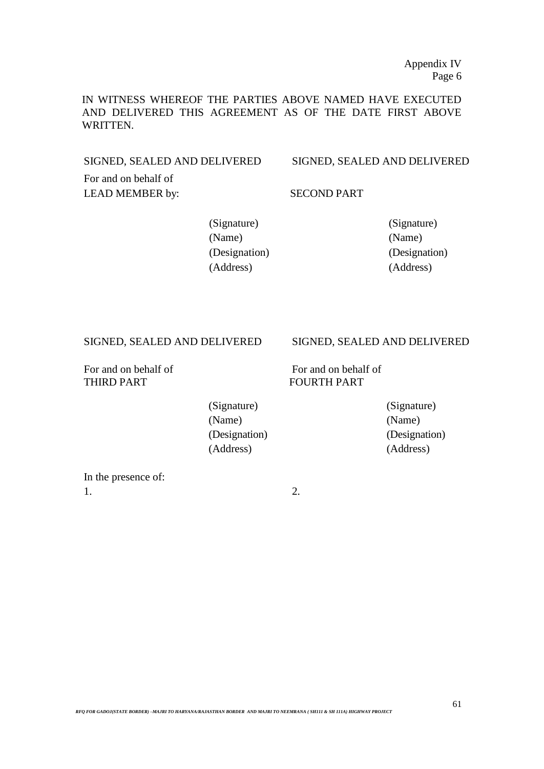Appendix IV
Page 6

IN WITNESS WHEREOF THE PARTIES ABOVE NAMED HAVE EXECUTED AND DELIVERED THIS AGREEMENT AS OF THE DATE FIRST ABOVE WRITTEN.

SIGNED, SEALED AND DELIVERED
For and on behalf of
LEAD MEMBER by:

(Signature)
(Name)
(Designation)
(Address)

SIGNED, SEALED AND DELIVERED
SECOND PART

(Signature)
(Name)
(Designation)
(Address)

SIGNED, SEALED AND DELIVERED
For and on behalf of
THIRD PART

(Signature)
(Name)
(Designation)
(Address)

SIGNED, SEALED AND DELIVERED
For and on behalf of
FOURTH PART

(Signature)
(Name)
(Designation)
(Address)

In the presence of:

1.

2.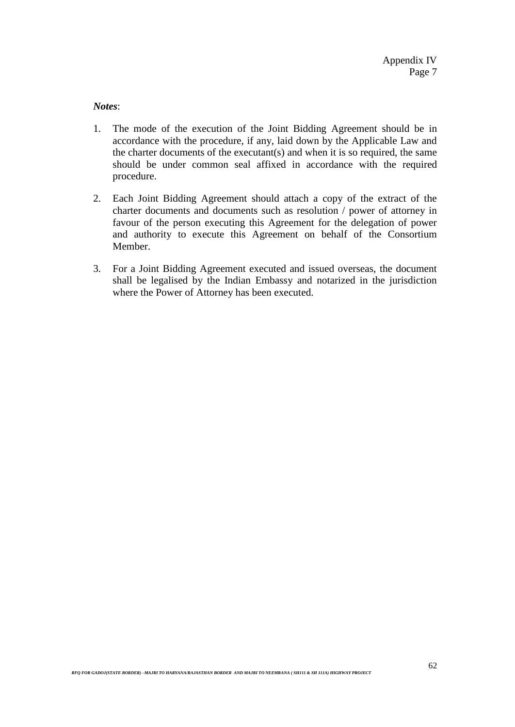Appendix IV
Page 7

***Notes***:

1. The mode of the execution of the Joint Bidding Agreement should be in accordance with the procedure, if any, laid down by the Applicable Law and the charter documents of the executant(s) and when it is so required, the same should be under common seal affixed in accordance with the required procedure.

2. Each Joint Bidding Agreement should attach a copy of the extract of the charter documents and documents such as resolution / power of attorney in favour of the person executing this Agreement for the delegation of power and authority to execute this Agreement on behalf of the Consortium Member.

3. For a Joint Bidding Agreement executed and issued overseas, the document shall be legalised by the Indian Embassy and notarized in the jurisdiction where the Power of Attorney has been executed.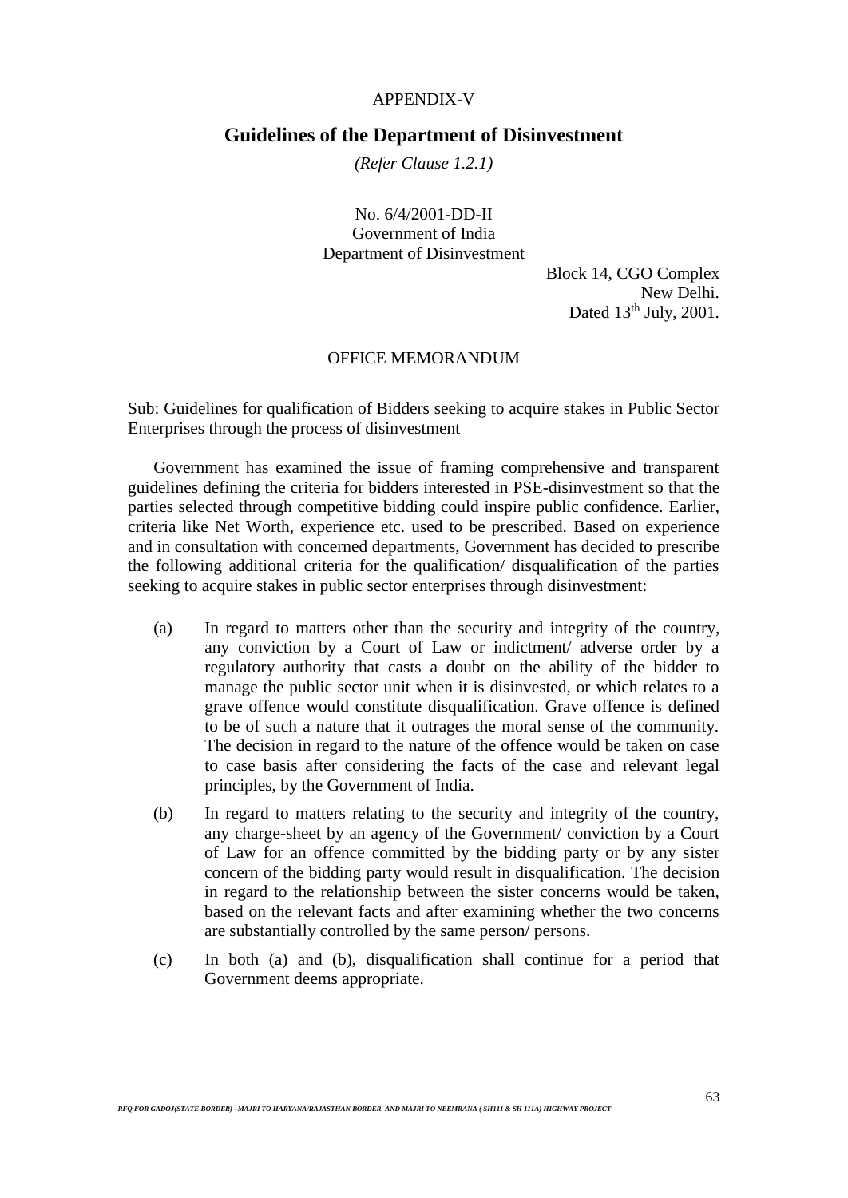APPENDIX-V

## Guidelines of the Department of Disinvestment

*(Refer Clause 1.2.1)*

No. 6/4/2001-DD-II
Government of India
Department of Disinvestment

Block 14, CGO Complex
New Delhi.
Dated 13th July, 2001.

OFFICE MEMORANDUM

Sub: Guidelines for qualification of Bidders seeking to acquire stakes in Public Sector Enterprises through the process of disinvestment

Government has examined the issue of framing comprehensive and transparent guidelines defining the criteria for bidders interested in PSE-disinvestment so that the parties selected through competitive bidding could inspire public confidence. Earlier, criteria like Net Worth, experience etc. used to be prescribed. Based on experience and in consultation with concerned departments, Government has decided to prescribe the following additional criteria for the qualification/ disqualification of the parties seeking to acquire stakes in public sector enterprises through disinvestment:

(a) In regard to matters other than the security and integrity of the country, any conviction by a Court of Law or indictment/ adverse order by a regulatory authority that casts a doubt on the ability of the bidder to manage the public sector unit when it is disinvested, or which relates to a grave offence would constitute disqualification. Grave offence is defined to be of such a nature that it outrages the moral sense of the community. The decision in regard to the nature of the offence would be taken on case to case basis after considering the facts of the case and relevant legal principles, by the Government of India.

(b) In regard to matters relating to the security and integrity of the country, any charge-sheet by an agency of the Government/ conviction by a Court of Law for an offence committed by the bidding party or by any sister concern of the bidding party would result in disqualification. The decision in regard to the relationship between the sister concerns would be taken, based on the relevant facts and after examining whether the two concerns are substantially controlled by the same person/ persons.

(c) In both (a) and (b), disqualification shall continue for a period that Government deems appropriate.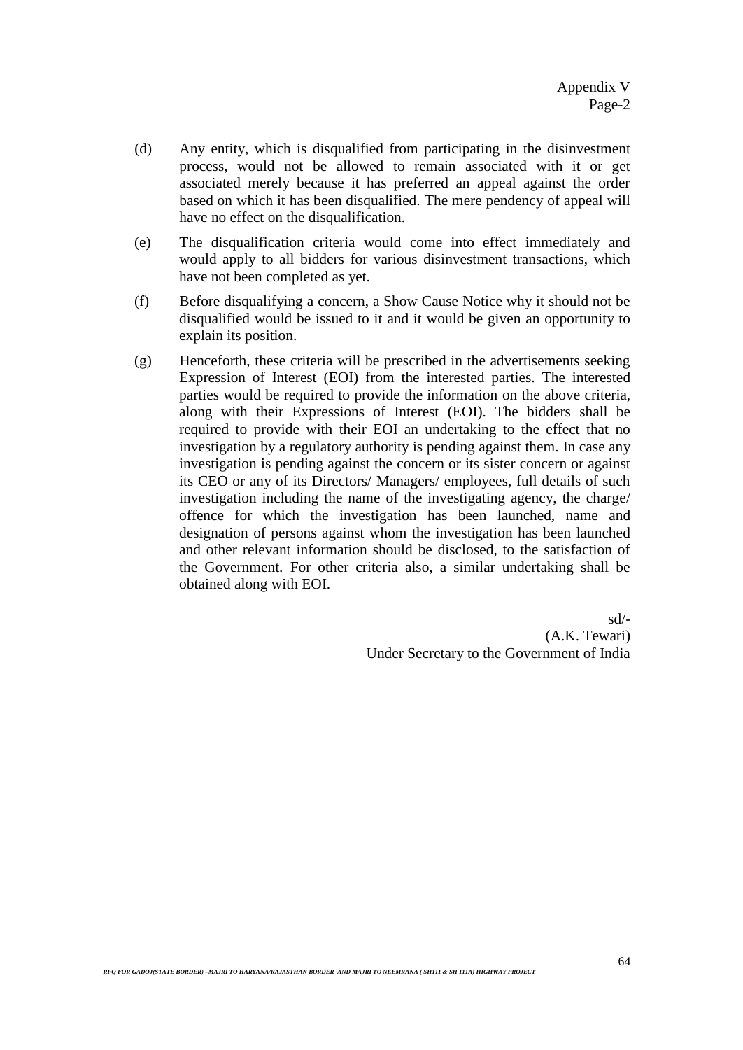Appendix V
Page-2

(d) Any entity, which is disqualified from participating in the disinvestment process, would not be allowed to remain associated with it or get associated merely because it has preferred an appeal against the order based on which it has been disqualified. The mere pendency of appeal will have no effect on the disqualification.

(e) The disqualification criteria would come into effect immediately and would apply to all bidders for various disinvestment transactions, which have not been completed as yet.

(f) Before disqualifying a concern, a Show Cause Notice why it should not be disqualified would be issued to it and it would be given an opportunity to explain its position.

(g) Henceforth, these criteria will be prescribed in the advertisements seeking Expression of Interest (EOI) from the interested parties. The interested parties would be required to provide the information on the above criteria, along with their Expressions of Interest (EOI). The bidders shall be required to provide with their EOI an undertaking to the effect that no investigation by a regulatory authority is pending against them. In case any investigation is pending against the concern or its sister concern or against its CEO or any of its Directors/ Managers/ employees, full details of such investigation including the name of the investigating agency, the charge/ offence for which the investigation has been launched, name and designation of persons against whom the investigation has been launched and other relevant information should be disclosed, to the satisfaction of the Government. For other criteria also, a similar undertaking shall be obtained along with EOI.

sd/-
(A.K. Tewari)
Under Secretary to the Government of India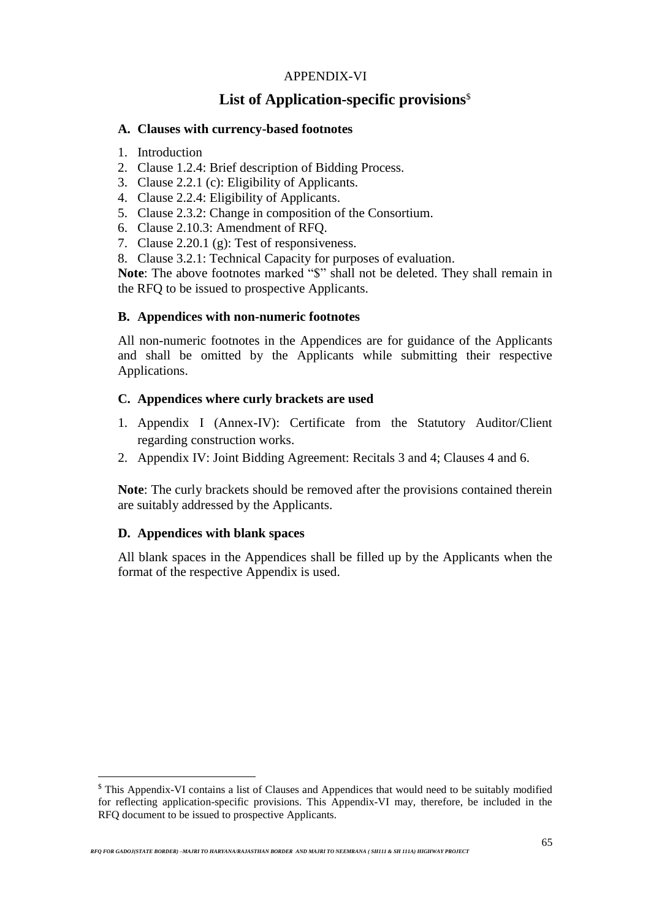APPENDIX-VI

# List of Application-specific provisions[$]

### A. Clauses with currency-based footnotes

1. Introduction
2. Clause 1.2.4: Brief description of Bidding Process.
3. Clause 2.2.1 (c): Eligibility of Applicants.
4. Clause 2.2.4: Eligibility of Applicants.
5. Clause 2.3.2: Change in composition of the Consortium.
6. Clause 2.10.3: Amendment of RFQ.
7. Clause 2.20.1 (g): Test of responsiveness.
8. Clause 3.2.1: Technical Capacity for purposes of evaluation.

**Note**: The above footnotes marked "$" shall not be deleted. They shall remain in the RFQ to be issued to prospective Applicants.

### B. Appendices with non-numeric footnotes

All non-numeric footnotes in the Appendices are for guidance of the Applicants and shall be omitted by the Applicants while submitting their respective Applications.

### C. Appendices where curly brackets are used

1. Appendix I (Annex-IV): Certificate from the Statutory Auditor/Client regarding construction works.
2. Appendix IV: Joint Bidding Agreement: Recitals 3 and 4; Clauses 4 and 6.

**Note**: The curly brackets should be removed after the provisions contained therein are suitably addressed by the Applicants.

### D. Appendices with blank spaces

All blank spaces in the Appendices shall be filled up by the Applicants when the format of the respective Appendix is used.

---

[$] This Appendix-VI contains a list of Clauses and Appendices that would need to be suitably modified for reflecting application-specific provisions. This Appendix-VI may, therefore, be included in the RFQ document to be issued to prospective Applicants.